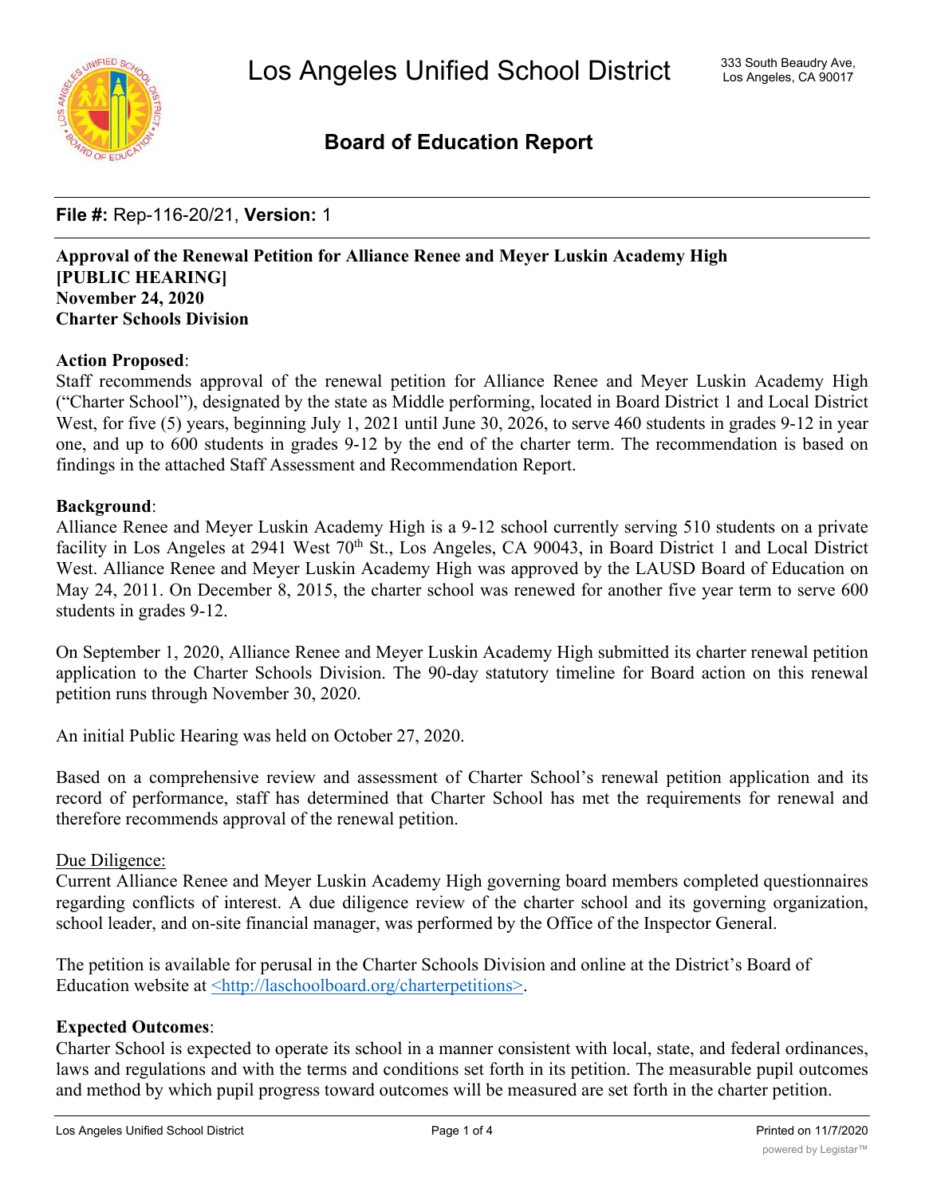# Los Angeles Unified School District

333 South Beaudry Ave,
Los Angeles, CA 90017

## Board of Education Report

**File #:** Rep-116-20/21, **Version:** 1

**Approval of the Renewal Petition for Alliance Renee and Meyer Luskin Academy High**
**[PUBLIC HEARING]**
**November 24, 2020**
**Charter Schools Division**

**Action Proposed**:
Staff recommends approval of the renewal petition for Alliance Renee and Meyer Luskin Academy High ("Charter School"), designated by the state as Middle performing, located in Board District 1 and Local District West, for five (5) years, beginning July 1, 2021 until June 30, 2026, to serve 460 students in grades 9-12 in year one, and up to 600 students in grades 9-12 by the end of the charter term. The recommendation is based on findings in the attached Staff Assessment and Recommendation Report.

**Background**:
Alliance Renee and Meyer Luskin Academy High is a 9-12 school currently serving 510 students on a private facility in Los Angeles at 2941 West 70th St., Los Angeles, CA 90043, in Board District 1 and Local District West. Alliance Renee and Meyer Luskin Academy High was approved by the LAUSD Board of Education on May 24, 2011. On December 8, 2015, the charter school was renewed for another five year term to serve 600 students in grades 9-12.

On September 1, 2020, Alliance Renee and Meyer Luskin Academy High submitted its charter renewal petition application to the Charter Schools Division. The 90-day statutory timeline for Board action on this renewal petition runs through November 30, 2020.

An initial Public Hearing was held on October 27, 2020.

Based on a comprehensive review and assessment of Charter School's renewal petition application and its record of performance, staff has determined that Charter School has met the requirements for renewal and therefore recommends approval of the renewal petition.

Due Diligence:
Current Alliance Renee and Meyer Luskin Academy High governing board members completed questionnaires regarding conflicts of interest. A due diligence review of the charter school and its governing organization, school leader, and on-site financial manager, was performed by the Office of the Inspector General.

The petition is available for perusal in the Charter Schools Division and online at the District's Board of Education website at <http://laschoolboard.org/charterpetitions>.

**Expected Outcomes**:
Charter School is expected to operate its school in a manner consistent with local, state, and federal ordinances, laws and regulations and with the terms and conditions set forth in its petition. The measurable pupil outcomes and method by which pupil progress toward outcomes will be measured are set forth in the charter petition.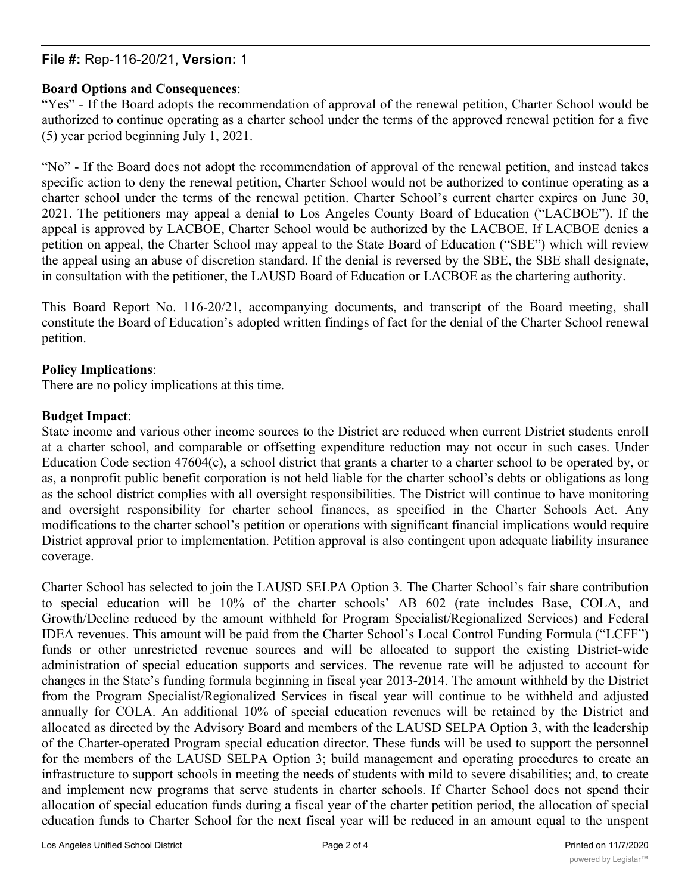**Board Options and Consequences**:

"Yes" - If the Board adopts the recommendation of approval of the renewal petition, Charter School would be authorized to continue operating as a charter school under the terms of the approved renewal petition for a five (5) year period beginning July 1, 2021.

"No" - If the Board does not adopt the recommendation of approval of the renewal petition, and instead takes specific action to deny the renewal petition, Charter School would not be authorized to continue operating as a charter school under the terms of the renewal petition. Charter School's current charter expires on June 30, 2021. The petitioners may appeal a denial to Los Angeles County Board of Education ("LACBOE"). If the appeal is approved by LACBOE, Charter School would be authorized by the LACBOE. If LACBOE denies a petition on appeal, the Charter School may appeal to the State Board of Education ("SBE") which will review the appeal using an abuse of discretion standard. If the denial is reversed by the SBE, the SBE shall designate, in consultation with the petitioner, the LAUSD Board of Education or LACBOE as the chartering authority.

This Board Report No. 116-20/21, accompanying documents, and transcript of the Board meeting, shall constitute the Board of Education's adopted written findings of fact for the denial of the Charter School renewal petition.

**Policy Implications**:

There are no policy implications at this time.

**Budget Impact**:

State income and various other income sources to the District are reduced when current District students enroll at a charter school, and comparable or offsetting expenditure reduction may not occur in such cases. Under Education Code section 47604(c), a school district that grants a charter to a charter school to be operated by, or as, a nonprofit public benefit corporation is not held liable for the charter school's debts or obligations as long as the school district complies with all oversight responsibilities. The District will continue to have monitoring and oversight responsibility for charter school finances, as specified in the Charter Schools Act. Any modifications to the charter school's petition or operations with significant financial implications would require District approval prior to implementation. Petition approval is also contingent upon adequate liability insurance coverage.

Charter School has selected to join the LAUSD SELPA Option 3. The Charter School's fair share contribution to special education will be 10% of the charter schools' AB 602 (rate includes Base, COLA, and Growth/Decline reduced by the amount withheld for Program Specialist/Regionalized Services) and Federal IDEA revenues. This amount will be paid from the Charter School's Local Control Funding Formula ("LCFF") funds or other unrestricted revenue sources and will be allocated to support the existing District-wide administration of special education supports and services. The revenue rate will be adjusted to account for changes in the State's funding formula beginning in fiscal year 2013-2014. The amount withheld by the District from the Program Specialist/Regionalized Services in fiscal year will continue to be withheld and adjusted annually for COLA. An additional 10% of special education revenues will be retained by the District and allocated as directed by the Advisory Board and members of the LAUSD SELPA Option 3, with the leadership of the Charter-operated Program special education director. These funds will be used to support the personnel for the members of the LAUSD SELPA Option 3; build management and operating procedures to create an infrastructure to support schools in meeting the needs of students with mild to severe disabilities; and, to create and implement new programs that serve students in charter schools. If Charter School does not spend their allocation of special education funds during a fiscal year of the charter petition period, the allocation of special education funds to Charter School for the next fiscal year will be reduced in an amount equal to the unspent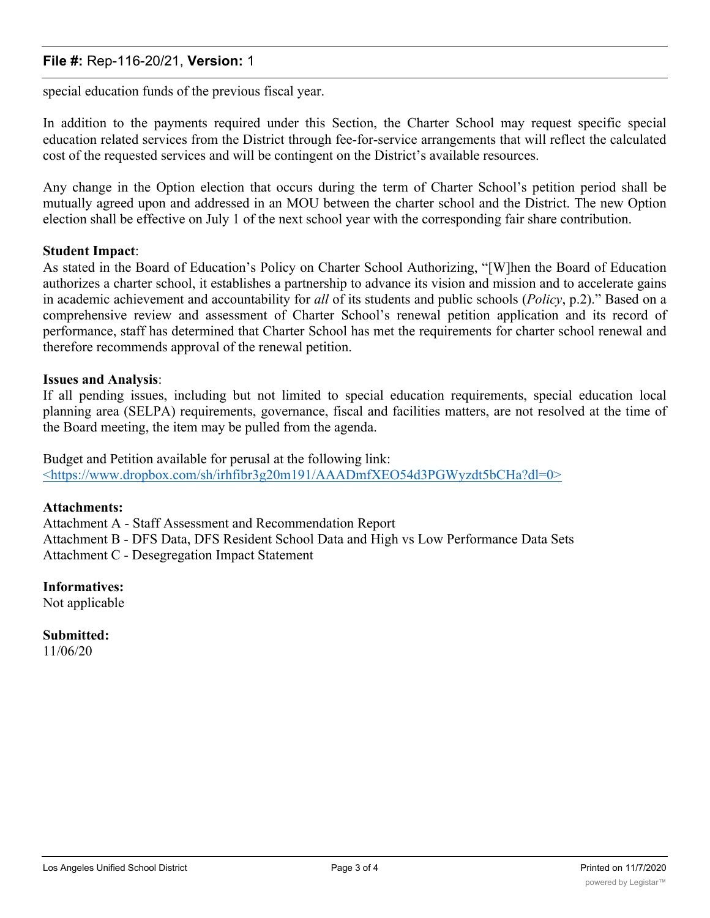special education funds of the previous fiscal year.

In addition to the payments required under this Section, the Charter School may request specific special education related services from the District through fee-for-service arrangements that will reflect the calculated cost of the requested services and will be contingent on the District's available resources.

Any change in the Option election that occurs during the term of Charter School's petition period shall be mutually agreed upon and addressed in an MOU between the charter school and the District. The new Option election shall be effective on July 1 of the next school year with the corresponding fair share contribution.

**Student Impact**:
As stated in the Board of Education's Policy on Charter School Authorizing, "[W]hen the Board of Education authorizes a charter school, it establishes a partnership to advance its vision and mission and to accelerate gains in academic achievement and accountability for *all* of its students and public schools (*Policy*, p.2)." Based on a comprehensive review and assessment of Charter School's renewal petition application and its record of performance, staff has determined that Charter School has met the requirements for charter school renewal and therefore recommends approval of the renewal petition.

**Issues and Analysis**:
If all pending issues, including but not limited to special education requirements, special education local planning area (SELPA) requirements, governance, fiscal and facilities matters, are not resolved at the time of the Board meeting, the item may be pulled from the agenda.

Budget and Petition available for perusal at the following link:
<https://www.dropbox.com/sh/irhfibr3g20m191/AAADmfXEO54d3PGWyzdt5bCHa?dl=0>

**Attachments:**
Attachment A - Staff Assessment and Recommendation Report
Attachment B - DFS Data, DFS Resident School Data and High vs Low Performance Data Sets
Attachment C - Desegregation Impact Statement

**Informatives:**
Not applicable

**Submitted:**
11/06/20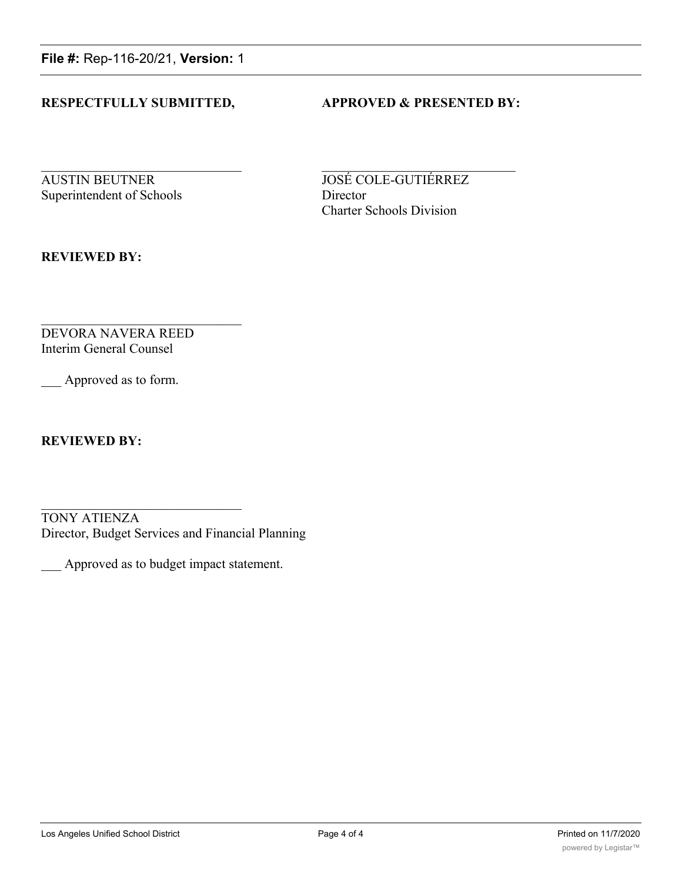**File #:** Rep-116-20/21, **Version:** 1

**RESPECTFULLY SUBMITTED,**

\_\_\_\_\_\_\_\_\_\_\_\_\_\_\_\_\_\_\_\_\_\_\_\_\_\_\_\_\_\_

AUSTIN BEUTNER
Superintendent of Schools

**APPROVED & PRESENTED BY:**

\_\_\_\_\_\_\_\_\_\_\_\_\_\_\_\_\_\_\_\_\_\_\_\_\_\_\_\_\_\_

JOSÉ COLE-GUTIÉRREZ
Director
Charter Schools Division

**REVIEWED BY:**

\_\_\_\_\_\_\_\_\_\_\_\_\_\_\_\_\_\_\_\_\_\_\_\_\_\_\_\_\_\_

DEVORA NAVERA REED
Interim General Counsel

\_\_\_ Approved as to form.

**REVIEWED BY:**

\_\_\_\_\_\_\_\_\_\_\_\_\_\_\_\_\_\_\_\_\_\_\_\_\_\_\_\_\_\_

TONY ATIENZA
Director, Budget Services and Financial Planning

\_\_\_ Approved as to budget impact statement.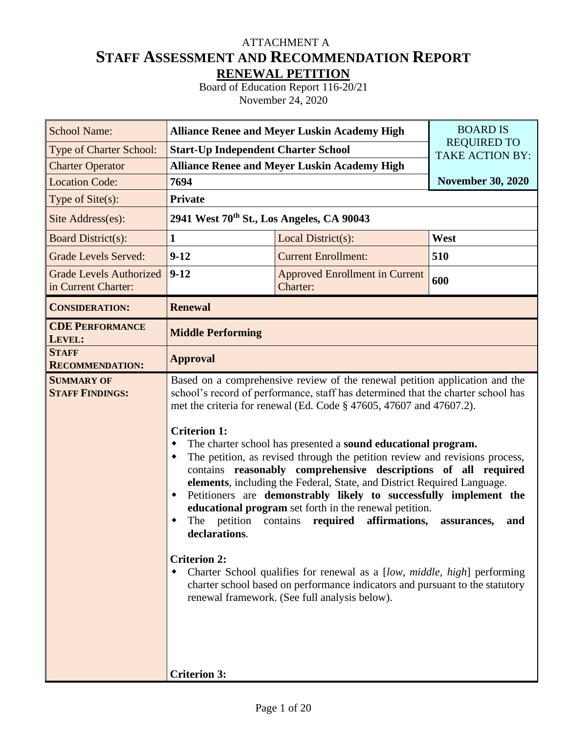ATTACHMENT A

# STAFF ASSESSMENT AND RECOMMENDATION REPORT

## RENEWAL PETITION

Board of Education Report 116-20/21

November 24, 2020

| School Name: | **Alliance Renee and Meyer Luskin Academy High** | | BOARD IS REQUIRED TO TAKE ACTION BY: |
|---|---|---|---|
| Type of Charter School: | **Start-Up Independent Charter School** | | |
| Charter Operator | **Alliance Renee and Meyer Luskin Academy High** | | |
| Location Code: | **7694** | | **November 30, 2020** |
| Type of Site(s): | **Private** | | |
| Site Address(es): | **2941 West 70th St., Los Angeles, CA 90043** | | |
| Board District(s): | **1** | Local District(s): | **West** |
| Grade Levels Served: | **9-12** | Current Enrollment: | **510** |
| Grade Levels Authorized in Current Charter: | **9-12** | Approved Enrollment in Current Charter: | **600** |
| **CONSIDERATION:** | **Renewal** | | |
| **CDE PERFORMANCE LEVEL:** | **Middle Performing** | | |
| **STAFF RECOMMENDATION:** | **Approval** | | |
| **SUMMARY OF STAFF FINDINGS:** | Based on a comprehensive review of the renewal petition application and the school's record of performance, staff has determined that the charter school has met the criteria for renewal (Ed. Code § 47605, 47607 and 47607.2).<br><br>**Criterion 1:**<br>- The charter school has presented a **sound educational program.**<br>- The petition, as revised through the petition review and revisions process, contains **reasonably comprehensive descriptions of all required elements**, including the Federal, State, and District Required Language.<br>- Petitioners are **demonstrably likely to successfully implement the educational program** set forth in the renewal petition.<br>- The petition contains **required affirmations, assurances, and declarations**.<br><br>**Criterion 2:**<br>- Charter School qualifies for renewal as a [*low, middle, high*] performing charter school based on performance indicators and pursuant to the statutory renewal framework. (See full analysis below).<br><br>**Criterion 3:** | | |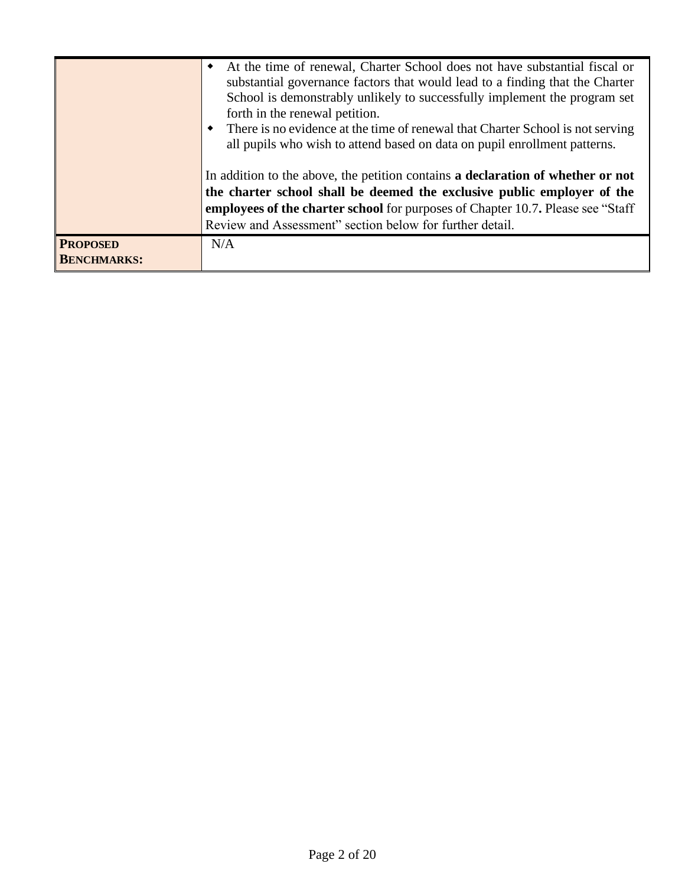| | |
|---|---|
| | - At the time of renewal, Charter School does not have substantial fiscal or substantial governance factors that would lead to a finding that the Charter School is demonstrably unlikely to successfully implement the program set forth in the renewal petition.<br>- There is no evidence at the time of renewal that Charter School is not serving all pupils who wish to attend based on data on pupil enrollment patterns.<br><br>In addition to the above, the petition contains **a declaration of whether or not the charter school shall be deemed the exclusive public employer of the employees of the charter school** for purposes of Chapter 10.7**.** Please see "Staff Review and Assessment" section below for further detail. |
| **PROPOSED BENCHMARKS:** | N/A |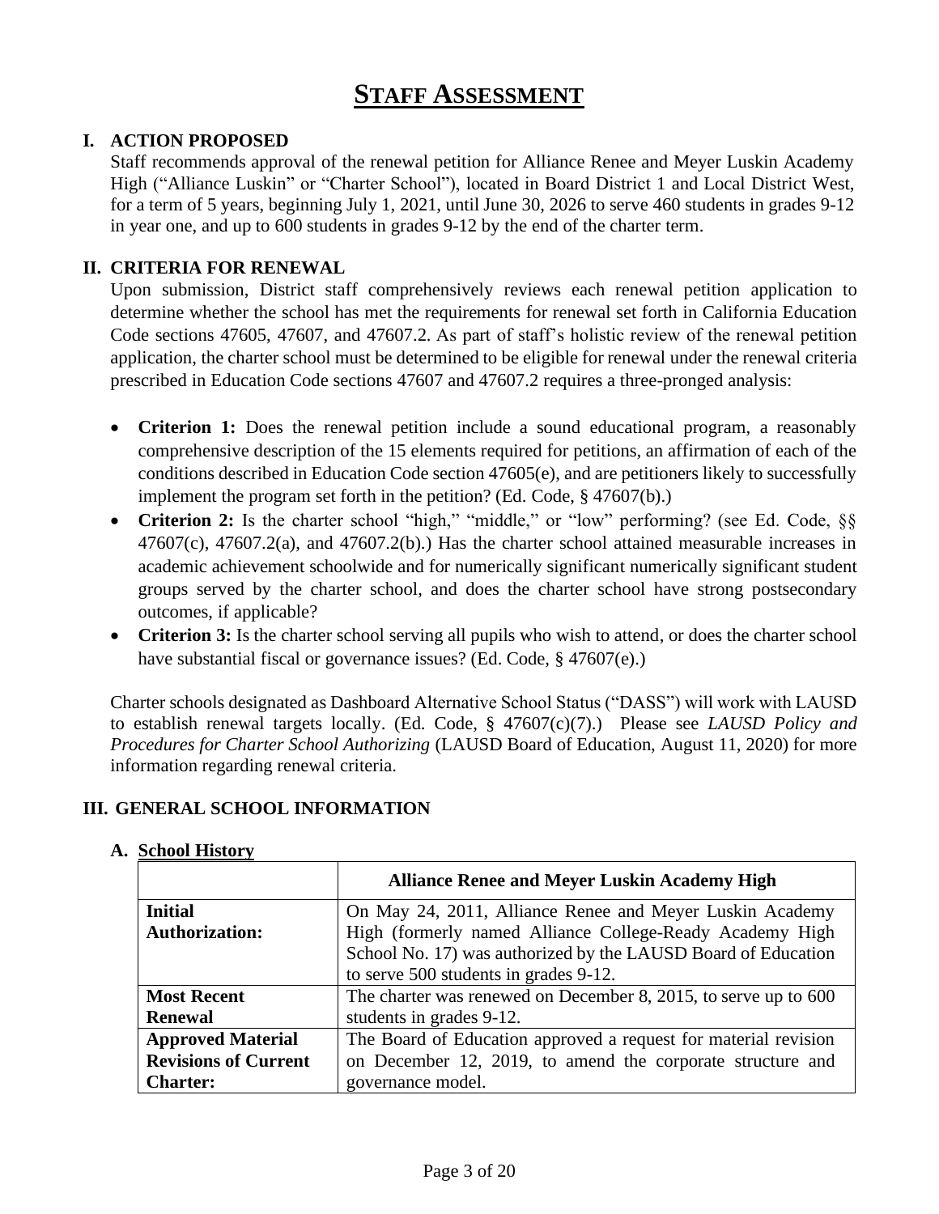# STAFF ASSESSMENT

## I. ACTION PROPOSED

Staff recommends approval of the renewal petition for Alliance Renee and Meyer Luskin Academy High ("Alliance Luskin" or "Charter School"), located in Board District 1 and Local District West, for a term of 5 years, beginning July 1, 2021, until June 30, 2026 to serve 460 students in grades 9-12 in year one, and up to 600 students in grades 9-12 by the end of the charter term.

## II. CRITERIA FOR RENEWAL

Upon submission, District staff comprehensively reviews each renewal petition application to determine whether the school has met the requirements for renewal set forth in California Education Code sections 47605, 47607, and 47607.2. As part of staff's holistic review of the renewal petition application, the charter school must be determined to be eligible for renewal under the renewal criteria prescribed in Education Code sections 47607 and 47607.2 requires a three-pronged analysis:

- **Criterion 1:** Does the renewal petition include a sound educational program, a reasonably comprehensive description of the 15 elements required for petitions, an affirmation of each of the conditions described in Education Code section 47605(e), and are petitioners likely to successfully implement the program set forth in the petition? (Ed. Code, § 47607(b).)
- **Criterion 2:** Is the charter school "high," "middle," or "low" performing? (see Ed. Code, §§ 47607(c), 47607.2(a), and 47607.2(b).) Has the charter school attained measurable increases in academic achievement schoolwide and for numerically significant numerically significant student groups served by the charter school, and does the charter school have strong postsecondary outcomes, if applicable?
- **Criterion 3:** Is the charter school serving all pupils who wish to attend, or does the charter school have substantial fiscal or governance issues? (Ed. Code, § 47607(e).)

Charter schools designated as Dashboard Alternative School Status ("DASS") will work with LAUSD to establish renewal targets locally. (Ed. Code, § 47607(c)(7).) Please see *LAUSD Policy and Procedures for Charter School Authorizing* (LAUSD Board of Education, August 11, 2020) for more information regarding renewal criteria.

## III. GENERAL SCHOOL INFORMATION

### A. School History

| | **Alliance Renee and Meyer Luskin Academy High** |
|---|---|
| **Initial Authorization:** | On May 24, 2011, Alliance Renee and Meyer Luskin Academy High (formerly named Alliance College-Ready Academy High School No. 17) was authorized by the LAUSD Board of Education to serve 500 students in grades 9-12. |
| **Most Recent Renewal** | The charter was renewed on December 8, 2015, to serve up to 600 students in grades 9-12. |
| **Approved Material Revisions of Current Charter:** | The Board of Education approved a request for material revision on December 12, 2019, to amend the corporate structure and governance model. |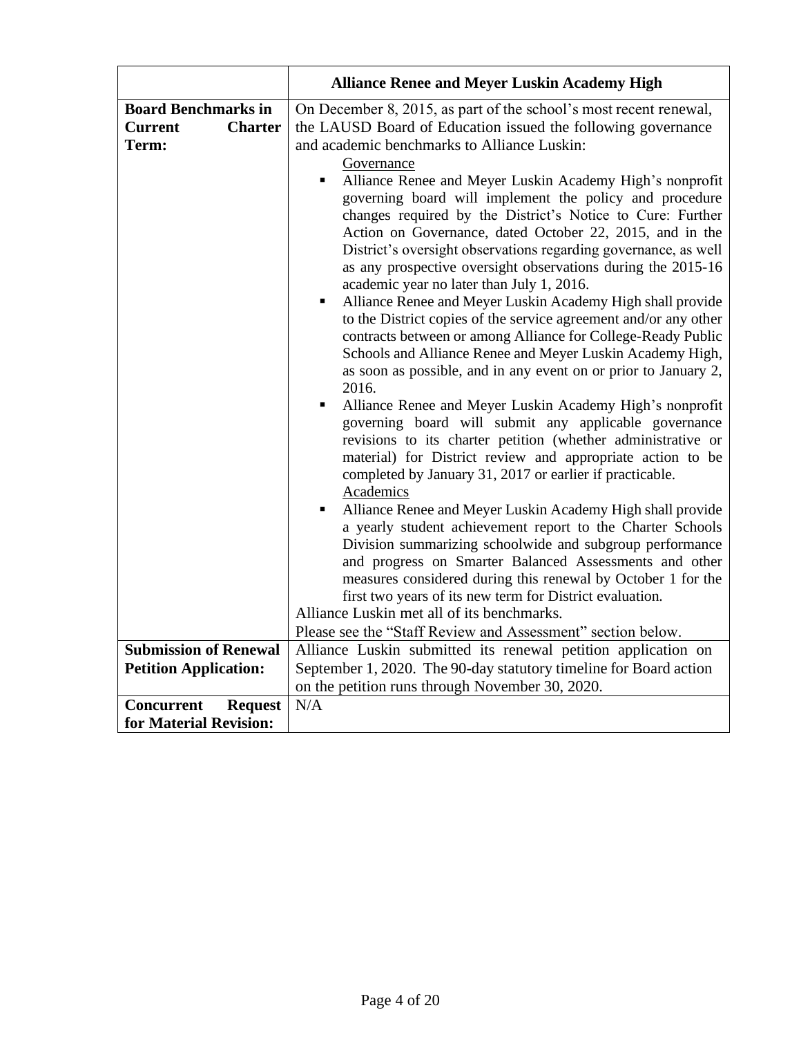| | **Alliance Renee and Meyer Luskin Academy High** |
|---|---|
| **Board Benchmarks in Current Charter Term:** | On December 8, 2015, as part of the school's most recent renewal, the LAUSD Board of Education issued the following governance and academic benchmarks to Alliance Luskin:<br><br><u>Governance</u><br>▪ Alliance Renee and Meyer Luskin Academy High's nonprofit governing board will implement the policy and procedure changes required by the District's Notice to Cure: Further Action on Governance, dated October 22, 2015, and in the District's oversight observations regarding governance, as well as any prospective oversight observations during the 2015-16 academic year no later than July 1, 2016.<br>▪ Alliance Renee and Meyer Luskin Academy High shall provide to the District copies of the service agreement and/or any other contracts between or among Alliance for College-Ready Public Schools and Alliance Renee and Meyer Luskin Academy High, as soon as possible, and in any event on or prior to January 2, 2016.<br>▪ Alliance Renee and Meyer Luskin Academy High's nonprofit governing board will submit any applicable governance revisions to its charter petition (whether administrative or material) for District review and appropriate action to be completed by January 31, 2017 or earlier if practicable.<br><br><u>Academics</u><br>▪ Alliance Renee and Meyer Luskin Academy High shall provide a yearly student achievement report to the Charter Schools Division summarizing schoolwide and subgroup performance and progress on Smarter Balanced Assessments and other measures considered during this renewal by October 1 for the first two years of its new term for District evaluation.<br><br>Alliance Luskin met all of its benchmarks.<br>Please see the "Staff Review and Assessment" section below. |
| **Submission of Renewal Petition Application:** | Alliance Luskin submitted its renewal petition application on September 1, 2020. The 90-day statutory timeline for Board action on the petition runs through November 30, 2020. |
| **Concurrent Request for Material Revision:** | N/A |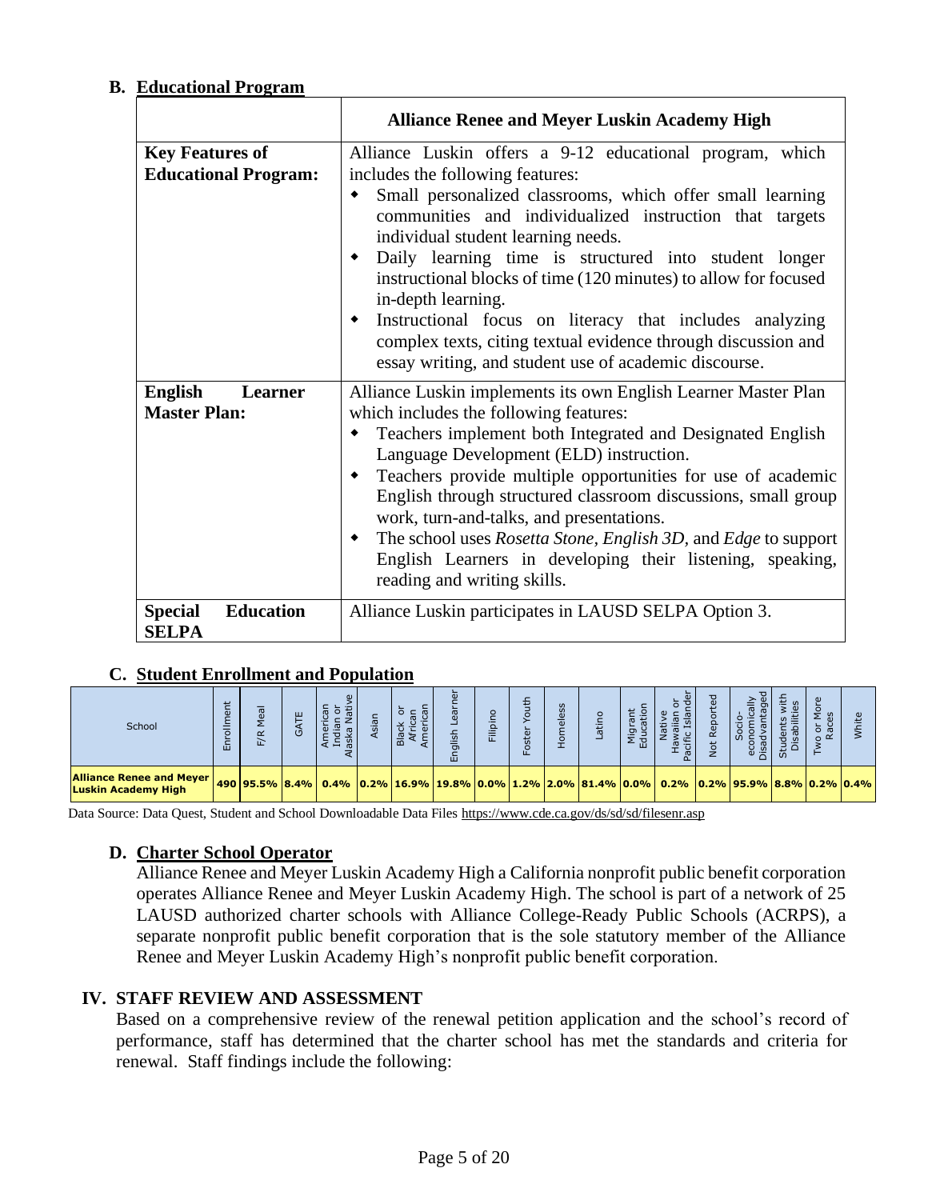## B. Educational Program

| | Alliance Renee and Meyer Luskin Academy High |
|---|---|
| **Key Features of Educational Program:** | Alliance Luskin offers a 9-12 educational program, which includes the following features:<br>◆ Small personalized classrooms, which offer small learning communities and individualized instruction that targets individual student learning needs.<br>◆ Daily learning time is structured into student longer instructional blocks of time (120 minutes) to allow for focused in-depth learning.<br>◆ Instructional focus on literacy that includes analyzing complex texts, citing textual evidence through discussion and essay writing, and student use of academic discourse. |
| **English Learner Master Plan:** | Alliance Luskin implements its own English Learner Master Plan which includes the following features:<br>◆ Teachers implement both Integrated and Designated English Language Development (ELD) instruction.<br>◆ Teachers provide multiple opportunities for use of academic English through structured classroom discussions, small group work, turn-and-talks, and presentations.<br>◆ The school uses *Rosetta Stone*, *English 3D*, and *Edge* to support English Learners in developing their listening, speaking, reading and writing skills. |
| **Special Education SELPA** | Alliance Luskin participates in LAUSD SELPA Option 3. |

## C. Student Enrollment and Population

| School | Enrollment | F/R Meal | GATE | American Indian or Alaska Native | Asian | Black or African American | English Learner | Filipino | Foster Youth | Homeless | Latino | Migrant Education | Native Hawaiian or Pacific Islander | Not Reported | Socio-economically Disadvantaged | Students with Disabilities | Two or More Races | White |
|---|---|---|---|---|---|---|---|---|---|---|---|---|---|---|---|---|---|---|
| **Alliance Renee and Meyer Luskin Academy High** | 490 | 95.5% | 8.4% | 0.4% | 0.2% | 16.9% | 19.8% | 0.0% | 1.2% | 2.0% | 81.4% | 0.0% | 0.2% | 0.2% | 95.9% | 8.8% | 0.2% | 0.4% |

Data Source: Data Quest, Student and School Downloadable Data Files https://www.cde.ca.gov/ds/sd/sd/filesenr.asp

## D. Charter School Operator

Alliance Renee and Meyer Luskin Academy High a California nonprofit public benefit corporation operates Alliance Renee and Meyer Luskin Academy High. The school is part of a network of 25 LAUSD authorized charter schools with Alliance College-Ready Public Schools (ACRPS), a separate nonprofit public benefit corporation that is the sole statutory member of the Alliance Renee and Meyer Luskin Academy High's nonprofit public benefit corporation.

# IV. STAFF REVIEW AND ASSESSMENT

Based on a comprehensive review of the renewal petition application and the school's record of performance, staff has determined that the charter school has met the standards and criteria for renewal. Staff findings include the following: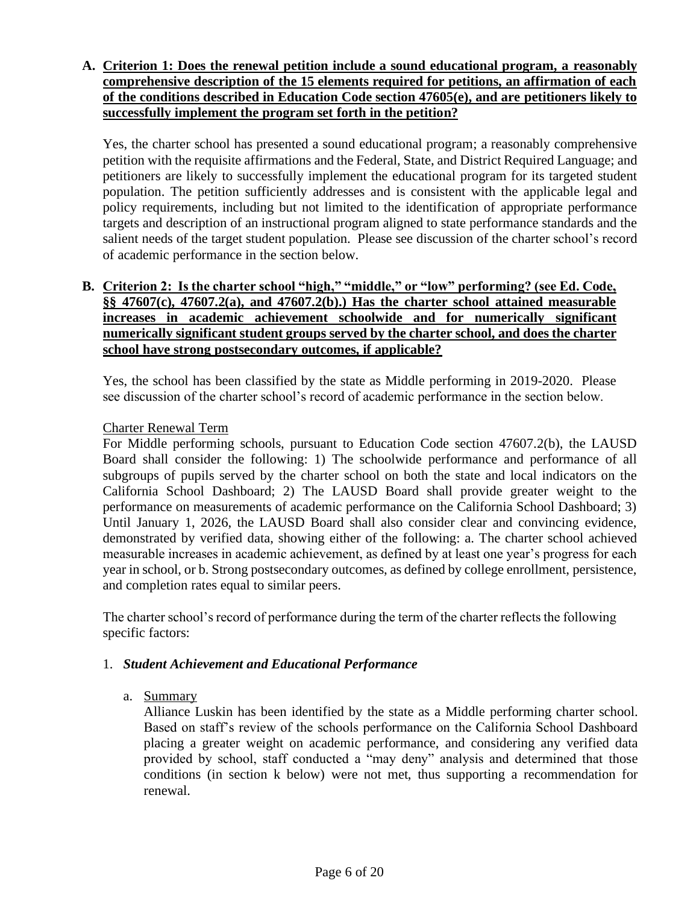**A. Criterion 1: Does the renewal petition include a sound educational program, a reasonably comprehensive description of the 15 elements required for petitions, an affirmation of each of the conditions described in Education Code section 47605(e), and are petitioners likely to successfully implement the program set forth in the petition?**

Yes, the charter school has presented a sound educational program; a reasonably comprehensive petition with the requisite affirmations and the Federal, State, and District Required Language; and petitioners are likely to successfully implement the educational program for its targeted student population. The petition sufficiently addresses and is consistent with the applicable legal and policy requirements, including but not limited to the identification of appropriate performance targets and description of an instructional program aligned to state performance standards and the salient needs of the target student population. Please see discussion of the charter school's record of academic performance in the section below.

**B. Criterion 2: Is the charter school "high," "middle," or "low" performing? (see Ed. Code, §§ 47607(c), 47607.2(a), and 47607.2(b).) Has the charter school attained measurable increases in academic achievement schoolwide and for numerically significant numerically significant student groups served by the charter school, and does the charter school have strong postsecondary outcomes, if applicable?**

Yes, the school has been classified by the state as Middle performing in 2019-2020. Please see discussion of the charter school's record of academic performance in the section below.

Charter Renewal Term

For Middle performing schools, pursuant to Education Code section 47607.2(b), the LAUSD Board shall consider the following: 1) The schoolwide performance and performance of all subgroups of pupils served by the charter school on both the state and local indicators on the California School Dashboard; 2) The LAUSD Board shall provide greater weight to the performance on measurements of academic performance on the California School Dashboard; 3) Until January 1, 2026, the LAUSD Board shall also consider clear and convincing evidence, demonstrated by verified data, showing either of the following: a. The charter school achieved measurable increases in academic achievement, as defined by at least one year's progress for each year in school, or b. Strong postsecondary outcomes, as defined by college enrollment, persistence, and completion rates equal to similar peers.

The charter school's record of performance during the term of the charter reflects the following specific factors:

1. ***Student Achievement and Educational Performance***

   a. Summary

   Alliance Luskin has been identified by the state as a Middle performing charter school. Based on staff's review of the schools performance on the California School Dashboard placing a greater weight on academic performance, and considering any verified data provided by school, staff conducted a "may deny" analysis and determined that those conditions (in section k below) were not met, thus supporting a recommendation for renewal.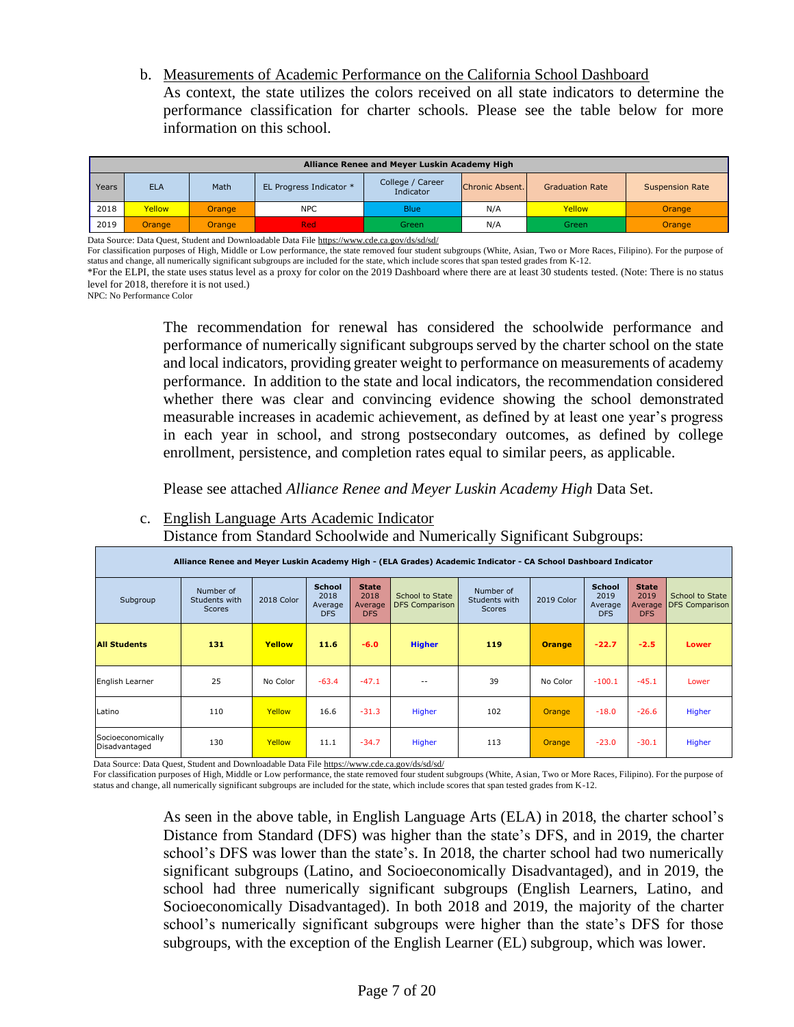b. Measurements of Academic Performance on the California School Dashboard

As context, the state utilizes the colors received on all state indicators to determine the performance classification for charter schools. Please see the table below for more information on this school.

| Alliance Renee and Meyer Luskin Academy High | | | | | | | |
|---|---|---|---|---|---|---|---|
| Years | ELA | Math | EL Progress Indicator * | College / Career Indicator | Chronic Absent. | Graduation Rate | Suspension Rate |
| 2018 | Yellow | Orange | NPC | Blue | N/A | Yellow | Orange |
| 2019 | Orange | Orange | Red | Green | N/A | Green | Orange |

Data Source: Data Quest, Student and Downloadable Data File https://www.cde.ca.gov/ds/sd/sd/

For classification purposes of High, Middle or Low performance, the state removed four student subgroups (White, Asian, Two or More Races, Filipino). For the purpose of status and change, all numerically significant subgroups are included for the state, which include scores that span tested grades from K-12.

*For the ELPI, the state uses status level as a proxy for color on the 2019 Dashboard where there are at least 30 students tested. (Note: There is no status level for 2018, therefore it is not used.)

NPC: No Performance Color

The recommendation for renewal has considered the schoolwide performance and performance of numerically significant subgroups served by the charter school on the state and local indicators, providing greater weight to performance on measurements of academy performance. In addition to the state and local indicators, the recommendation considered whether there was clear and convincing evidence showing the school demonstrated measurable increases in academic achievement, as defined by at least one year's progress in each year in school, and strong postsecondary outcomes, as defined by college enrollment, persistence, and completion rates equal to similar peers, as applicable.

Please see attached *Alliance Renee and Meyer Luskin Academy High* Data Set.

c. English Language Arts Academic Indicator

Distance from Standard Schoolwide and Numerically Significant Subgroups:

| Alliance Renee and Meyer Luskin Academy High - (ELA Grades) Academic Indicator - CA School Dashboard Indicator | | | | | | | | | | |
|---|---|---|---|---|---|---|---|---|---|---|
| Subgroup | Number of Students with Scores | 2018 Color | School 2018 Average DFS | State 2018 Average DFS | School to State DFS Comparison | Number of Students with Scores | 2019 Color | School 2019 Average DFS | State 2019 Average DFS | School to State DFS Comparison |
| **All Students** | **131** | **Yellow** | **11.6** | **-6.0** | **Higher** | **119** | **Orange** | **-22.7** | **-2.5** | **Lower** |
| English Learner | 25 | No Color | -63.4 | -47.1 | -- | 39 | No Color | -100.1 | -45.1 | Lower |
| Latino | 110 | Yellow | 16.6 | -31.3 | Higher | 102 | Orange | -18.0 | -26.6 | Higher |
| Socioeconomically Disadvantaged | 130 | Yellow | 11.1 | -34.7 | Higher | 113 | Orange | -23.0 | -30.1 | Higher |

Data Source: Data Quest, Student and Downloadable Data File https://www.cde.ca.gov/ds/sd/sd/

For classification purposes of High, Middle or Low performance, the state removed four student subgroups (White, Asian, Two or More Races, Filipino). For the purpose of status and change, all numerically significant subgroups are included for the state, which include scores that span tested grades from K-12.

As seen in the above table, in English Language Arts (ELA) in 2018, the charter school's Distance from Standard (DFS) was higher than the state's DFS, and in 2019, the charter school's DFS was lower than the state's. In 2018, the charter school had two numerically significant subgroups (Latino, and Socioeconomically Disadvantaged), and in 2019, the school had three numerically significant subgroups (English Learners, Latino, and Socioeconomically Disadvantaged). In both 2018 and 2019, the majority of the charter school's numerically significant subgroups were higher than the state's DFS for those subgroups, with the exception of the English Learner (EL) subgroup, which was lower.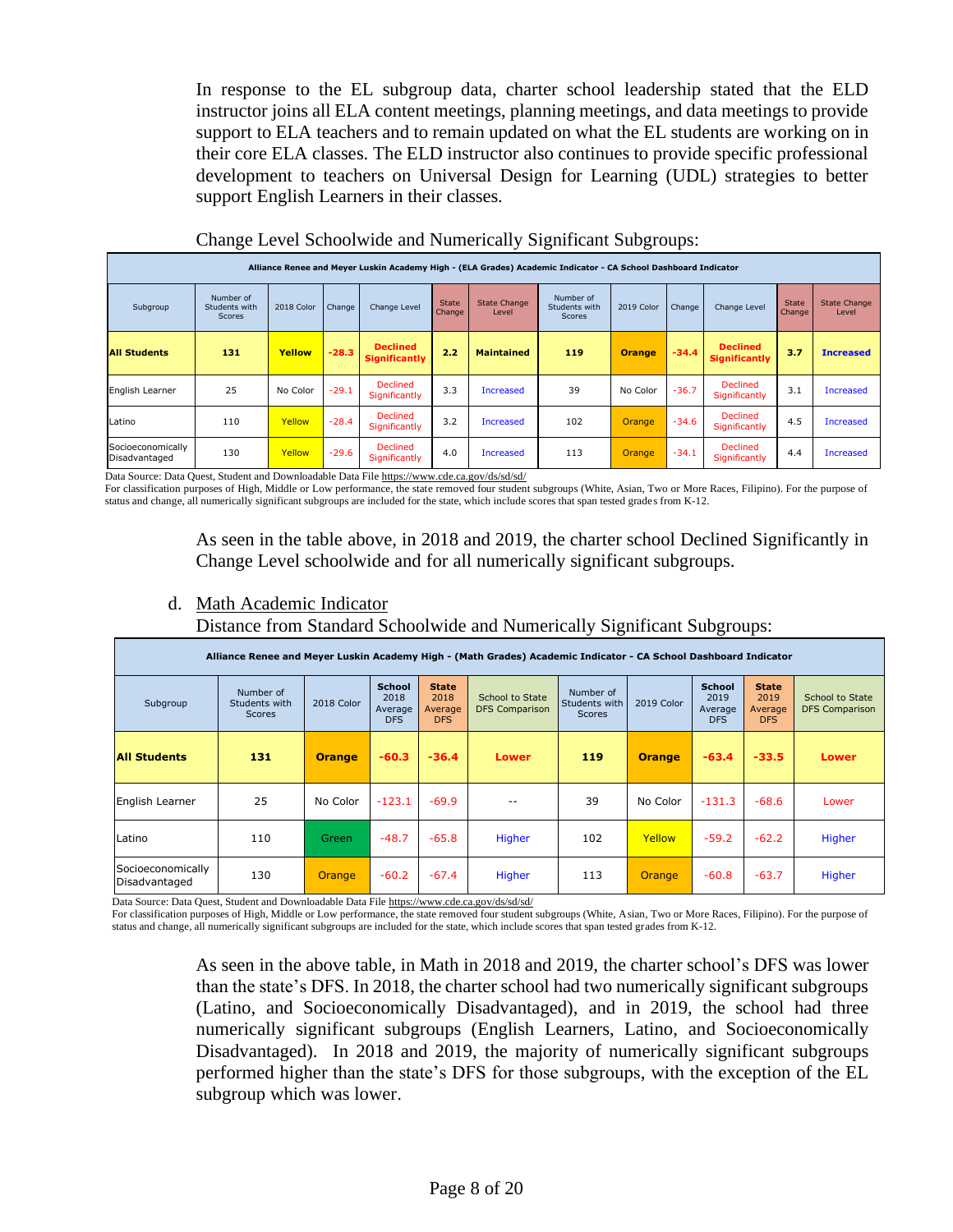In response to the EL subgroup data, charter school leadership stated that the ELD instructor joins all ELA content meetings, planning meetings, and data meetings to provide support to ELA teachers and to remain updated on what the EL students are working on in their core ELA classes. The ELD instructor also continues to provide specific professional development to teachers on Universal Design for Learning (UDL) strategies to better support English Learners in their classes.

Change Level Schoolwide and Numerically Significant Subgroups:

| Alliance Renee and Meyer Luskin Academy High - (ELA Grades) Academic Indicator - CA School Dashboard Indicator | | | | | | | | | | | | |
|---|---|---|---|---|---|---|---|---|---|---|---|---|
| Subgroup | Number of Students with Scores | 2018 Color | Change | Change Level | State Change | State Change Level | Number of Students with Scores | 2019 Color | Change | Change Level | State Change | State Change Level |
| **All Students** | **131** | **Yellow** | **-28.3** | **Declined Significantly** | **2.2** | **Maintained** | **119** | **Orange** | **-34.4** | **Declined Significantly** | **3.7** | **Increased** |
| English Learner | 25 | No Color | -29.1 | Declined Significantly | 3.3 | Increased | 39 | No Color | -36.7 | Declined Significantly | 3.1 | Increased |
| Latino | 110 | Yellow | -28.4 | Declined Significantly | 3.2 | Increased | 102 | Orange | -34.6 | Declined Significantly | 4.5 | Increased |
| Socioeconomically Disadvantaged | 130 | Yellow | -29.6 | Declined Significantly | 4.0 | Increased | 113 | Orange | -34.1 | Declined Significantly | 4.4 | Increased |

Data Source: Data Quest, Student and Downloadable Data File https://www.cde.ca.gov/ds/sd/sd/
For classification purposes of High, Middle or Low performance, the state removed four student subgroups (White, Asian, Two or More Races, Filipino). For the purpose of status and change, all numerically significant subgroups are included for the state, which include scores that span tested grades from K-12.

As seen in the table above, in 2018 and 2019, the charter school Declined Significantly in Change Level schoolwide and for all numerically significant subgroups.

d. Math Academic Indicator

Distance from Standard Schoolwide and Numerically Significant Subgroups:

| Alliance Renee and Meyer Luskin Academy High - (Math Grades) Academic Indicator - CA School Dashboard Indicator | | | | | | | | | | |
|---|---|---|---|---|---|---|---|---|---|---|
| Subgroup | Number of Students with Scores | 2018 Color | School 2018 Average DFS | State 2018 Average DFS | School to State DFS Comparison | Number of Students with Scores | 2019 Color | School 2019 Average DFS | State 2019 Average DFS | School to State DFS Comparison |
| **All Students** | **131** | **Orange** | **-60.3** | **-36.4** | **Lower** | **119** | **Orange** | **-63.4** | **-33.5** | **Lower** |
| English Learner | 25 | No Color | -123.1 | -69.9 | -- | 39 | No Color | -131.3 | -68.6 | Lower |
| Latino | 110 | Green | -48.7 | -65.8 | Higher | 102 | Yellow | -59.2 | -62.2 | Higher |
| Socioeconomically Disadvantaged | 130 | Orange | -60.2 | -67.4 | Higher | 113 | Orange | -60.8 | -63.7 | Higher |

Data Source: Data Quest, Student and Downloadable Data File https://www.cde.ca.gov/ds/sd/sd/
For classification purposes of High, Middle or Low performance, the state removed four student subgroups (White, Asian, Two or More Races, Filipino). For the purpose of status and change, all numerically significant subgroups are included for the state, which include scores that span tested grades from K-12.

As seen in the above table, in Math in 2018 and 2019, the charter school's DFS was lower than the state's DFS. In 2018, the charter school had two numerically significant subgroups (Latino, and Socioeconomically Disadvantaged), and in 2019, the school had three numerically significant subgroups (English Learners, Latino, and Socioeconomically Disadvantaged). In 2018 and 2019, the majority of numerically significant subgroups performed higher than the state's DFS for those subgroups, with the exception of the EL subgroup which was lower.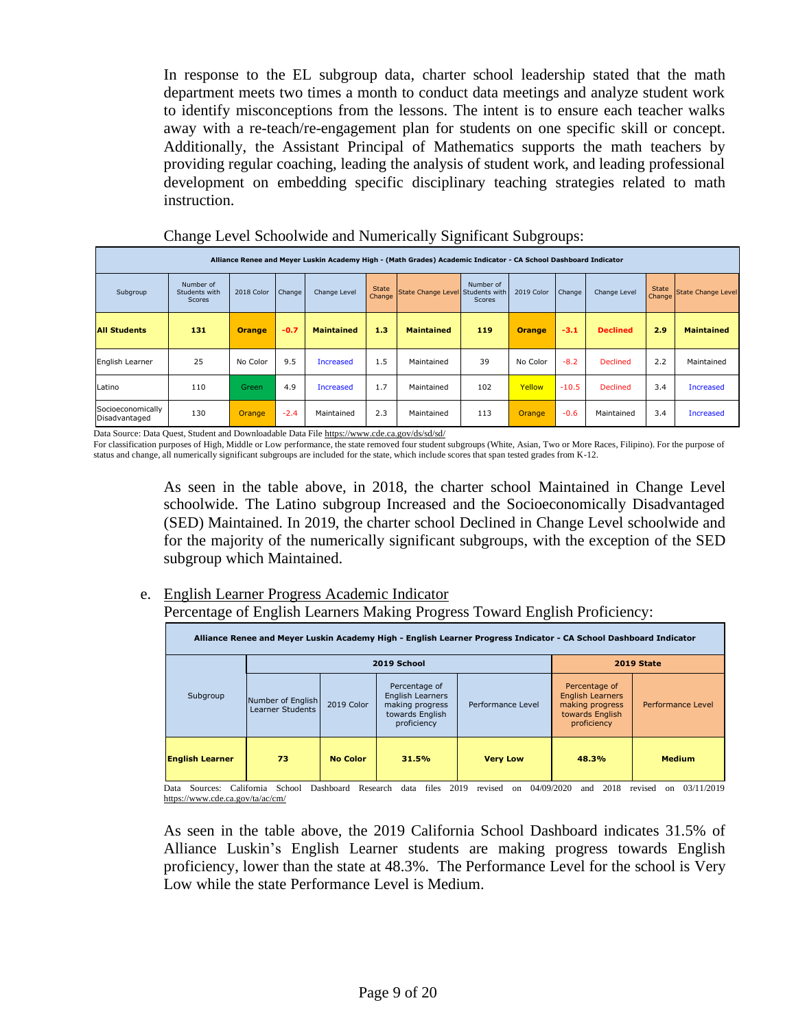In response to the EL subgroup data, charter school leadership stated that the math department meets two times a month to conduct data meetings and analyze student work to identify misconceptions from the lessons. The intent is to ensure each teacher walks away with a re-teach/re-engagement plan for students on one specific skill or concept. Additionally, the Assistant Principal of Mathematics supports the math teachers by providing regular coaching, leading the analysis of student work, and leading professional development on embedding specific disciplinary teaching strategies related to math instruction.

Change Level Schoolwide and Numerically Significant Subgroups:

| Alliance Renee and Meyer Luskin Academy High - (Math Grades) Academic Indicator - CA School Dashboard Indicator | | | | | | | | | | | | |
|---|---|---|---|---|---|---|---|---|---|---|---|---|
| Subgroup | Number of Students with Scores | 2018 Color | Change | Change Level | State Change | State Change Level | Number of Students with Scores | 2019 Color | Change | Change Level | State Change | State Change Level |
| **All Students** | **131** | **Orange** | **-0.7** | **Maintained** | **1.3** | **Maintained** | **119** | **Orange** | **-3.1** | **Declined** | **2.9** | **Maintained** |
| English Learner | 25 | No Color | 9.5 | Increased | 1.5 | Maintained | 39 | No Color | -8.2 | Declined | 2.2 | Maintained |
| Latino | 110 | Green | 4.9 | Increased | 1.7 | Maintained | 102 | Yellow | -10.5 | Declined | 3.4 | Increased |
| Socioeconomically Disadvantaged | 130 | Orange | -2.4 | Maintained | 2.3 | Maintained | 113 | Orange | -0.6 | Maintained | 3.4 | Increased |

Data Source: Data Quest, Student and Downloadable Data File https://www.cde.ca.gov/ds/sd/sd/
For classification purposes of High, Middle or Low performance, the state removed four student subgroups (White, Asian, Two or More Races, Filipino). For the purpose of status and change, all numerically significant subgroups are included for the state, which include scores that span tested grades from K-12.

As seen in the table above, in 2018, the charter school Maintained in Change Level schoolwide. The Latino subgroup Increased and the Socioeconomically Disadvantaged (SED) Maintained. In 2019, the charter school Declined in Change Level schoolwide and for the majority of the numerically significant subgroups, with the exception of the SED subgroup which Maintained.

e. English Learner Progress Academic Indicator

Percentage of English Learners Making Progress Toward English Proficiency:

| Alliance Renee and Meyer Luskin Academy High - English Learner Progress Indicator - CA School Dashboard Indicator | | | | | | |
|---|---|---|---|---|---|---|
| Subgroup | 2019 School | | | | 2019 State | |
| | Number of English Learner Students | 2019 Color | Percentage of English Learners making progress towards English proficiency | Performance Level | Percentage of English Learners making progress towards English proficiency | Performance Level |
| **English Learner** | **73** | **No Color** | **31.5%** | **Very Low** | **48.3%** | **Medium** |

Data Sources: California School Dashboard Research data files 2019 revised on 04/09/2020 and 2018 revised on 03/11/2019 https://www.cde.ca.gov/ta/ac/cm/

As seen in the table above, the 2019 California School Dashboard indicates 31.5% of Alliance Luskin's English Learner students are making progress towards English proficiency, lower than the state at 48.3%. The Performance Level for the school is Very Low while the state Performance Level is Medium.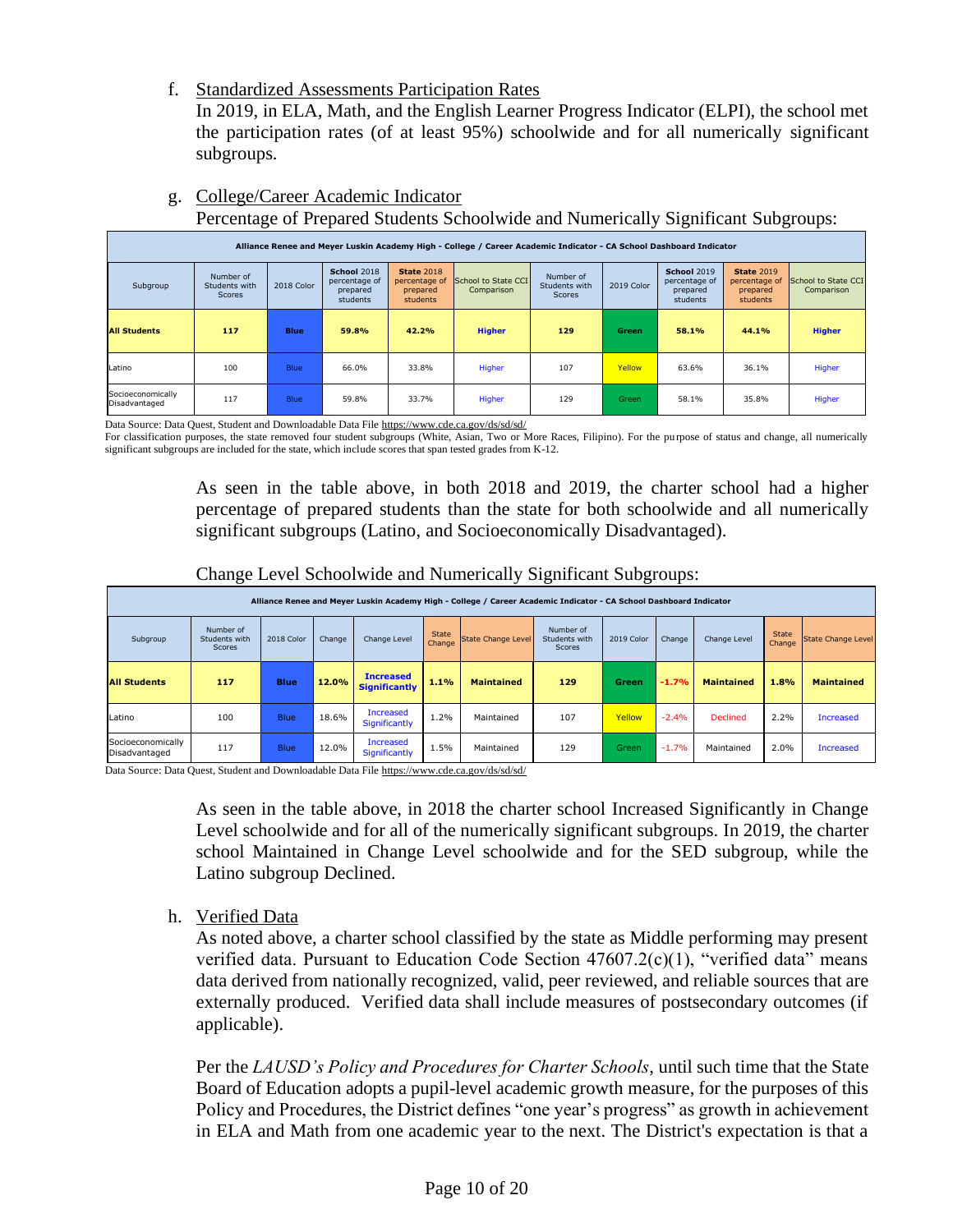f. Standardized Assessments Participation Rates

In 2019, in ELA, Math, and the English Learner Progress Indicator (ELPI), the school met the participation rates (of at least 95%) schoolwide and for all numerically significant subgroups.

g. College/Career Academic Indicator

Percentage of Prepared Students Schoolwide and Numerically Significant Subgroups:

| Alliance Renee and Meyer Luskin Academy High - College / Career Academic Indicator - CA School Dashboard Indicator | | | | | | | | | | |
|---|---|---|---|---|---|---|---|---|---|---|
| Subgroup | Number of Students with Scores | 2018 Color | **School** 2018 percentage of prepared students | **State** 2018 percentage of prepared students | School to State CCI Comparison | Number of Students with Scores | 2019 Color | **School** 2019 percentage of prepared students | **State** 2019 percentage of prepared students | School to State CCI Comparison |
| **All Students** | **117** | **Blue** | **59.8%** | **42.2%** | **Higher** | **129** | **Green** | **58.1%** | **44.1%** | **Higher** |
| Latino | 100 | Blue | 66.0% | 33.8% | Higher | 107 | Yellow | 63.6% | 36.1% | Higher |
| Socioeconomically Disadvantaged | 117 | Blue | 59.8% | 33.7% | Higher | 129 | Green | 58.1% | 35.8% | Higher |

Data Source: Data Quest, Student and Downloadable Data File https://www.cde.ca.gov/ds/sd/sd/

For classification purposes, the state removed four student subgroups (White, Asian, Two or More Races, Filipino). For the purpose of status and change, all numerically significant subgroups are included for the state, which include scores that span tested grades from K-12.

As seen in the table above, in both 2018 and 2019, the charter school had a higher percentage of prepared students than the state for both schoolwide and all numerically significant subgroups (Latino, and Socioeconomically Disadvantaged).

Change Level Schoolwide and Numerically Significant Subgroups:

| Alliance Renee and Meyer Luskin Academy High - College / Career Academic Indicator - CA School Dashboard Indicator | | | | | | | | | | | | |
|---|---|---|---|---|---|---|---|---|---|---|---|---|
| Subgroup | Number of Students with Scores | 2018 Color | Change | Change Level | State Change | State Change Level | Number of Students with Scores | 2019 Color | Change | Change Level | State Change | State Change Level |
| **All Students** | **117** | **Blue** | **12.0%** | **Increased Significantly** | **1.1%** | **Maintained** | **129** | **Green** | **-1.7%** | **Maintained** | **1.8%** | **Maintained** |
| Latino | 100 | Blue | 18.6% | Increased Significantly | 1.2% | Maintained | 107 | Yellow | -2.4% | Declined | 2.2% | Increased |
| Socioeconomically Disadvantaged | 117 | Blue | 12.0% | Increased Significantly | 1.5% | Maintained | 129 | Green | -1.7% | Maintained | 2.0% | Increased |

Data Source: Data Quest, Student and Downloadable Data File https://www.cde.ca.gov/ds/sd/sd/

As seen in the table above, in 2018 the charter school Increased Significantly in Change Level schoolwide and for all of the numerically significant subgroups. In 2019, the charter school Maintained in Change Level schoolwide and for the SED subgroup, while the Latino subgroup Declined.

h. Verified Data

As noted above, a charter school classified by the state as Middle performing may present verified data. Pursuant to Education Code Section 47607.2(c)(1), "verified data" means data derived from nationally recognized, valid, peer reviewed, and reliable sources that are externally produced. Verified data shall include measures of postsecondary outcomes (if applicable).

Per the *LAUSD's Policy and Procedures for Charter Schools*, until such time that the State Board of Education adopts a pupil-level academic growth measure, for the purposes of this Policy and Procedures, the District defines "one year's progress" as growth in achievement in ELA and Math from one academic year to the next. The District's expectation is that a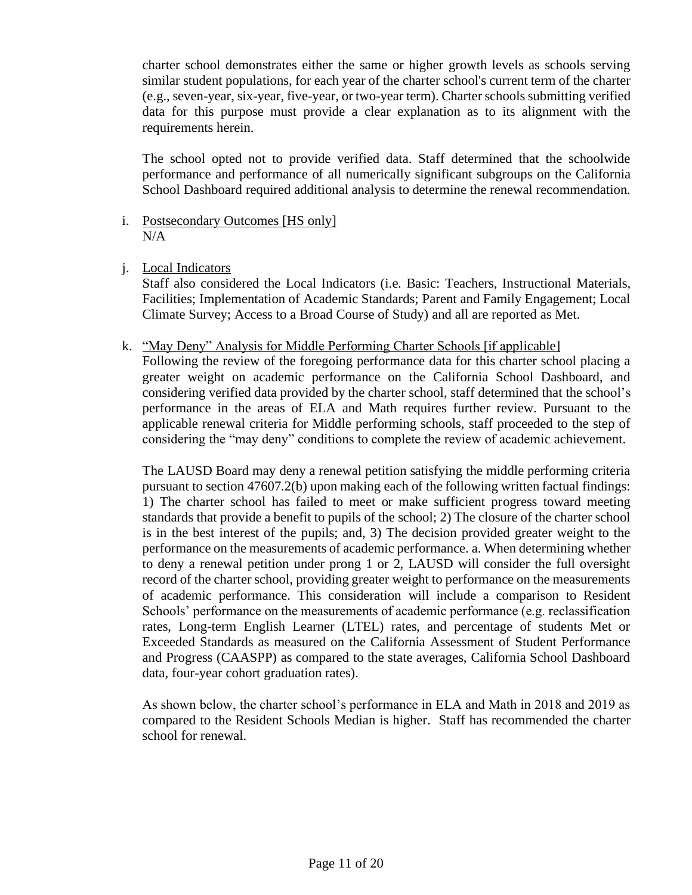charter school demonstrates either the same or higher growth levels as schools serving similar student populations, for each year of the charter school's current term of the charter (e.g., seven-year, six-year, five-year, or two-year term). Charter schools submitting verified data for this purpose must provide a clear explanation as to its alignment with the requirements herein.

The school opted not to provide verified data. Staff determined that the schoolwide performance and performance of all numerically significant subgroups on the California School Dashboard required additional analysis to determine the renewal recommendation.

i. Postsecondary Outcomes [HS only]
N/A

j. Local Indicators
Staff also considered the Local Indicators (i.e. Basic: Teachers, Instructional Materials, Facilities; Implementation of Academic Standards; Parent and Family Engagement; Local Climate Survey; Access to a Broad Course of Study) and all are reported as Met.

k. "May Deny" Analysis for Middle Performing Charter Schools [if applicable]
Following the review of the foregoing performance data for this charter school placing a greater weight on academic performance on the California School Dashboard, and considering verified data provided by the charter school, staff determined that the school's performance in the areas of ELA and Math requires further review. Pursuant to the applicable renewal criteria for Middle performing schools, staff proceeded to the step of considering the "may deny" conditions to complete the review of academic achievement.

The LAUSD Board may deny a renewal petition satisfying the middle performing criteria pursuant to section 47607.2(b) upon making each of the following written factual findings: 1) The charter school has failed to meet or make sufficient progress toward meeting standards that provide a benefit to pupils of the school; 2) The closure of the charter school is in the best interest of the pupils; and, 3) The decision provided greater weight to the performance on the measurements of academic performance. a. When determining whether to deny a renewal petition under prong 1 or 2, LAUSD will consider the full oversight record of the charter school, providing greater weight to performance on the measurements of academic performance. This consideration will include a comparison to Resident Schools' performance on the measurements of academic performance (e.g. reclassification rates, Long-term English Learner (LTEL) rates, and percentage of students Met or Exceeded Standards as measured on the California Assessment of Student Performance and Progress (CAASPP) as compared to the state averages, California School Dashboard data, four-year cohort graduation rates).

As shown below, the charter school's performance in ELA and Math in 2018 and 2019 as compared to the Resident Schools Median is higher. Staff has recommended the charter school for renewal.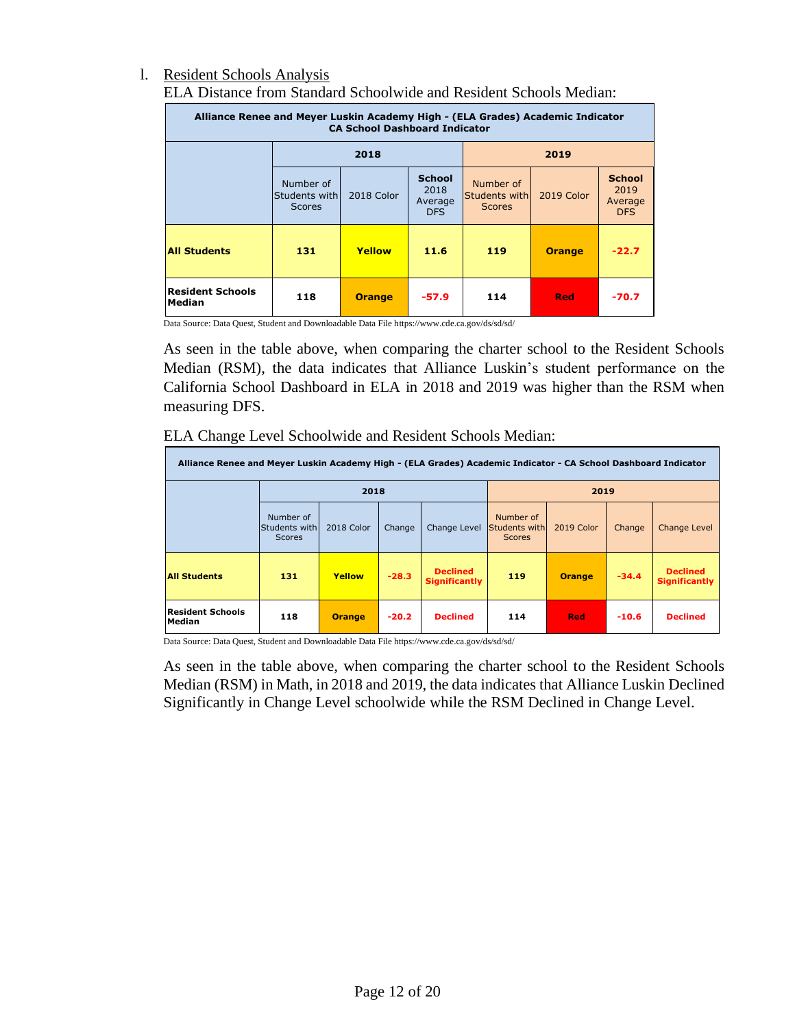l. Resident Schools Analysis

ELA Distance from Standard Schoolwide and Resident Schools Median:

| Alliance Renee and Meyer Luskin Academy High - (ELA Grades) Academic Indicator CA School Dashboard Indicator | | | | | | |
|---|---|---|---|---|---|---|
| | 2018 | | | 2019 | | |
| | Number of Students with Scores | 2018 Color | School 2018 Average DFS | Number of Students with Scores | 2019 Color | School 2019 Average DFS |
| **All Students** | **131** | **Yellow** | **11.6** | **119** | **Orange** | **-22.7** |
| **Resident Schools Median** | **118** | **Orange** | **-57.9** | **114** | **Red** | **-70.7** |

Data Source: Data Quest, Student and Downloadable Data File https://www.cde.ca.gov/ds/sd/sd/

As seen in the table above, when comparing the charter school to the Resident Schools Median (RSM), the data indicates that Alliance Luskin's student performance on the California School Dashboard in ELA in 2018 and 2019 was higher than the RSM when measuring DFS.

ELA Change Level Schoolwide and Resident Schools Median:

| Alliance Renee and Meyer Luskin Academy High - (ELA Grades) Academic Indicator - CA School Dashboard Indicator | | | | | | | | |
|---|---|---|---|---|---|---|---|---|
| | 2018 | | | | 2019 | | | |
| | Number of Students with Scores | 2018 Color | Change | Change Level | Number of Students with Scores | 2019 Color | Change | Change Level |
| **All Students** | **131** | **Yellow** | **-28.3** | **Declined Significantly** | **119** | **Orange** | **-34.4** | **Declined Significantly** |
| **Resident Schools Median** | **118** | **Orange** | **-20.2** | **Declined** | **114** | **Red** | **-10.6** | **Declined** |

Data Source: Data Quest, Student and Downloadable Data File https://www.cde.ca.gov/ds/sd/sd/

As seen in the table above, when comparing the charter school to the Resident Schools Median (RSM) in Math, in 2018 and 2019, the data indicates that Alliance Luskin Declined Significantly in Change Level schoolwide while the RSM Declined in Change Level.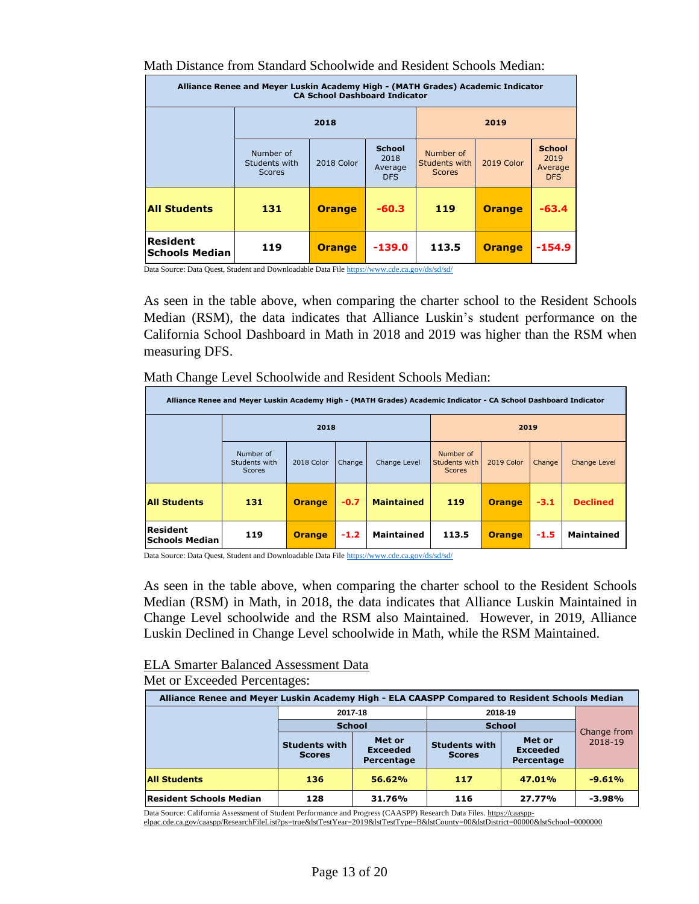Math Distance from Standard Schoolwide and Resident Schools Median:

| Alliance Renee and Meyer Luskin Academy High - (MATH Grades) Academic Indicator CA School Dashboard Indicator | | | | | | |
|---|---|---|---|---|---|---|
| | 2018 | | | 2019 | | |
| | Number of Students with Scores | 2018 Color | School 2018 Average DFS | Number of Students with Scores | 2019 Color | School 2019 Average DFS |
| **All Students** | **131** | **Orange** | **-60.3** | **119** | **Orange** | **-63.4** |
| **Resident Schools Median** | **119** | **Orange** | **-139.0** | **113.5** | **Orange** | **-154.9** |

Data Source: Data Quest, Student and Downloadable Data File https://www.cde.ca.gov/ds/sd/sd/

As seen in the table above, when comparing the charter school to the Resident Schools Median (RSM), the data indicates that Alliance Luskin's student performance on the California School Dashboard in Math in 2018 and 2019 was higher than the RSM when measuring DFS.

Math Change Level Schoolwide and Resident Schools Median:

| Alliance Renee and Meyer Luskin Academy High - (MATH Grades) Academic Indicator - CA School Dashboard Indicator | | | | | | | | |
|---|---|---|---|---|---|---|---|---|
| | 2018 | | | | 2019 | | | |
| | Number of Students with Scores | 2018 Color | Change | Change Level | Number of Students with Scores | 2019 Color | Change | Change Level |
| **All Students** | **131** | **Orange** | **-0.7** | **Maintained** | **119** | **Orange** | **-3.1** | **Declined** |
| **Resident Schools Median** | **119** | **Orange** | **-1.2** | **Maintained** | **113.5** | **Orange** | **-1.5** | **Maintained** |

Data Source: Data Quest, Student and Downloadable Data File https://www.cde.ca.gov/ds/sd/sd/

As seen in the table above, when comparing the charter school to the Resident Schools Median (RSM) in Math, in 2018, the data indicates that Alliance Luskin Maintained in Change Level schoolwide and the RSM also Maintained. However, in 2019, Alliance Luskin Declined in Change Level schoolwide in Math, while the RSM Maintained.

ELA Smarter Balanced Assessment Data

Met or Exceeded Percentages:

| Alliance Renee and Meyer Luskin Academy High - ELA CAASPP Compared to Resident Schools Median | | | | | |
|---|---|---|---|---|---|
| | 2017-18 | | 2018-19 | | Change from 2018-19 |
| | School | | School | | |
| | Students with Scores | Met or Exceeded Percentage | Students with Scores | Met or Exceeded Percentage | |
| **All Students** | **136** | **56.62%** | **117** | **47.01%** | **-9.61%** |
| **Resident Schools Median** | **128** | **31.76%** | **116** | **27.77%** | **-3.98%** |

Data Source: California Assessment of Student Performance and Progress (CAASPP) Research Data Files. https://caaspp-elpac.cde.ca.gov/caaspp/ResearchFileList?ps=true&lstTestYear=2019&lstTestType=B&lstCounty=00&lstDistrict=00000&lstSchool=0000000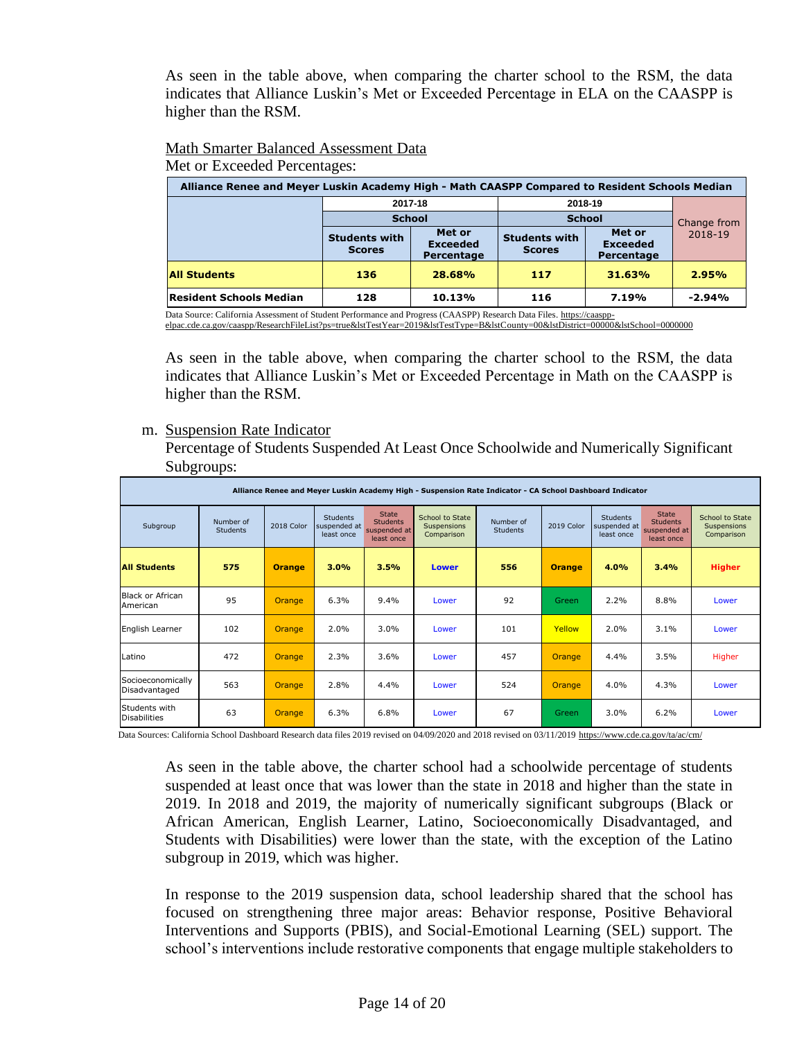As seen in the table above, when comparing the charter school to the RSM, the data indicates that Alliance Luskin's Met or Exceeded Percentage in ELA on the CAASPP is higher than the RSM.

Math Smarter Balanced Assessment Data

Met or Exceeded Percentages:

| Alliance Renee and Meyer Luskin Academy High - Math CAASPP Compared to Resident Schools Median | | | | | |
|---|---|---|---|---|---|
| | 2017-18 | | 2018-19 | | Change from 2018-19 |
| | School | | School | | |
| | Students with Scores | Met or Exceeded Percentage | Students with Scores | Met or Exceeded Percentage | |
| **All Students** | **136** | **28.68%** | **117** | **31.63%** | **2.95%** |
| **Resident Schools Median** | **128** | **10.13%** | **116** | **7.19%** | **-2.94%** |

Data Source: California Assessment of Student Performance and Progress (CAASPP) Research Data Files. https://caaspp-elpac.cde.ca.gov/caaspp/ResearchFileList?ps=true&lstTestYear=2019&lstTestType=B&lstCounty=00&lstDistrict=00000&lstSchool=0000000

As seen in the table above, when comparing the charter school to the RSM, the data indicates that Alliance Luskin's Met or Exceeded Percentage in Math on the CAASPP is higher than the RSM.

m. Suspension Rate Indicator

Percentage of Students Suspended At Least Once Schoolwide and Numerically Significant Subgroups:

| Alliance Renee and Meyer Luskin Academy High - Suspension Rate Indicator - CA School Dashboard Indicator | | | | | | | | | | |
|---|---|---|---|---|---|---|---|---|---|---|
| Subgroup | Number of Students | 2018 Color | Students suspended at least once | State Students suspended at least once | School to State Suspensions Comparison | Number of Students | 2019 Color | Students suspended at least once | State Students suspended at least once | School to State Suspensions Comparison |
| **All Students** | **575** | **Orange** | **3.0%** | **3.5%** | **Lower** | **556** | **Orange** | **4.0%** | **3.4%** | **Higher** |
| Black or African American | 95 | Orange | 6.3% | 9.4% | Lower | 92 | Green | 2.2% | 8.8% | Lower |
| English Learner | 102 | Orange | 2.0% | 3.0% | Lower | 101 | Yellow | 2.0% | 3.1% | Lower |
| Latino | 472 | Orange | 2.3% | 3.6% | Lower | 457 | Orange | 4.4% | 3.5% | Higher |
| Socioeconomically Disadvantaged | 563 | Orange | 2.8% | 4.4% | Lower | 524 | Orange | 4.0% | 4.3% | Lower |
| Students with Disabilities | 63 | Orange | 6.3% | 6.8% | Lower | 67 | Green | 3.0% | 6.2% | Lower |

Data Sources: California School Dashboard Research data files 2019 revised on 04/09/2020 and 2018 revised on 03/11/2019 https://www.cde.ca.gov/ta/ac/cm/

As seen in the table above, the charter school had a schoolwide percentage of students suspended at least once that was lower than the state in 2018 and higher than the state in 2019. In 2018 and 2019, the majority of numerically significant subgroups (Black or African American, English Learner, Latino, Socioeconomically Disadvantaged, and Students with Disabilities) were lower than the state, with the exception of the Latino subgroup in 2019, which was higher.

In response to the 2019 suspension data, school leadership shared that the school has focused on strengthening three major areas: Behavior response, Positive Behavioral Interventions and Supports (PBIS), and Social-Emotional Learning (SEL) support. The school's interventions include restorative components that engage multiple stakeholders to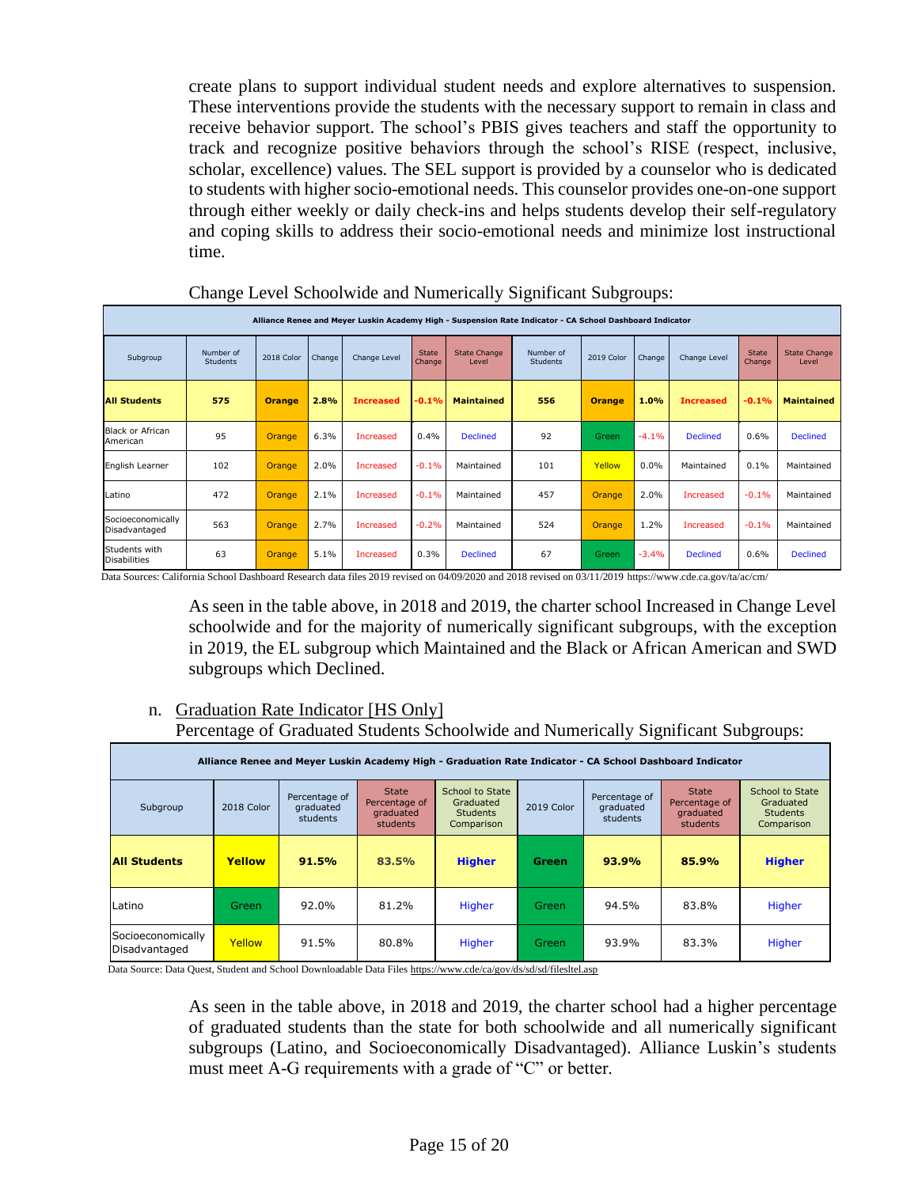create plans to support individual student needs and explore alternatives to suspension. These interventions provide the students with the necessary support to remain in class and receive behavior support. The school's PBIS gives teachers and staff the opportunity to track and recognize positive behaviors through the school's RISE (respect, inclusive, scholar, excellence) values. The SEL support is provided by a counselor who is dedicated to students with higher socio-emotional needs. This counselor provides one-on-one support through either weekly or daily check-ins and helps students develop their self-regulatory and coping skills to address their socio-emotional needs and minimize lost instructional time.

Change Level Schoolwide and Numerically Significant Subgroups:

| Alliance Renee and Meyer Luskin Academy High - Suspension Rate Indicator - CA School Dashboard Indicator | | | | | | | | | | | | |
|---|---|---|---|---|---|---|---|---|---|---|---|---|
| Subgroup | Number of Students | 2018 Color | Change | Change Level | State Change | State Change Level | Number of Students | 2019 Color | Change | Change Level | State Change | State Change Level |
| **All Students** | **575** | **Orange** | **2.8%** | **Increased** | **-0.1%** | **Maintained** | **556** | **Orange** | **1.0%** | **Increased** | **-0.1%** | **Maintained** |
| Black or African American | 95 | Orange | 6.3% | Increased | 0.4% | Declined | 92 | Green | -4.1% | Declined | 0.6% | Declined |
| English Learner | 102 | Orange | 2.0% | Increased | -0.1% | Maintained | 101 | Yellow | 0.0% | Maintained | 0.1% | Maintained |
| Latino | 472 | Orange | 2.1% | Increased | -0.1% | Maintained | 457 | Orange | 2.0% | Increased | -0.1% | Maintained |
| Socioeconomically Disadvantaged | 563 | Orange | 2.7% | Increased | -0.2% | Maintained | 524 | Orange | 1.2% | Increased | -0.1% | Maintained |
| Students with Disabilities | 63 | Orange | 5.1% | Increased | 0.3% | Declined | 67 | Green | -3.4% | Declined | 0.6% | Declined |

Data Sources: California School Dashboard Research data files 2019 revised on 04/09/2020 and 2018 revised on 03/11/2019 https://www.cde.ca.gov/ta/ac/cm/

As seen in the table above, in 2018 and 2019, the charter school Increased in Change Level schoolwide and for the majority of numerically significant subgroups, with the exception in 2019, the EL subgroup which Maintained and the Black or African American and SWD subgroups which Declined.

n. Graduation Rate Indicator [HS Only]

Percentage of Graduated Students Schoolwide and Numerically Significant Subgroups:

| Alliance Renee and Meyer Luskin Academy High - Graduation Rate Indicator - CA School Dashboard Indicator | | | | | | | | |
|---|---|---|---|---|---|---|---|---|
| Subgroup | 2018 Color | Percentage of graduated students | State Percentage of graduated students | School to State Graduated Students Comparison | 2019 Color | Percentage of graduated students | State Percentage of graduated students | School to State Graduated Students Comparison |
| **All Students** | **Yellow** | **91.5%** | **83.5%** | **Higher** | **Green** | **93.9%** | **85.9%** | **Higher** |
| Latino | Green | 92.0% | 81.2% | Higher | Green | 94.5% | 83.8% | Higher |
| Socioeconomically Disadvantaged | Yellow | 91.5% | 80.8% | Higher | Green | 93.9% | 83.3% | Higher |

Data Source: Data Quest, Student and School Downloadable Data Files https://www.cde/ca/gov/ds/sd/sd/filesltel.asp

As seen in the table above, in 2018 and 2019, the charter school had a higher percentage of graduated students than the state for both schoolwide and all numerically significant subgroups (Latino, and Socioeconomically Disadvantaged). Alliance Luskin's students must meet A-G requirements with a grade of "C" or better.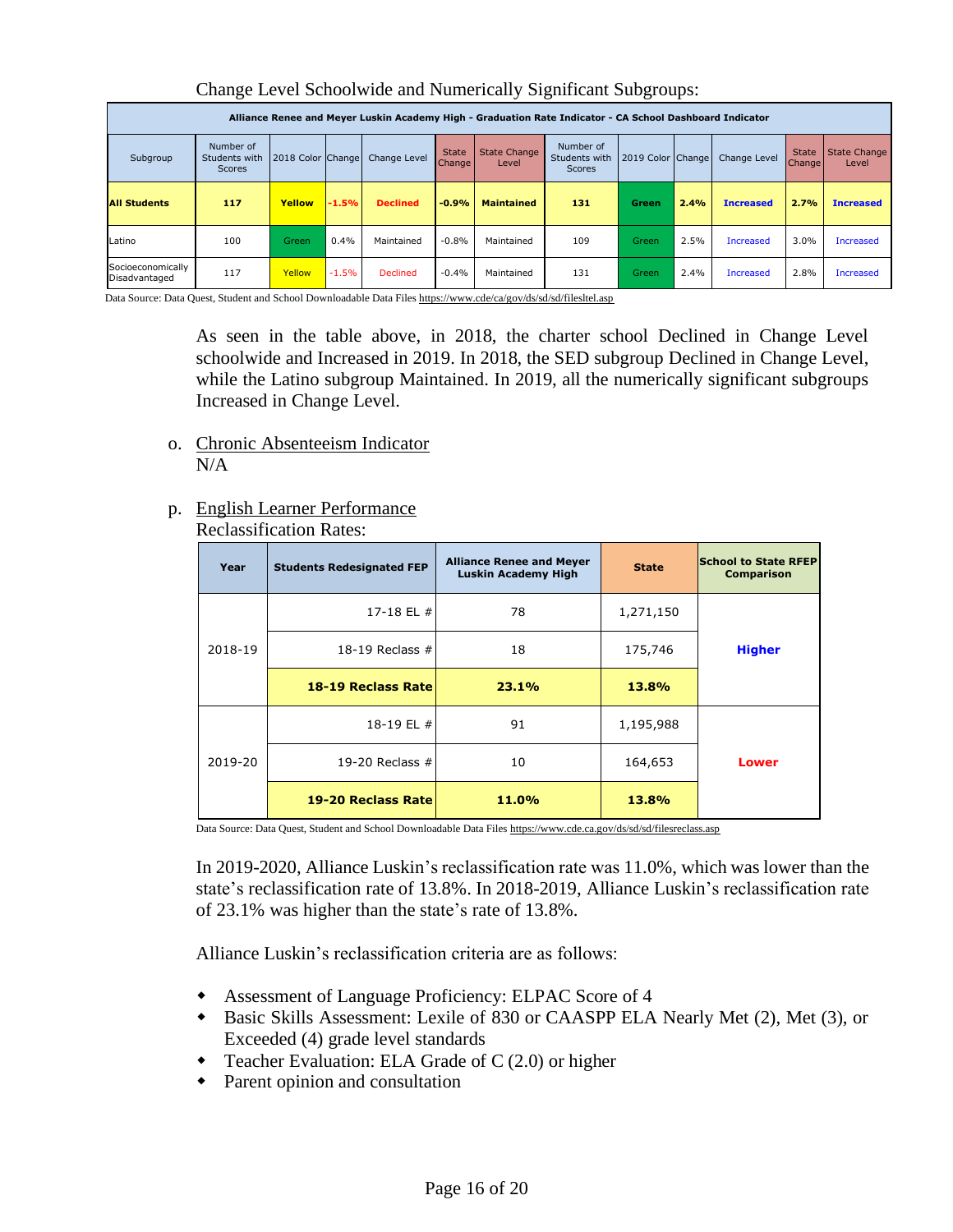Change Level Schoolwide and Numerically Significant Subgroups:

| Alliance Renee and Meyer Luskin Academy High - Graduation Rate Indicator - CA School Dashboard Indicator | | | | | | | | | | | | |
|---|---|---|---|---|---|---|---|---|---|---|---|---|
| Subgroup | Number of Students with Scores | 2018 Color | Change | Change Level | State Change | State Change Level | Number of Students with Scores | 2019 Color | Change | Change Level | State Change | State Change Level |
| **All Students** | **117** | **Yellow** | **-1.5%** | **Declined** | **-0.9%** | **Maintained** | **131** | **Green** | **2.4%** | **Increased** | **2.7%** | **Increased** |
| Latino | 100 | Green | 0.4% | Maintained | -0.8% | Maintained | 109 | Green | 2.5% | Increased | 3.0% | Increased |
| Socioeconomically Disadvantaged | 117 | Yellow | -1.5% | Declined | -0.4% | Maintained | 131 | Green | 2.4% | Increased | 2.8% | Increased |

Data Source: Data Quest, Student and School Downloadable Data Files https://www.cde/ca/gov/ds/sd/sd/filesltel.asp

As seen in the table above, in 2018, the charter school Declined in Change Level schoolwide and Increased in 2019. In 2018, the SED subgroup Declined in Change Level, while the Latino subgroup Maintained. In 2019, all the numerically significant subgroups Increased in Change Level.

o. Chronic Absenteeism Indicator
N/A

p. English Learner Performance
Reclassification Rates:

| Year | Students Redesignated FEP | Alliance Renee and Meyer Luskin Academy High | State | School to State RFEP Comparison |
|---|---|---|---|---|
| 2018-19 | 17-18 EL # | 78 | 1,271,150 | **Higher** |
| | 18-19 Reclass # | 18 | 175,746 | |
| | **18-19 Reclass Rate** | **23.1%** | **13.8%** | |
| 2019-20 | 18-19 EL # | 91 | 1,195,988 | **Lower** |
| | 19-20 Reclass # | 10 | 164,653 | |
| | **19-20 Reclass Rate** | **11.0%** | **13.8%** | |

Data Source: Data Quest, Student and School Downloadable Data Files https://www.cde.ca.gov/ds/sd/sd/filesreclass.asp

In 2019-2020, Alliance Luskin's reclassification rate was 11.0%, which was lower than the state's reclassification rate of 13.8%. In 2018-2019, Alliance Luskin's reclassification rate of 23.1% was higher than the state's rate of 13.8%.

Alliance Luskin's reclassification criteria are as follows:

- Assessment of Language Proficiency: ELPAC Score of 4
- Basic Skills Assessment: Lexile of 830 or CAASPP ELA Nearly Met (2), Met (3), or Exceeded (4) grade level standards
- Teacher Evaluation: ELA Grade of C (2.0) or higher
- Parent opinion and consultation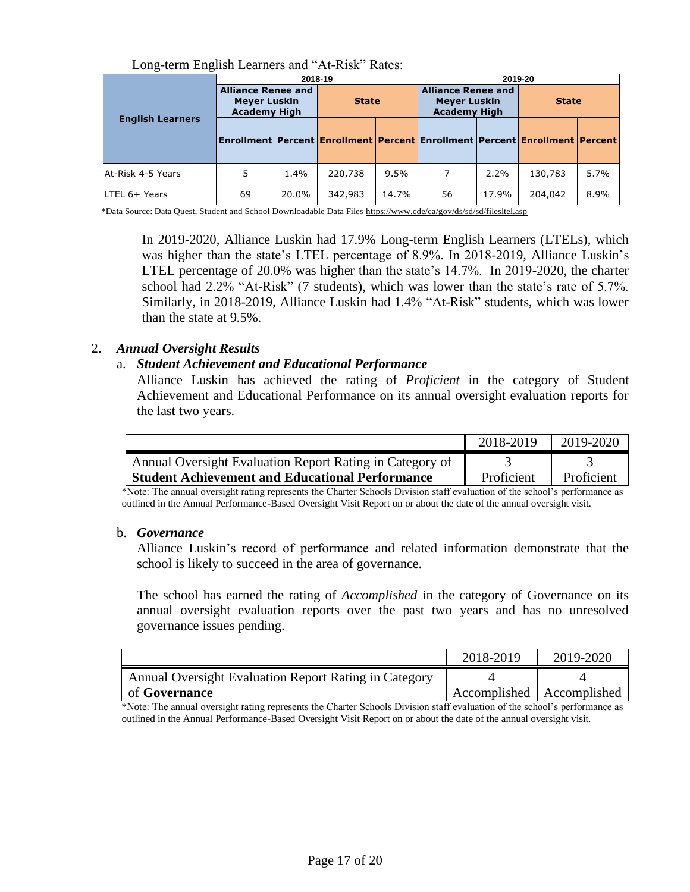Long-term English Learners and "At-Risk" Rates:

| English Learners | 2018-19 | | | | 2019-20 | | | |
|---|---|---|---|---|---|---|---|---|
| | Alliance Renee and Meyer Luskin Academy High | | State | | Alliance Renee and Meyer Luskin Academy High | | State | |
| | Enrollment | Percent | Enrollment | Percent | Enrollment | Percent | Enrollment | Percent |
| At-Risk 4-5 Years | 5 | 1.4% | 220,738 | 9.5% | 7 | 2.2% | 130,783 | 5.7% |
| LTEL 6+ Years | 69 | 20.0% | 342,983 | 14.7% | 56 | 17.9% | 204,042 | 8.9% |

*Data Source: Data Quest, Student and School Downloadable Data Files https://www.cde/ca/gov/ds/sd/sd/filesltel.asp

In 2019-2020, Alliance Luskin had 17.9% Long-term English Learners (LTELs), which was higher than the state's LTEL percentage of 8.9%. In 2018-2019, Alliance Luskin's LTEL percentage of 20.0% was higher than the state's 14.7%. In 2019-2020, the charter school had 2.2% "At-Risk" (7 students), which was lower than the state's rate of 5.7%. Similarly, in 2018-2019, Alliance Luskin had 1.4% "At-Risk" students, which was lower than the state at 9.5%.

2. ***Annual Oversight Results***

   a. ***Student Achievement and Educational Performance***

   Alliance Luskin has achieved the rating of *Proficient* in the category of Student Achievement and Educational Performance on its annual oversight evaluation reports for the last two years.

| | 2018-2019 | 2019-2020 |
|---|---|---|
| Annual Oversight Evaluation Report Rating in Category of **Student Achievement and Educational Performance** | 3 Proficient | 3 Proficient |

*Note: The annual oversight rating represents the Charter Schools Division staff evaluation of the school's performance as outlined in the Annual Performance-Based Oversight Visit Report on or about the date of the annual oversight visit.

   b. ***Governance***

   Alliance Luskin's record of performance and related information demonstrate that the school is likely to succeed in the area of governance.

   The school has earned the rating of *Accomplished* in the category of Governance on its annual oversight evaluation reports over the past two years and has no unresolved governance issues pending.

| | 2018-2019 | 2019-2020 |
|---|---|---|
| Annual Oversight Evaluation Report Rating in Category of **Governance** | 4 Accomplished | 4 Accomplished |

*Note: The annual oversight rating represents the Charter Schools Division staff evaluation of the school's performance as outlined in the Annual Performance-Based Oversight Visit Report on or about the date of the annual oversight visit.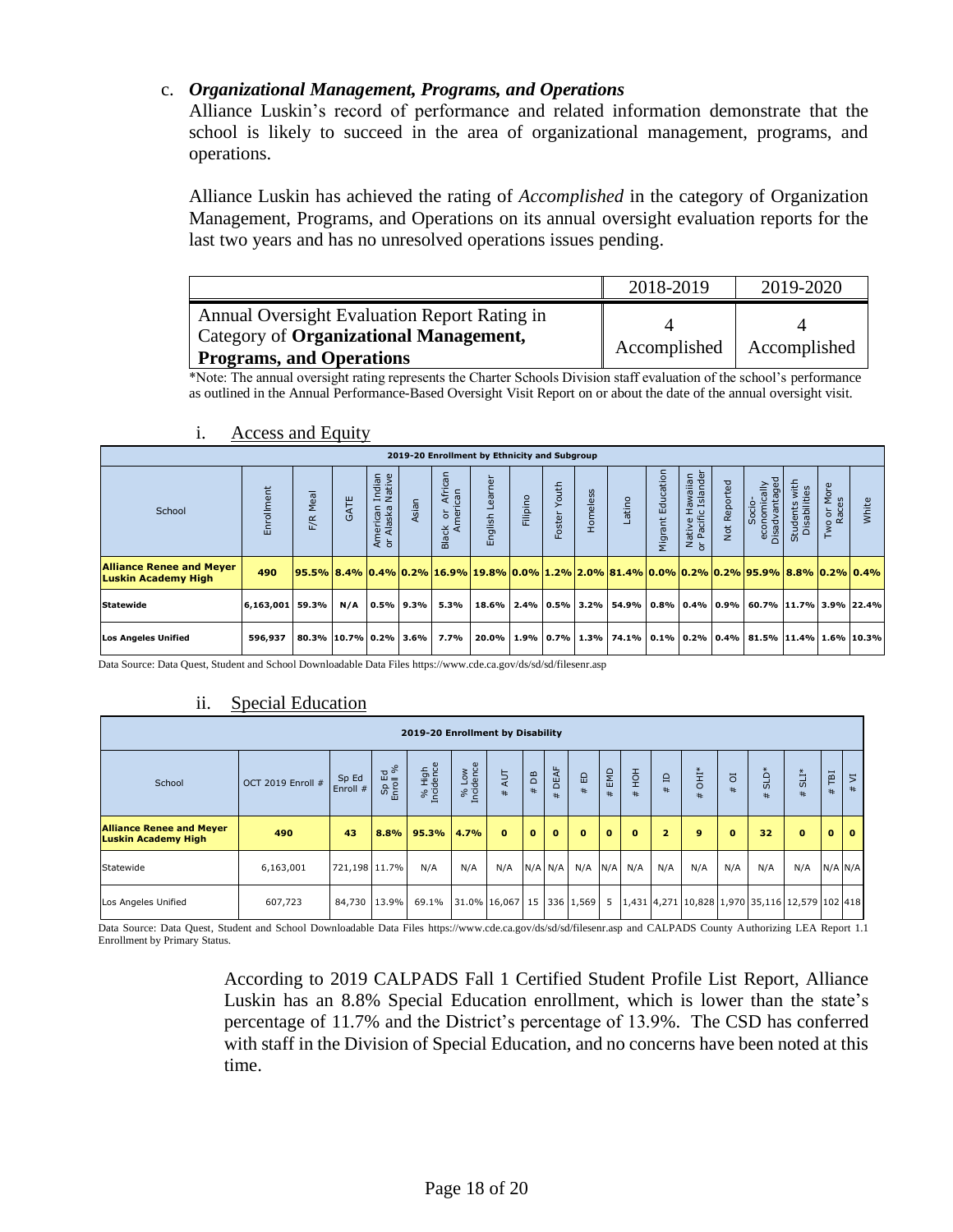c. ***Organizational Management, Programs, and Operations***

Alliance Luskin's record of performance and related information demonstrate that the school is likely to succeed in the area of organizational management, programs, and operations.

Alliance Luskin has achieved the rating of *Accomplished* in the category of Organization Management, Programs, and Operations on its annual oversight evaluation reports for the last two years and has no unresolved operations issues pending.

| | 2018-2019 | 2019-2020 |
|---|---|---|
| Annual Oversight Evaluation Report Rating in Category of **Organizational Management, Programs, and Operations** | 4<br>Accomplished | 4<br>Accomplished |

*Note: The annual oversight rating represents the Charter Schools Division staff evaluation of the school's performance as outlined in the Annual Performance-Based Oversight Visit Report on or about the date of the annual oversight visit.

i. Access and Equity

**2019-20 Enrollment by Ethnicity and Subgroup**

| School | Enrollment | F/R Meal | GATE | American Indian or Alaska Native | Asian | Black or African American | English Learner | Filipino | Foster Youth | Homeless | Latino | Migrant Education | Native Hawaiian or Pacific Islander | Not Reported | Socio-economically Disadvantaged | Students with Disabilities | Two or More Races | White |
|---|---|---|---|---|---|---|---|---|---|---|---|---|---|---|---|---|---|---|
| **Alliance Renee and Meyer Luskin Academy High** | **490** | **95.5%** | **8.4%** | **0.4%** | **0.2%** | **16.9%** | **19.8%** | **0.0%** | **1.2%** | **2.0%** | **81.4%** | **0.0%** | **0.2%** | **0.2%** | **95.9%** | **8.8%** | **0.2%** | **0.4%** |
| **Statewide** | **6,163,001** | **59.3%** | **N/A** | **0.5%** | **9.3%** | **5.3%** | **18.6%** | **2.4%** | **0.5%** | **3.2%** | **54.9%** | **0.8%** | **0.4%** | **0.9%** | **60.7%** | **11.7%** | **3.9%** | **22.4%** |
| **Los Angeles Unified** | **596,937** | **80.3%** | **10.7%** | **0.2%** | **3.6%** | **7.7%** | **20.0%** | **1.9%** | **0.7%** | **1.3%** | **74.1%** | **0.1%** | **0.2%** | **0.4%** | **81.5%** | **11.4%** | **1.6%** | **10.3%** |

Data Source: Data Quest, Student and School Downloadable Data Files https://www.cde.ca.gov/ds/sd/sd/filesenr.asp

ii. Special Education

**2019-20 Enrollment by Disability**

| School | OCT 2019 Enroll # | Sp Ed Enroll # | Sp Ed Enroll % | % High Incidence | % Low Incidence | # AUT | # DB | # DEAF | # ED | # EMD | # HOH | # ID | # OHI* | # OI | # SLD* | # SLI* | # TBI | # VI |
|---|---|---|---|---|---|---|---|---|---|---|---|---|---|---|---|---|---|---|
| **Alliance Renee and Meyer Luskin Academy High** | **490** | **43** | **8.8%** | **95.3%** | **4.7%** | **0** | **0** | **0** | **0** | **0** | **0** | **2** | **9** | **0** | **32** | **0** | **0** | **0** |
| Statewide | 6,163,001 | 721,198 | 11.7% | N/A | N/A | N/A | N/A | N/A | N/A | N/A | N/A | N/A | N/A | N/A | N/A | N/A | N/A | N/A |
| Los Angeles Unified | 607,723 | 84,730 | 13.9% | 69.1% | 31.0% | 16,067 | 15 | 336 | 1,569 | 5 | 1,431 | 4,271 | 10,828 | 1,970 | 35,116 | 12,579 | 102 | 418 |

Data Source: Data Quest, Student and School Downloadable Data Files https://www.cde.ca.gov/ds/sd/sd/filesenr.asp and CALPADS County Authorizing LEA Report 1.1 Enrollment by Primary Status.

According to 2019 CALPADS Fall 1 Certified Student Profile List Report, Alliance Luskin has an 8.8% Special Education enrollment, which is lower than the state's percentage of 11.7% and the District's percentage of 13.9%. The CSD has conferred with staff in the Division of Special Education, and no concerns have been noted at this time.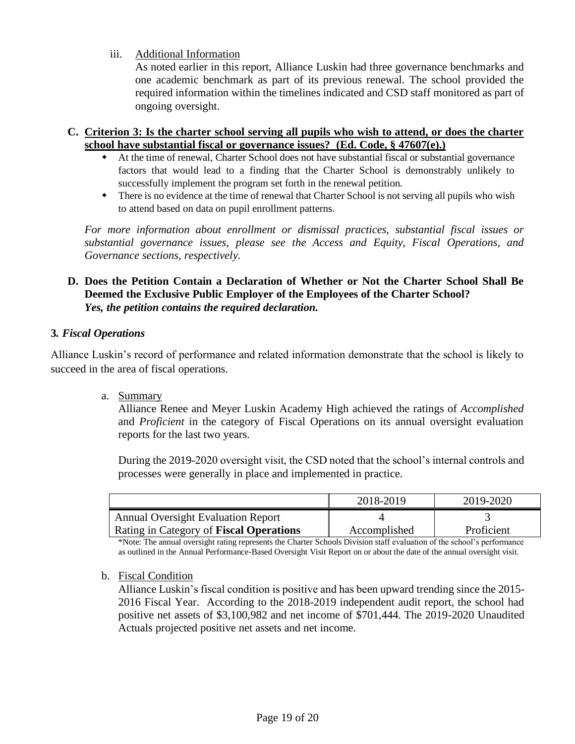iii. Additional Information

As noted earlier in this report, Alliance Luskin had three governance benchmarks and one academic benchmark as part of its previous renewal. The school provided the required information within the timelines indicated and CSD staff monitored as part of ongoing oversight.

**C. Criterion 3: Is the charter school serving all pupils who wish to attend, or does the charter school have substantial fiscal or governance issues? (Ed. Code, § 47607(e).)**

- At the time of renewal, Charter School does not have substantial fiscal or substantial governance factors that would lead to a finding that the Charter School is demonstrably unlikely to successfully implement the program set forth in the renewal petition.
- There is no evidence at the time of renewal that Charter School is not serving all pupils who wish to attend based on data on pupil enrollment patterns.

*For more information about enrollment or dismissal practices, substantial fiscal issues or substantial governance issues, please see the Access and Equity, Fiscal Operations, and Governance sections, respectively.*

**D. Does the Petition Contain a Declaration of Whether or Not the Charter School Shall Be Deemed the Exclusive Public Employer of the Employees of the Charter School?**
***Yes, the petition contains the required declaration.***

**3. *Fiscal Operations***

Alliance Luskin's record of performance and related information demonstrate that the school is likely to succeed in the area of fiscal operations.

a. Summary

Alliance Renee and Meyer Luskin Academy High achieved the ratings of *Accomplished* and *Proficient* in the category of Fiscal Operations on its annual oversight evaluation reports for the last two years.

During the 2019-2020 oversight visit, the CSD noted that the school's internal controls and processes were generally in place and implemented in practice.

| | 2018-2019 | 2019-2020 |
|---|---|---|
| Annual Oversight Evaluation Report Rating in Category of **Fiscal Operations** | 4 Accomplished | 3 Proficient |

\*Note: The annual oversight rating represents the Charter Schools Division staff evaluation of the school's performance as outlined in the Annual Performance-Based Oversight Visit Report on or about the date of the annual oversight visit.

b. Fiscal Condition

Alliance Luskin's fiscal condition is positive and has been upward trending since the 2015-2016 Fiscal Year. According to the 2018-2019 independent audit report, the school had positive net assets of $3,100,982 and net income of $701,444. The 2019-2020 Unaudited Actuals projected positive net assets and net income.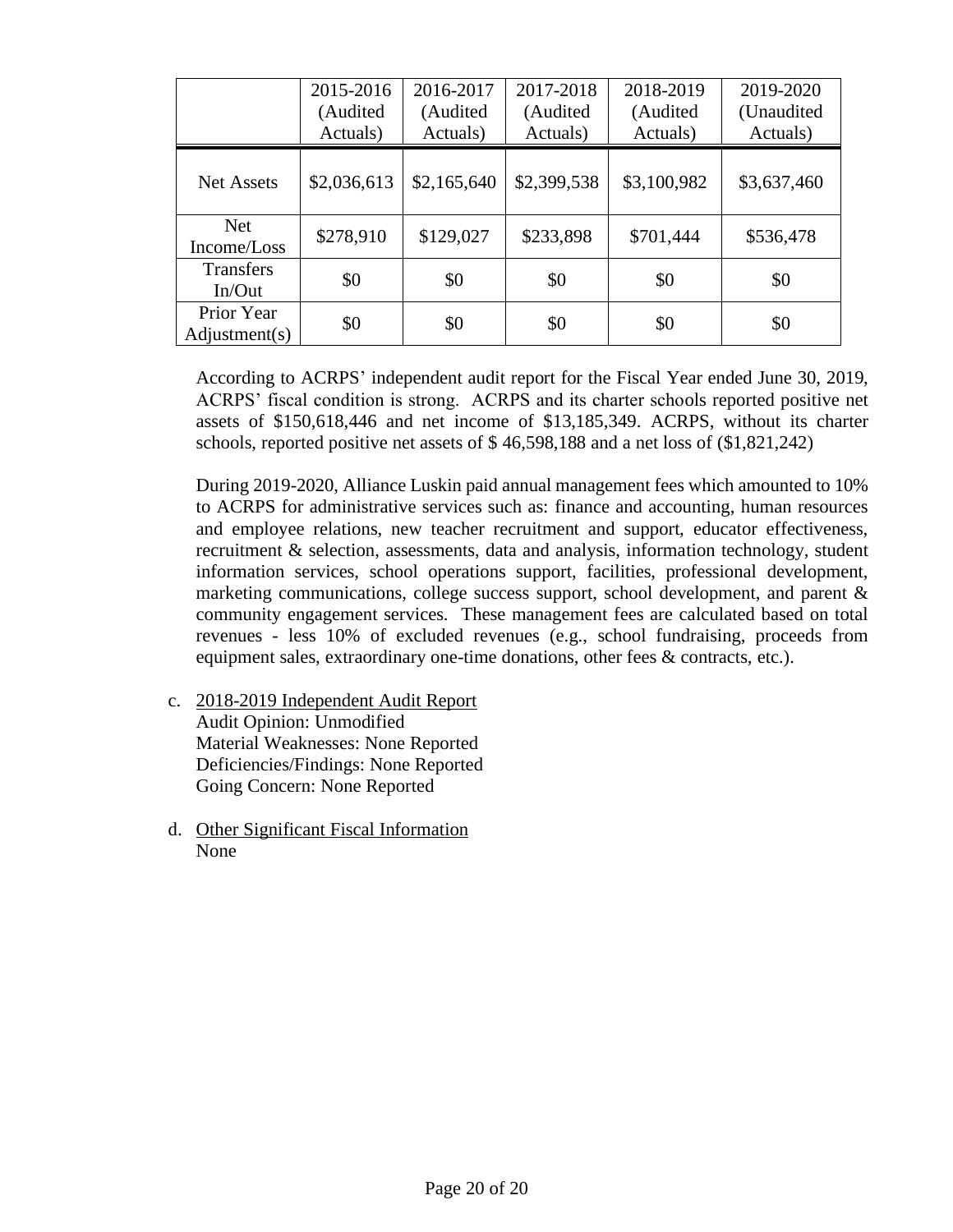| | 2015-2016 (Audited Actuals) | 2016-2017 (Audited Actuals) | 2017-2018 (Audited Actuals) | 2018-2019 (Audited Actuals) | 2019-2020 (Unaudited Actuals) |
|---|---|---|---|---|---|
| Net Assets | $2,036,613 | $2,165,640 | $2,399,538 | $3,100,982 | $3,637,460 |
| Net Income/Loss | $278,910 | $129,027 | $233,898 | $701,444 | $536,478 |
| Transfers In/Out | $0 | $0 | $0 | $0 | $0 |
| Prior Year Adjustment(s) | $0 | $0 | $0 | $0 | $0 |

According to ACRPS' independent audit report for the Fiscal Year ended June 30, 2019, ACRPS' fiscal condition is strong. ACRPS and its charter schools reported positive net assets of $150,618,446 and net income of $13,185,349. ACRPS, without its charter schools, reported positive net assets of $ 46,598,188 and a net loss of ($1,821,242)

During 2019-2020, Alliance Luskin paid annual management fees which amounted to 10% to ACRPS for administrative services such as: finance and accounting, human resources and employee relations, new teacher recruitment and support, educator effectiveness, recruitment & selection, assessments, data and analysis, information technology, student information services, school operations support, facilities, professional development, marketing communications, college success support, school development, and parent & community engagement services. These management fees are calculated based on total revenues - less 10% of excluded revenues (e.g., school fundraising, proceeds from equipment sales, extraordinary one-time donations, other fees & contracts, etc.).

c. 2018-2019 Independent Audit Report
   Audit Opinion: Unmodified
   Material Weaknesses: None Reported
   Deficiencies/Findings: None Reported
   Going Concern: None Reported

d. Other Significant Fiscal Information
   None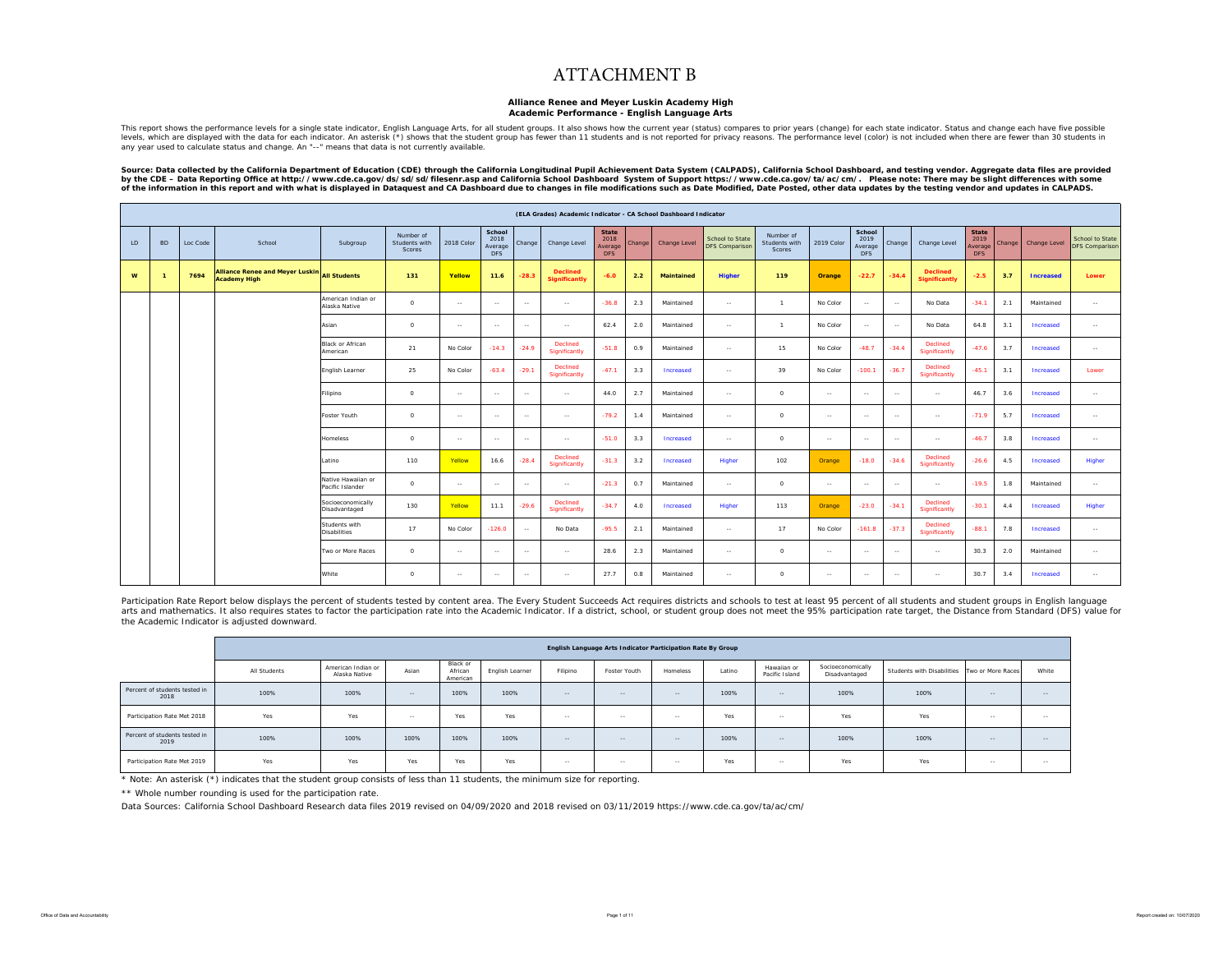# ATTACHMENT B

**Alliance Renee and Meyer Luskin Academy High**
**Academic Performance - English Language Arts**

This report shows the performance levels for a single state indicator, English Language Arts, for all student groups. It also shows how the current year (status) compares to prior years (change) for each state indicator. Status and change each have five possible levels, which are displayed with the data for each indicator. An asterisk (*) shows that the student group has fewer than 11 students and is not reported for privacy reasons. The performance level (color) is not included when there are fewer than 30 students in any year used to calculate status and change. An "--" means that data is not currently available.

**Source: Data collected by the California Department of Education (CDE) through the California Longitudinal Pupil Achievement Data System (CALPADS), California School Dashboard, and testing vendor. Aggregate data files are provided by the CDE – Data Reporting Office at http://www.cde.ca.gov/ds/sd/sd/filesenr.asp and California School Dashboard System of Support https://www.cde.ca.gov/ta/ac/cm/. Please note: There may be slight differences with some of the information in this report and with what is displayed in Dataquest and CA Dashboard due to changes in file modifications such as Date Modified, Date Posted, other data updates by the testing vendor and updates in CALPADS.**

| (ELA Grades) Academic Indicator - CA School Dashboard Indicator | | | | | | | | | | | | | | | | | | | | | | | |
|---|---|---|---|---|---|---|---|---|---|---|---|---|---|---|---|---|---|---|---|---|---|---|---|
| LD | BD | Loc Code | School | Subgroup | Number of Students with Scores | 2018 Color | School 2018 Average DFS | Change | Change Level | State 2018 Average DFS | Change | Change Level | School to State DFS Comparison | Number of Students with Scores | 2019 Color | School 2019 Average DFS | Change | Change Level | State 2019 Average DFS | Change | Change Level | School to State DFS Comparison |
| **W** | **1** | **7694** | **Alliance Renee and Meyer Luskin Academy High** | **All Students** | **131** | **Yellow** | **11.6** | **-28.3** | **Declined Significantly** | **-6.0** | **2.2** | **Maintained** | **Higher** | **119** | **Orange** | **-22.7** | **-34.4** | **Declined Significantly** | **-2.5** | **3.7** | **Increased** | **Lower** |
| | | | | American Indian or Alaska Native | 0 | -- | -- | -- | -- | -36.8 | 2.3 | Maintained | -- | 1 | No Color | -- | -- | No Data | -34.1 | 2.1 | Maintained | -- |
| | | | | Asian | 0 | -- | -- | -- | -- | 62.4 | 2.0 | Maintained | -- | 1 | No Color | -- | -- | No Data | 64.8 | 3.1 | Increased | -- |
| | | | | Black or African American | 21 | No Color | -14.3 | -24.9 | Declined Significantly | -51.8 | 0.9 | Maintained | -- | 15 | No Color | -48.7 | -34.4 | Declined Significantly | -47.6 | 3.7 | Increased | -- |
| | | | | English Learner | 25 | No Color | -63.4 | -29.1 | Declined Significantly | -47.1 | 3.3 | Increased | -- | 39 | No Color | -100.1 | -36.7 | Declined Significantly | -45.1 | 3.1 | Increased | Lower |
| | | | | Filipino | 0 | -- | -- | -- | -- | 44.0 | 2.7 | Maintained | -- | 0 | -- | -- | -- | -- | 46.7 | 3.6 | Increased | -- |
| | | | | Foster Youth | 0 | -- | -- | -- | -- | -79.2 | 1.4 | Maintained | -- | 0 | -- | -- | -- | -- | -71.9 | 5.7 | Increased | -- |
| | | | | Homeless | 0 | -- | -- | -- | -- | -51.0 | 3.3 | Increased | -- | 0 | -- | -- | -- | -- | -46.7 | 3.8 | Increased | -- |
| | | | | Latino | 110 | Yellow | 16.6 | -28.4 | Declined Significantly | -31.3 | 3.2 | Increased | Higher | 102 | Orange | -18.0 | -34.6 | Declined Significantly | -26.6 | 4.5 | Increased | Higher |
| | | | | Native Hawaiian or Pacific Islander | 0 | -- | -- | -- | -- | -21.3 | 0.7 | Maintained | -- | 0 | -- | -- | -- | -- | -19.5 | 1.8 | Maintained | -- |
| | | | | Socioeconomically Disadvantaged | 130 | Yellow | 11.1 | -29.6 | Declined Significantly | -34.7 | 4.0 | Increased | Higher | 113 | Orange | -23.0 | -34.1 | Declined Significantly | -30.1 | 4.4 | Increased | Higher |
| | | | | Students with Disabilities | 17 | No Color | -126.0 | -- | No Data | -95.5 | 2.1 | Maintained | -- | 17 | No Color | -161.8 | -37.3 | Declined Significantly | -88.1 | 7.8 | Increased | -- |
| | | | | Two or More Races | 0 | -- | -- | -- | -- | 28.6 | 2.3 | Maintained | -- | 0 | -- | -- | -- | -- | 30.3 | 2.0 | Maintained | -- |
| | | | | White | 0 | -- | -- | -- | -- | 27.7 | 0.8 | Maintained | -- | 0 | -- | -- | -- | -- | 30.7 | 3.4 | Increased | -- |

Participation Rate Report below displays the percent of students tested by content area. The Every Student Succeeds Act requires districts and schools to test at least 95 percent of all students and student groups in English language arts and mathematics. It also requires states to factor the participation rate into the Academic Indicator. If a district, school, or student group does not meet the 95% participation rate target, the Distance from Standard (DFS) value for the Academic Indicator is adjusted downward.

| | English Language Arts Indicator Participation Rate By Group | | | | | | | | | | | | | |
|---|---|---|---|---|---|---|---|---|---|---|---|---|---|---|
| | All Students | American Indian or Alaska Native | Asian | Black or African American | English Learner | Filipino | Foster Youth | Homeless | Latino | Hawaiian or Pacific Island | Socioeconomically Disadvantaged | Students with Disabilities | Two or More Races | White |
| Percent of students tested in 2018 | 100% | 100% | -- | 100% | 100% | -- | -- | -- | 100% | -- | 100% | 100% | -- | -- |
| Participation Rate Met 2018 | Yes | Yes | -- | Yes | Yes | -- | -- | -- | Yes | -- | Yes | Yes | -- | -- |
| Percent of students tested in 2019 | 100% | 100% | 100% | 100% | 100% | -- | -- | -- | 100% | -- | 100% | 100% | -- | -- |
| Participation Rate Met 2019 | Yes | Yes | Yes | Yes | Yes | -- | -- | -- | Yes | -- | Yes | Yes | -- | -- |

* Note: An asterisk (*) indicates that the student group consists of less than 11 students, the minimum size for reporting.

** Whole number rounding is used for the participation rate.

Data Sources: California School Dashboard Research data files 2019 revised on 04/09/2020 and 2018 revised on 03/11/2019 https://www.cde.ca.gov/ta/ac/cm/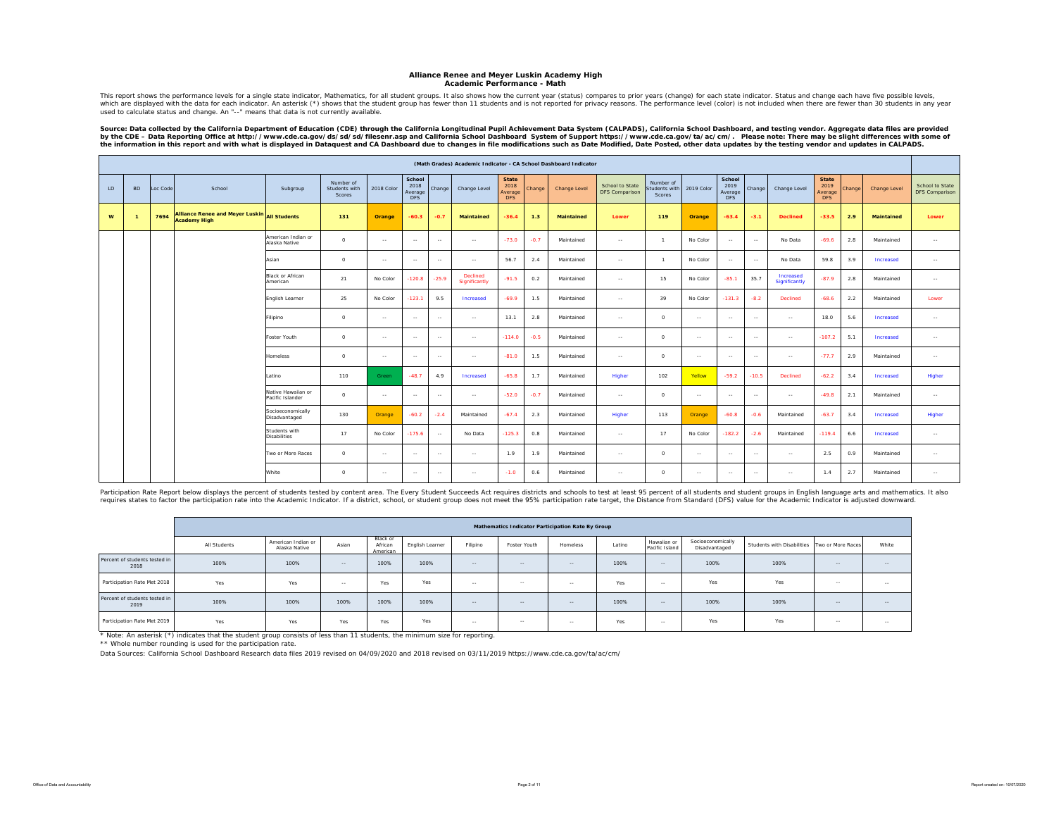# Alliance Renee and Meyer Luskin Academy High
## Academic Performance - Math

This report shows the performance levels for a single state indicator, Mathematics, for all student groups. It also shows how the current year (status) compares to prior years (change) for each state indicator. Status and change each have five possible levels, which are displayed with the data for each indicator. An asterisk (*) shows that the student group has fewer than 11 students and is not reported for privacy reasons. The performance level (color) is not included when there are fewer than 30 students in any year used to calculate status and change. An "--" means that data is not currently available.

**Source: Data collected by the California Department of Education (CDE) through the California Longitudinal Pupil Achievement Data System (CALPADS), California School Dashboard, and testing vendor. Aggregate data files are provided by the CDE – Data Reporting Office at http://www.cde.ca.gov/ds/sd/sd/filesenr.asp and California School Dashboard System of Support https://www.cde.ca.gov/ta/ac/cm/. Please note: There may be slight differences with some of the information in this report and with what is displayed in Dataquest and CA Dashboard due to changes in file modifications such as Date Modified, Date Posted, other data updates by the testing vendor and updates in CALPADS.**

| (Math Grades) Academic Indicator - CA School Dashboard Indicator | | | | | | | | | | | | | | | | | | | | | | | | | |
|---|---|---|---|---|---|---|---|---|---|---|---|---|---|---|---|---|---|---|---|---|---|---|---|---|---|
| LD | BD | Loc Code | School | Subgroup | Number of Students with Scores | 2018 Color | School 2018 Average DFS | Change | Change Level | State 2018 Average DFS | Change | Change Level | School to State DFS Comparison | Number of Students with Scores | 2019 Color | School 2019 Average DFS | Change | Change Level | State 2019 Average DFS | Change | Change Level | School to State DFS Comparison |
| **W** | **1** | **7694** | **Alliance Renee and Meyer Luskin Academy High** | **All Students** | **131** | **Orange** | **-60.3** | **-0.7** | **Maintained** | **-36.4** | **1.3** | **Maintained** | **Lower** | **119** | **Orange** | **-63.4** | **-3.1** | **Declined** | **-33.5** | **2.9** | **Maintained** | **Lower** |
| | | | | American Indian or Alaska Native | 0 | -- | -- | -- | -- | -73.0 | -0.7 | Maintained | -- | 1 | No Color | -- | -- | No Data | -69.6 | 2.8 | Maintained | -- |
| | | | | Asian | 0 | -- | -- | -- | -- | 56.7 | 2.4 | Maintained | -- | 1 | No Color | -- | -- | No Data | 59.8 | 3.9 | Increased | -- |
| | | | | Black or African American | 21 | No Color | -120.8 | -25.9 | Declined Significantly | -91.5 | 0.2 | Maintained | -- | 15 | No Color | -85.1 | 35.7 | Increased Significantly | -87.9 | 2.8 | Maintained | -- |
| | | | | English Learner | 25 | No Color | -123.1 | 9.5 | Increased | -69.9 | 1.5 | Maintained | -- | 39 | No Color | -131.3 | -8.2 | Declined | -68.6 | 2.2 | Maintained | Lower |
| | | | | Filipino | 0 | -- | -- | -- | -- | 13.1 | 2.8 | Maintained | -- | 0 | -- | -- | -- | -- | 18.0 | 5.6 | Increased | -- |
| | | | | Foster Youth | 0 | -- | -- | -- | -- | -114.0 | -0.5 | Maintained | -- | 0 | -- | -- | -- | -- | -107.2 | 5.1 | Increased | -- |
| | | | | Homeless | 0 | -- | -- | -- | -- | -81.0 | 1.5 | Maintained | -- | 0 | -- | -- | -- | -- | -77.7 | 2.9 | Maintained | -- |
| | | | | Latino | 110 | Green | -48.7 | 4.9 | Increased | -65.8 | 1.7 | Maintained | Higher | 102 | Yellow | -59.2 | -10.5 | Declined | -62.2 | 3.4 | Increased | Higher |
| | | | | Native Hawaiian or Pacific Islander | 0 | -- | -- | -- | -- | -52.0 | -0.7 | Maintained | -- | 0 | -- | -- | -- | -- | -49.8 | 2.1 | Maintained | -- |
| | | | | Socioeconomically Disadvantaged | 130 | Orange | -60.2 | -2.4 | Maintained | -67.4 | 2.3 | Maintained | Higher | 113 | Orange | -60.8 | -0.6 | Maintained | -63.7 | 3.4 | Increased | Higher |
| | | | | Students with Disabilities | 17 | No Color | -175.6 | -- | No Data | -125.3 | 0.8 | Maintained | -- | 17 | No Color | -182.2 | -2.6 | Maintained | -119.4 | 6.6 | Increased | -- |
| | | | | Two or More Races | 0 | -- | -- | -- | -- | 1.9 | 1.9 | Maintained | -- | 0 | -- | -- | -- | -- | 2.5 | 0.9 | Maintained | -- |
| | | | | White | 0 | -- | -- | -- | -- | -1.0 | 0.6 | Maintained | -- | 0 | -- | -- | -- | -- | 1.4 | 2.7 | Maintained | -- |

Participation Rate Report below displays the percent of students tested by content area. The Every Student Succeeds Act requires districts and schools to test at least 95 percent of all students and student groups in English language arts and mathematics. It also requires states to factor the participation rate into the Academic Indicator. If a district, school, or student group does not meet the 95% participation rate target, the Distance from Standard (DFS) value for the Academic Indicator is adjusted downward.

| | Mathematics Indicator Participation Rate By Group | | | | | | | | | | | | | |
|---|---|---|---|---|---|---|---|---|---|---|---|---|---|---|
| | All Students | American Indian or Alaska Native | Asian | Black or African American | English Learner | Filipino | Foster Youth | Homeless | Latino | Hawaiian or Pacific Island | Socioeconomically Disadvantaged | Students with Disabilities | Two or More Races | White |
| Percent of students tested in 2018 | 100% | 100% | -- | 100% | 100% | -- | -- | -- | 100% | -- | 100% | 100% | -- | -- |
| Participation Rate Met 2018 | Yes | Yes | -- | Yes | Yes | -- | -- | -- | Yes | -- | Yes | Yes | -- | -- |
| Percent of students tested in 2019 | 100% | 100% | 100% | 100% | 100% | -- | -- | -- | 100% | -- | 100% | 100% | -- | -- |
| Participation Rate Met 2019 | Yes | Yes | Yes | Yes | Yes | -- | -- | -- | Yes | -- | Yes | Yes | -- | -- |

\* Note: An asterisk (*) indicates that the student group consists of less than 11 students, the minimum size for reporting.

\*\* Whole number rounding is used for the participation rate.

Data Sources: California School Dashboard Research data files 2019 revised on 04/09/2020 and 2018 revised on 03/11/2019 https://www.cde.ca.gov/ta/ac/cm/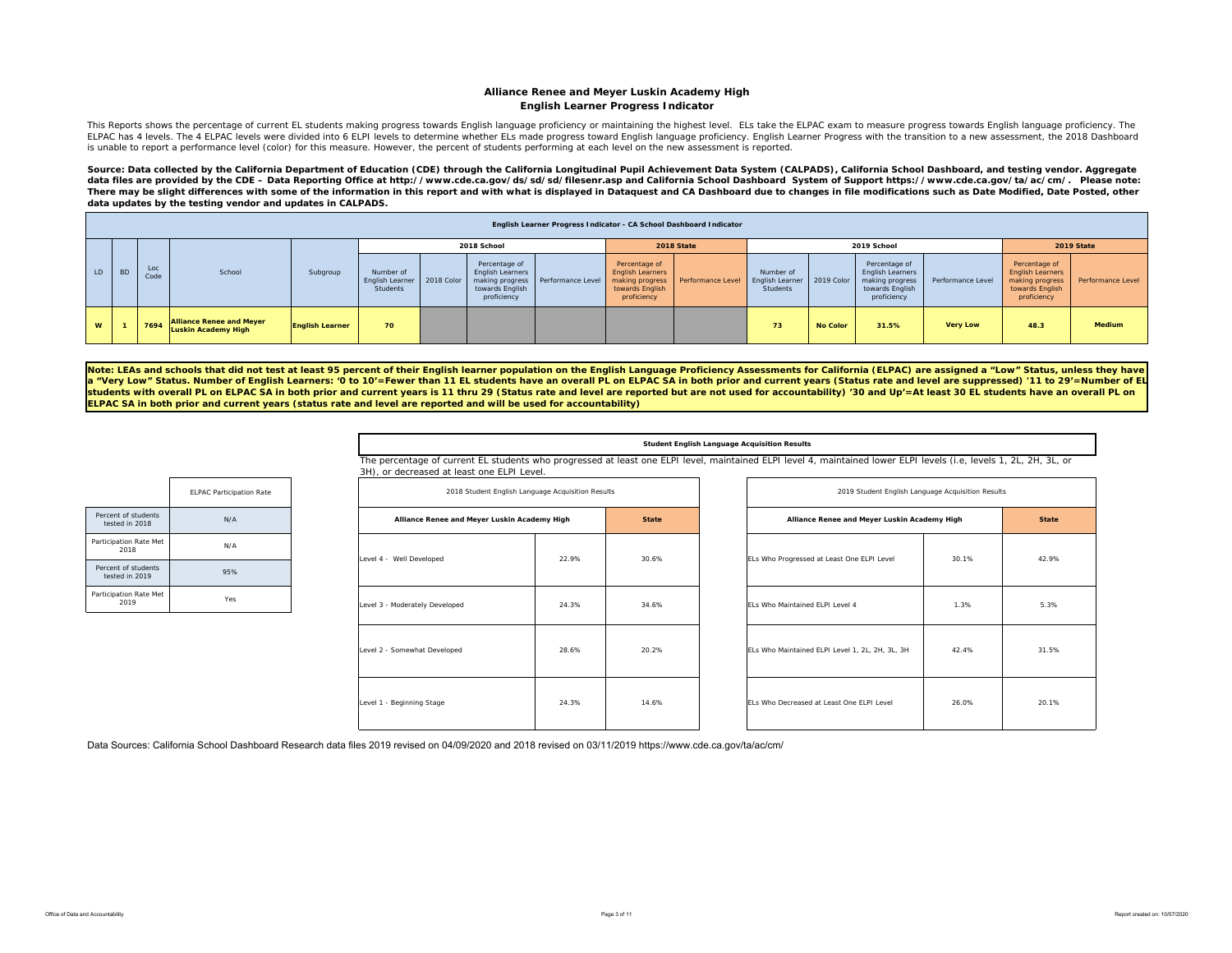# Alliance Renee and Meyer Luskin Academy High

## English Learner Progress Indicator

This Reports shows the percentage of current EL students making progress towards English language proficiency or maintaining the highest level. ELs take the ELPAC exam to measure progress towards English language proficiency. The ELPAC has 4 levels. The 4 ELPAC levels were divided into 6 ELPI levels to determine whether ELs made progress toward English language proficiency. English Learner Progress with the transition to a new assessment, the 2018 Dashboard is unable to report a performance level (color) for this measure. However, the percent of students performing at each level on the new assessment is reported.

**Source: Data collected by the California Department of Education (CDE) through the California Longitudinal Pupil Achievement Data System (CALPADS), California School Dashboard, and testing vendor. Aggregate data files are provided by the CDE – Data Reporting Office at http://www.cde.ca.gov/ds/sd/sd/filesenr.asp and California School Dashboard System of Support https://www.cde.ca.gov/ta/ac/cm/. Please note: There may be slight differences with some of the information in this report and with what is displayed in Dataquest and CA Dashboard due to changes in file modifications such as Date Modified, Date Posted, other data updates by the testing vendor and updates in CALPADS.**

**English Learner Progress Indicator - CA School Dashboard Indicator**

| LD | BD | Loc Code | School | Subgroup | 2018 School | | | | 2018 State | | 2019 School | | | | 2019 State | |
|---|---|---|---|---|---|---|---|---|---|---|---|---|---|---|---|---|
| | | | | | Number of English Learner Students | 2018 Color | Percentage of English Learners making progress towards English proficiency | Performance Level | Percentage of English Learners making progress towards English proficiency | Performance Level | Number of English Learner Students | 2019 Color | Percentage of English Learners making progress towards English proficiency | Performance Level | Percentage of English Learners making progress towards English proficiency | Performance Level |
| W | 1 | 7694 | Alliance Renee and Meyer Luskin Academy High | English Learner | 70 | | | | | | 73 | No Color | 31.5% | Very Low | 48.3 | Medium |

**Note: LEAs and schools that did not test at least 95 percent of their English learner population on the English Language Proficiency Assessments for California (ELPAC) are assigned a "Low" Status, unless they have a "Very Low" Status. Number of English Learners: '0 to 10'=Fewer than 11 EL students have an overall PL on ELPAC SA in both prior and current years (Status rate and level are suppressed) '11 to 29'=Number of EL students with overall PL on ELPAC SA in both prior and current years is 11 thru 29 (Status rate and level are reported but are not used for accountability) '30 and Up'=At least 30 EL students have an overall PL on ELPAC SA in both prior and current years (status rate and level are reported and will be used for accountability)**

| | ELPAC Participation Rate |
|---|---|
| Percent of students tested in 2018 | N/A |
| Participation Rate Met 2018 | N/A |
| Percent of students tested in 2019 | 95% |
| Participation Rate Met 2019 | Yes |

**Student English Language Acquisition Results**

The percentage of current EL students who progressed at least one ELPI level, maintained ELPI level 4, maintained lower ELPI levels (i.e, levels 1, 2L, 2H, 3L, or 3H), or decreased at least one ELPI Level.

2018 Student English Language Acquisition Results

| Alliance Renee and Meyer Luskin Academy High | | State |
|---|---|---|
| Level 4 - Well Developed | 22.9% | 30.6% |
| Level 3 - Moderately Developed | 24.3% | 34.6% |
| Level 2 - Somewhat Developed | 28.6% | 20.2% |
| Level 1 - Beginning Stage | 24.3% | 14.6% |

2019 Student English Language Acquisition Results

| Alliance Renee and Meyer Luskin Academy High | | State |
|---|---|---|
| ELs Who Progressed at Least One ELPI Level | 30.1% | 42.9% |
| ELs Who Maintained ELPI Level 4 | 1.3% | 5.3% |
| ELs Who Maintained ELPI Level 1, 2L, 2H, 3L, 3H | 42.4% | 31.5% |
| ELs Who Decreased at Least One ELPI Level | 26.0% | 20.1% |

Data Sources: California School Dashboard Research data files 2019 revised on 04/09/2020 and 2018 revised on 03/11/2019 https://www.cde.ca.gov/ta/ac/cm/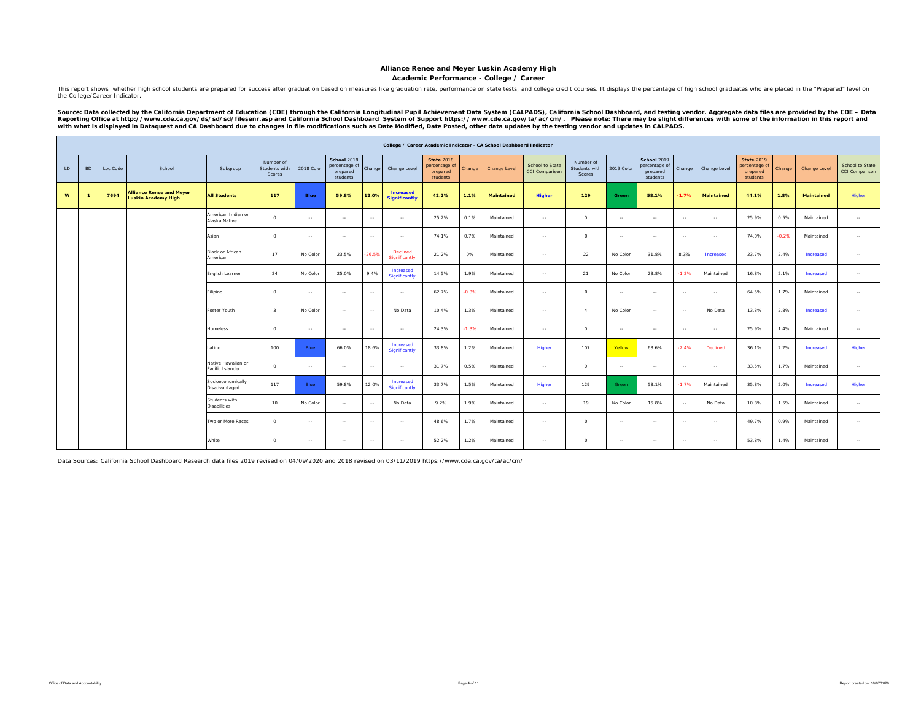# Alliance Renee and Meyer Luskin Academy High

## Academic Performance - College / Career

This report shows whether high school students are prepared for success after graduation based on measures like graduation rate, performance on state tests, and college credit courses. It displays the percentage of high school graduates who are placed in the "Prepared" level on the College/Career Indicator.

**Source: Data collected by the California Department of Education (CDE) through the California Longitudinal Pupil Achievement Data System (CALPADS), California School Dashboard, and testing vendor. Aggregate data files are provided by the CDE – Data Reporting Office at http://www.cde.ca.gov/ds/sd/sd/filesenr.asp and California School Dashboard System of Support https://www.cde.ca.gov/ta/ac/cm/. Please note: There may be slight differences with some of the information in this report and with what is displayed in Dataquest and CA Dashboard due to changes in file modifications such as Date Modified, Date Posted, other data updates by the testing vendor and updates in CALPADS.**

| College / Career Academic Indicator - CA School Dashboard Indicator | | | | | | | | | | | | | | | | | | | | | | | |
|---|---|---|---|---|---|---|---|---|---|---|---|---|---|---|---|---|---|---|---|---|---|---|---|
| LD | BD | Loc Code | School | Subgroup | Number of Students with Scores | 2018 Color | School 2018 percentage of prepared students | Change | Change Level | State 2018 percentage of prepared students | Change | Change Level | School to State CCI Comparison | Number of Students with Scores | 2019 Color | School 2019 percentage of prepared students | Change | Change Level | State 2019 percentage of prepared students | Change | Change Level | School to State CCI Comparison |
| **W** | **1** | **7694** | **Alliance Renee and Meyer Luskin Academy High** | **All Students** | **117** | **Blue** | **59.8%** | **12.0%** | **Increased Significantly** | **42.2%** | **1.1%** | **Maintained** | **Higher** | **129** | **Green** | **58.1%** | **-1.7%** | **Maintained** | **44.1%** | **1.8%** | **Maintained** | **Higher** |
| | | | | American Indian or Alaska Native | 0 | -- | -- | -- | -- | 25.2% | 0.1% | Maintained | -- | 0 | -- | -- | -- | -- | 25.9% | 0.5% | Maintained | -- |
| | | | | Asian | 0 | -- | -- | -- | -- | 74.1% | 0.7% | Maintained | -- | 0 | -- | -- | -- | -- | 74.0% | -0.2% | Maintained | -- |
| | | | | Black or African American | 17 | No Color | 23.5% | -26.5% | Declined Significantly | 21.2% | 0% | Maintained | -- | 22 | No Color | 31.8% | 8.3% | Increased | 23.7% | 2.4% | Increased | -- |
| | | | | English Learner | 24 | No Color | 25.0% | 9.4% | Increased Significantly | 14.5% | 1.9% | Maintained | -- | 21 | No Color | 23.8% | -1.2% | Maintained | 16.8% | 2.1% | Increased | -- |
| | | | | Filipino | 0 | -- | -- | -- | -- | 62.7% | -0.3% | Maintained | -- | 0 | -- | -- | -- | -- | 64.5% | 1.7% | Maintained | -- |
| | | | | Foster Youth | 3 | No Color | -- | -- | No Data | 10.4% | 1.3% | Maintained | -- | 4 | No Color | -- | -- | No Data | 13.3% | 2.8% | Increased | -- |
| | | | | Homeless | 0 | -- | -- | -- | -- | 24.3% | -1.3% | Maintained | -- | 0 | -- | -- | -- | -- | 25.9% | 1.4% | Maintained | -- |
| | | | | Latino | 100 | Blue | 66.0% | 18.6% | Increased Significantly | 33.8% | 1.2% | Maintained | Higher | 107 | Yellow | 63.6% | -2.4% | Declined | 36.1% | 2.2% | Increased | Higher |
| | | | | Native Hawaiian or Pacific Islander | 0 | -- | -- | -- | -- | 31.7% | 0.5% | Maintained | -- | 0 | -- | -- | -- | -- | 33.5% | 1.7% | Maintained | -- |
| | | | | Socioeconomically Disadvantaged | 117 | Blue | 59.8% | 12.0% | Increased Significantly | 33.7% | 1.5% | Maintained | Higher | 129 | Green | 58.1% | -1.7% | Maintained | 35.8% | 2.0% | Increased | Higher |
| | | | | Students with Disabilities | 10 | No Color | -- | -- | No Data | 9.2% | 1.9% | Maintained | -- | 19 | No Color | 15.8% | -- | No Data | 10.8% | 1.5% | Maintained | -- |
| | | | | Two or More Races | 0 | -- | -- | -- | -- | 48.6% | 1.7% | Maintained | -- | 0 | -- | -- | -- | -- | 49.7% | 0.9% | Maintained | -- |
| | | | | White | 0 | -- | -- | -- | -- | 52.2% | 1.2% | Maintained | -- | 0 | -- | -- | -- | -- | 53.8% | 1.4% | Maintained | -- |

Data Sources: California School Dashboard Research data files 2019 revised on 04/09/2020 and 2018 revised on 03/11/2019 https://www.cde.ca.gov/ta/ac/cm/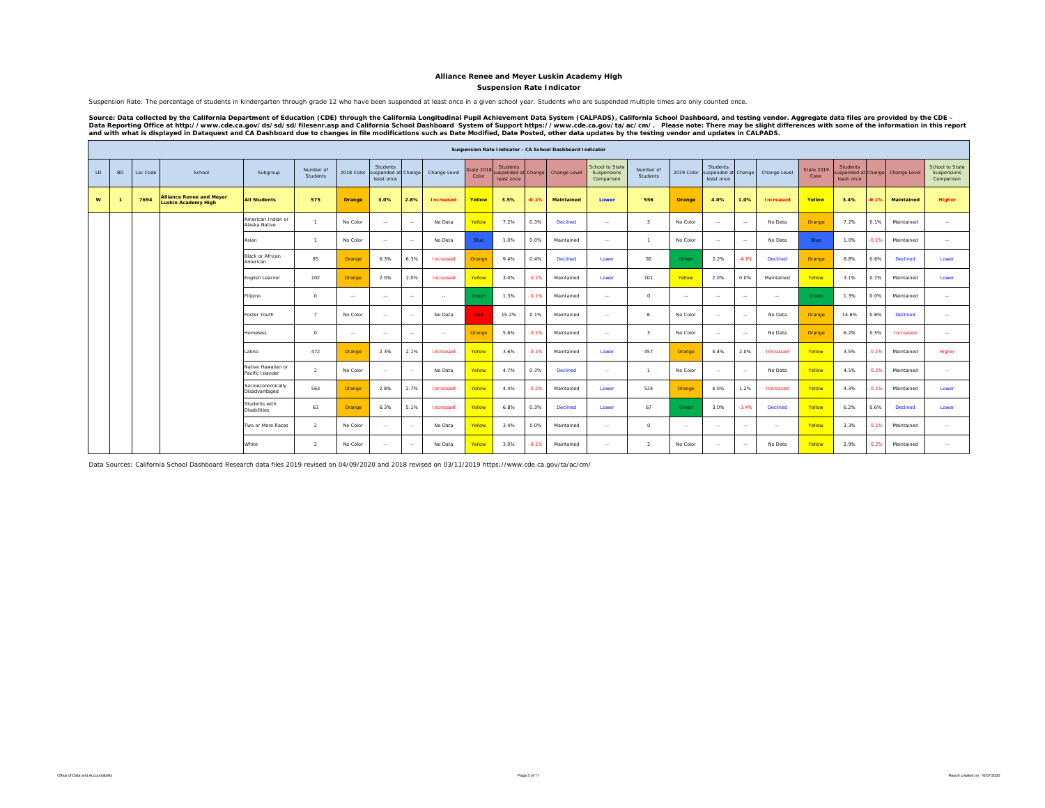## Alliance Renee and Meyer Luskin Academy High
### Suspension Rate Indicator

Suspension Rate: The percentage of students in kindergarten through grade 12 who have been suspended at least once in a given school year. Students who are suspended multiple times are only counted once.

**Source: Data collected by the California Department of Education (CDE) through the California Longitudinal Pupil Achievement Data System (CALPADS), California School Dashboard, and testing vendor. Aggregate data files are provided by the CDE – Data Reporting Office at http://www.cde.ca.gov/ds/sd/sd/filesenr.asp and California School Dashboard System of Support https://www.cde.ca.gov/ta/ac/cm/. Please note: There may be slight differences with some of the information in this report and with what is displayed in Dataquest and CA Dashboard due to changes in file modifications such as Date Modified, Date Posted, other data updates by the testing vendor and updates in CALPADS.**

| Suspension Rate Indicator - CA School Dashboard Indicator | | | | | | | | | | | | | | | | | | | | | | | | | |
|---|---|---|---|---|---|---|---|---|---|---|---|---|---|---|---|---|---|---|---|---|---|---|---|---|---|
| LD | BD | Loc Code | School | Subgroup | Number of Students | 2018 Color | Students suspended at least once | Change | Change Level | State 2018 Color | Students suspended at least once | Change | Change Level | School to State Suspensions Comparison | Number of Students | 2019 Color | Students suspended at least once | Change | Change Level | State 2019 Color | Students suspended at least once | Change | Change Level | School to State Suspensions Comparison |
| **W** | **1** | **7694** | **Alliance Renee and Meyer Luskin Academy High** | **All Students** | **575** | **Orange** | **3.0%** | **2.8%** | **Increased** | **Yellow** | **3.5%** | **-0.1%** | **Maintained** | **Lower** | **556** | **Orange** | **4.0%** | **1.0%** | **Increased** | **Yellow** | **3.4%** | **-0.1%** | **Maintained** | **Higher** |
| | | | | American Indian or Alaska Native | 1 | No Color | -- | -- | No Data | Yellow | 7.2% | 0.3% | Declined | -- | 3 | No Color | -- | -- | No Data | Orange | 7.2% | 0.1% | Maintained | -- |
| | | | | Asian | 1 | No Color | -- | -- | No Data | Blue | 1.0% | 0.0% | Maintained | -- | 1 | No Color | -- | -- | No Data | Blue | 1.0% | -0.1% | Maintained | -- |
| | | | | Black or African American | 95 | Orange | 6.3% | 6.3% | Increased | Orange | 9.4% | 0.4% | Declined | Lower | 92 | Green | 2.2% | -4.1% | Declined | Orange | 8.8% | 0.6% | Declined | Lower |
| | | | | English Learner | 102 | Orange | 2.0% | 2.0% | Increased | Yellow | 3.0% | -0.1% | Maintained | Lower | 101 | Yellow | 2.0% | 0.0% | Maintained | Yellow | 3.1% | 0.1% | Maintained | Lower |
| | | | | Filipino | 0 | -- | -- | -- | -- | Green | 1.3% | -0.1% | Maintained | -- | 0 | -- | -- | -- | -- | Green | 1.3% | 0.0% | Maintained | -- |
| | | | | Foster Youth | 7 | No Color | -- | -- | No Data | Red | 15.2% | 0.1% | Maintained | -- | 6 | No Color | -- | -- | No Data | Orange | 14.6% | 0.6% | Declined | -- |
| | | | | Homeless | 0 | -- | -- | -- | -- | Orange | 5.6% | -0.1% | Maintained | -- | 3 | No Color | -- | -- | No Data | Orange | 6.2% | 0.5% | Increased | -- |
| | | | | Latino | 472 | Orange | 2.3% | 2.1% | Increased | Yellow | 3.6% | -0.1% | Maintained | Lower | 457 | Orange | 4.4% | 2.0% | Increased | Yellow | 3.5% | -0.1% | Maintained | Higher |
| | | | | Native Hawaiian or Pacific Islander | 2 | No Color | -- | -- | No Data | Yellow | 4.7% | 0.3% | Declined | -- | 1 | No Color | -- | -- | No Data | Yellow | 4.5% | -0.2% | Maintained | -- |
| | | | | Socioeconomically Disadvantaged | 563 | Orange | 2.8% | 2.7% | Increased | Yellow | 4.4% | -0.2% | Maintained | Lower | 524 | Orange | 4.0% | 1.2% | Increased | Yellow | 4.3% | -0.1% | Maintained | Lower |
| | | | | Students with Disabilities | 63 | Orange | 6.3% | 5.1% | Increased | Yellow | 6.8% | 0.3% | Declined | Lower | 67 | Green | 3.0% | -3.4% | Declined | Yellow | 6.2% | 0.6% | Declined | Lower |
| | | | | Two or More Races | 2 | No Color | -- | -- | No Data | Yellow | 3.4% | 0.0% | Maintained | -- | 0 | -- | -- | -- | -- | Yellow | 3.3% | -0.1% | Maintained | -- |
| | | | | White | 2 | No Color | -- | -- | No Data | Yellow | 3.0% | -0.1% | Maintained | -- | 2 | No Color | -- | -- | No Data | Yellow | 2.9% | -0.2% | Maintained | -- |

Data Sources: California School Dashboard Research data files 2019 revised on 04/09/2020 and 2018 revised on 03/11/2019 https://www.cde.ca.gov/ta/ac/cm/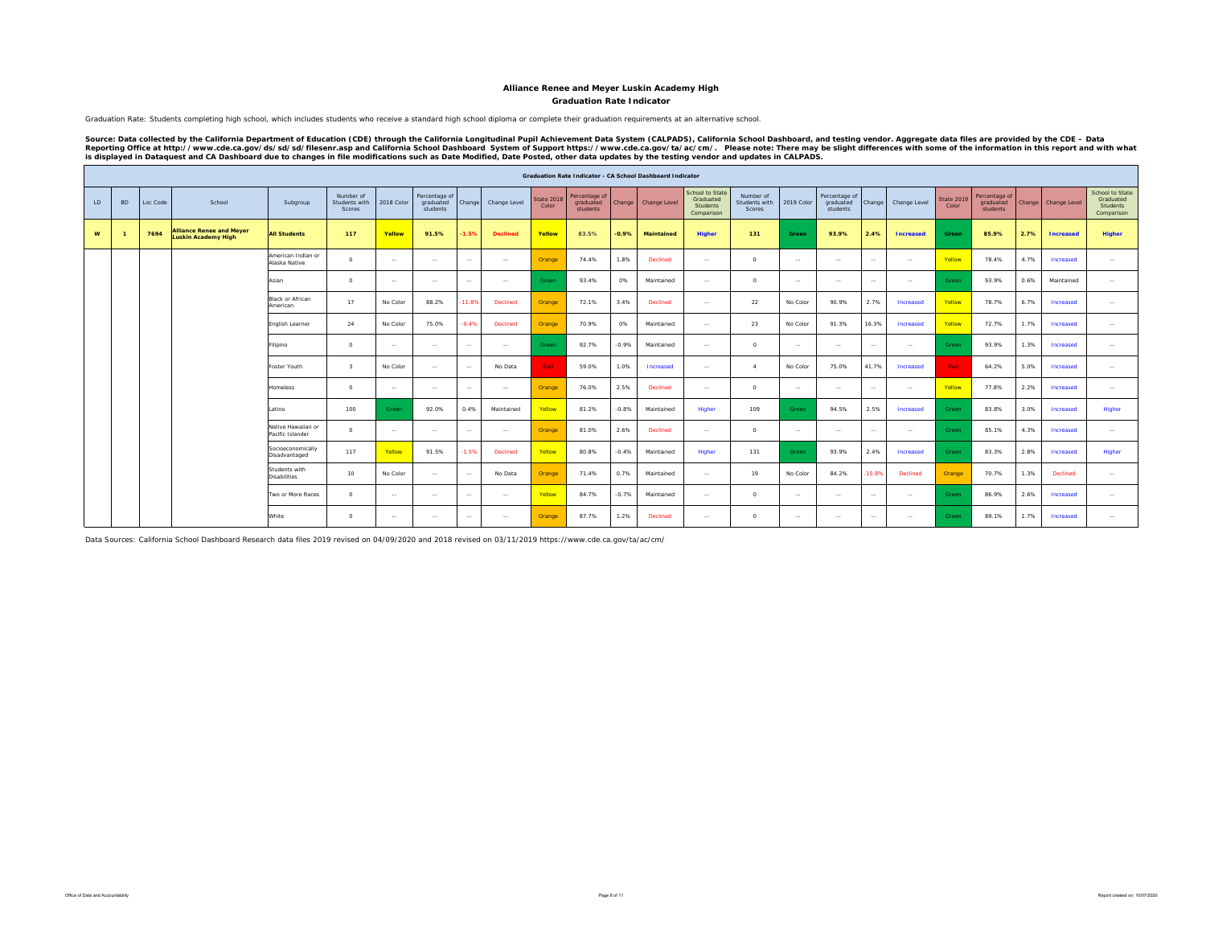# Alliance Renee and Meyer Luskin Academy High

## Graduation Rate Indicator

Graduation Rate: Students completing high school, which includes students who receive a standard high school diploma or complete their graduation requirements at an alternative school.

**Source: Data collected by the California Department of Education (CDE) through the California Longitudinal Pupil Achievement Data System (CALPADS), California School Dashboard, and testing vendor. Aggregate data files are provided by the CDE – Data Reporting Office at http://www.cde.ca.gov/ds/sd/sd/filesenr.asp and California School Dashboard System of Support https://www.cde.ca.gov/ta/ac/cm/. Please note: There may be slight differences with some of the information in this report and with what is displayed in Dataquest and CA Dashboard due to changes in file modifications such as Date Modified, Date Posted, other data updates by the testing vendor and updates in CALPADS.**

| Graduation Rate Indicator - CA School Dashboard Indicator | | | | | | | | | | | | | | | | | | | | | | | | | |
|---|---|---|---|---|---|---|---|---|---|---|---|---|---|---|---|---|---|---|---|---|---|---|---|---|---|
| LD | BD | Loc Code | School | Subgroup | Number of Students with Scores | 2018 Color | Percentage of graduated students | Change | Change Level | State 2018 Color | Percentage of graduated students | Change | Change Level | School to State Graduated Students Comparison | Number of Students with Scores | 2019 Color | Percentage of graduated students | Change | Change Level | State 2019 Color | Percentage of graduated students | Change | Change Level | School to State Graduated Students Comparison |
| **W** | **1** | **7694** | **Alliance Renee and Meyer Luskin Academy High** | **All Students** | **117** | **Yellow** | **91.5%** | **-1.5%** | **Declined** | **Yellow** | **83.5%** | **-0.9%** | **Maintained** | **Higher** | **131** | **Green** | **93.9%** | **2.4%** | **Increased** | **Green** | **85.9%** | **2.7%** | **Increased** | **Higher** |
| | | | | American Indian or Alaska Native | 0 | -- | -- | -- | -- | Orange | 74.4% | 1.8% | Declined | -- | 0 | -- | -- | -- | -- | Yellow | 78.4% | 4.7% | Increased | -- |
| | | | | Asian | 0 | -- | -- | -- | -- | Green | 93.4% | 0% | Maintained | -- | 0 | -- | -- | -- | -- | Green | 93.9% | 0.6% | Maintained | -- |
| | | | | Black or African American | 17 | No Color | 88.2% | -11.8% | Declined | Orange | 72.1% | 3.4% | Declined | -- | 22 | No Color | 90.9% | 2.7% | Increased | Yellow | 78.7% | 6.7% | Increased | -- |
| | | | | English Learner | 24 | No Color | 75.0% | -9.4% | Declined | Orange | 70.9% | 0% | Maintained | -- | 23 | No Color | 91.3% | 16.3% | Increased | Yellow | 72.7% | 1.7% | Increased | -- |
| | | | | Filipino | 0 | -- | -- | -- | -- | Green | 92.7% | -0.9% | Maintained | -- | 0 | -- | -- | -- | -- | Green | 93.9% | 1.3% | Increased | -- |
| | | | | Foster Youth | 3 | No Color | -- | -- | No Data | Red | 59.0% | 1.0% | Increased | -- | 4 | No Color | 75.0% | 41.7% | Increased | Red | 64.2% | 5.0% | Increased | -- |
| | | | | Homeless | 0 | -- | -- | -- | -- | Orange | 76.0% | 2.5% | Declined | -- | 0 | -- | -- | -- | -- | Yellow | 77.8% | 2.2% | Increased | -- |
| | | | | Latino | 100 | Green | 92.0% | 0.4% | Maintained | Yellow | 81.2% | -0.8% | Maintained | Higher | 109 | Green | 94.5% | 2.5% | Increased | Green | 83.8% | 3.0% | Increased | Higher |
| | | | | Native Hawaiian or Pacific Islander | 0 | -- | -- | -- | -- | Orange | 81.0% | 2.6% | Declined | -- | 0 | -- | -- | -- | -- | Green | 85.1% | 4.3% | Increased | -- |
| | | | | Socioeconomically Disadvantaged | 117 | Yellow | 91.5% | -1.5% | Declined | Yellow | 80.8% | -0.4% | Maintained | Higher | 131 | Green | 93.9% | 2.4% | Increased | Green | 83.3% | 2.8% | Increased | Higher |
| | | | | Students with Disabilities | 10 | No Color | -- | -- | No Data | Orange | 71.4% | 0.7% | Maintained | -- | 19 | No Color | 84.2% | -15.8% | Declined | Orange | 70.7% | 1.3% | Declined | -- |
| | | | | Two or More Races | 0 | -- | -- | -- | -- | Yellow | 84.7% | -0.7% | Maintained | -- | 0 | -- | -- | -- | -- | Green | 86.9% | 2.6% | Increased | -- |
| | | | | White | 0 | -- | -- | -- | -- | Orange | 87.7% | 1.2% | Declined | -- | 0 | -- | -- | -- | -- | Green | 89.1% | 1.7% | Increased | -- |

Data Sources: California School Dashboard Research data files 2019 revised on 04/09/2020 and 2018 revised on 03/11/2019 https://www.cde.ca.gov/ta/ac/cm/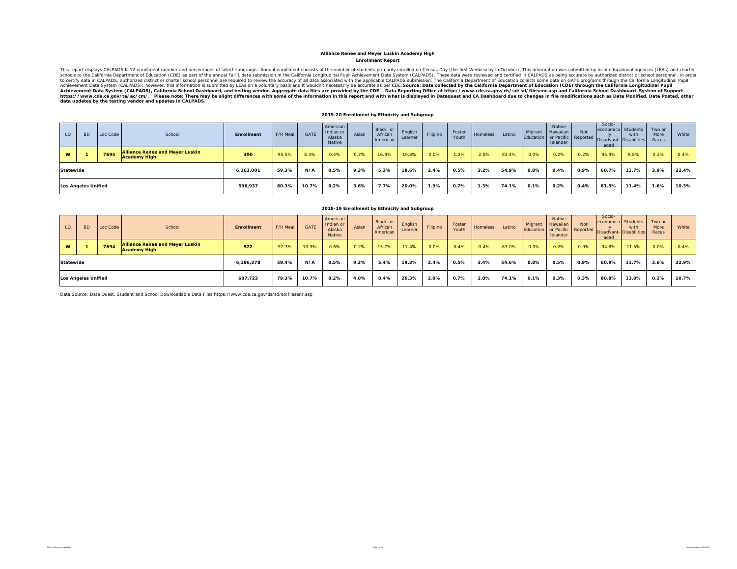**Alliance Renee and Meyer Luskin Academy High**

**Enrollment Report**

This report displays CALPADS K-12 enrollment number and percentages of select subgroups. Annual enrollment consists of the number of students primarily enrolled on Census Day (the first Wednesday in October). This information was submitted by local educational agencies (LEAs) and charter schools to the California Department of Education (CDE) as part of the annual Fall 1 data submission in the California Longitudinal Pupil Achievement Data System (CALPADS). These data were reviewed and certified in CALPADS as being accurate by authorized district or school personnel. In order to certify data in CALPADS, authorized district or charter school personnel are required to review the accuracy of all data associated with the applicable CALPADS submission. The California Department of Education collects some data on GATE programs through the California Longitudinal Pupil Achievement Data System (CALPADS); however, this information is submitted by LEAs on a voluntary basis and it wouldn't necessarily be accurate as per CDE. **Source: Data collected by the California Department of Education (CDE) through the California Longitudinal Pupil Achievement Data System (CALPADS), California School Dashboard, and testing vendor. Aggregate data files are provided by the CDE – Data Reporting Office at http://www.cde.ca.gov/ds/sd/sd/filesenr.asp and California School Dashboard System of Support https://www.cde.ca.gov/ta/ac/cm/. Please note: There may be slight differences with some of the information in this report and with what is displayed in Dataquest and CA Dashboard due to changes in file modifications such as Date Modified, Date Posted, other data updates by the testing vendor and updates in CALPADS.**

**2019-20 Enrollment by Ethnicity and Subgroup**

| LD | BD | Loc Code | School | Enrollment | F/R Meal | GATE | American Indian or Alaska Native | Asian | Black or African American | English Learner | Filipino | Foster Youth | Homeless | Latino | Migrant Education | Native Hawaiian or Pacific Islander | Not Reported | Socio-economically Disadvant-aged | Students with Disabilities | Two or More Races | White |
|---|---|---|---|---|---|---|---|---|---|---|---|---|---|---|---|---|---|---|---|---|---|
| W | 1 | 7694 | Alliance Renee and Meyer Luskin Academy High | 490 | 95.5% | 8.4% | 0.4% | 0.2% | 16.9% | 19.8% | 0.0% | 1.2% | 2.0% | 81.4% | 0.0% | 0.2% | 0.2% | 95.9% | 8.8% | 0.2% | 0.4% |
| Statewide | | | | 6,163,001 | 59.3% | N/A | 0.5% | 9.3% | 5.3% | 18.6% | 2.4% | 0.5% | 3.2% | 54.9% | 0.8% | 0.4% | 0.9% | 60.7% | 11.7% | 3.9% | 22.4% |
| Los Angeles Unified | | | | 596,937 | 80.3% | 10.7% | 0.2% | 3.6% | 7.7% | 20.0% | 1.9% | 0.7% | 1.3% | 74.1% | 0.1% | 0.2% | 0.4% | 81.5% | 11.4% | 1.6% | 10.3% |

**2018-19 Enrollment by Ethnicity and Subgroup**

| LD | BD | Loc Code | School | Enrollment | F/R Meal | GATE | American Indian or Alaska Native | Asian | Black or African American | English Learner | Filipino | Foster Youth | Homeless | Latino | Migrant Education | Native Hawaiian or Pacific Islander | Not Reported | Socio-economically Disadvant-aged | Students with Disabilities | Two or More Races | White |
|---|---|---|---|---|---|---|---|---|---|---|---|---|---|---|---|---|---|---|---|---|---|
| W | 1 | 7694 | Alliance Renee and Meyer Luskin Academy High | 522 | 92.3% | 10.3% | 0.6% | 0.2% | 15.7% | 17.4% | 0.0% | 0.4% | 0.4% | 83.0% | 0.0% | 0.2% | 0.0% | 94.8% | 11.5% | 0.0% | 0.4% |
| Statewide | | | | 6,186,278 | 59.4% | N/A | 0.5% | 9.3% | 5.4% | 19.3% | 2.4% | 0.5% | 3.4% | 54.6% | 0.8% | 0.5% | 0.9% | 60.9% | 11.7% | 3.6% | 22.9% |
| Los Angeles Unified | | | | 607,723 | 79.3% | 10.7% | 0.2% | 4.0% | 8.4% | 20.3% | 2.0% | 0.7% | 2.8% | 74.1% | 0.1% | 0.3% | 0.3% | 80.8% | 13.0% | 0.2% | 10.7% |

Data Source: Data Quest, Student and School Downloadable Data Files https://www.cde.ca.gov/ds/sd/sd/filesenr.asp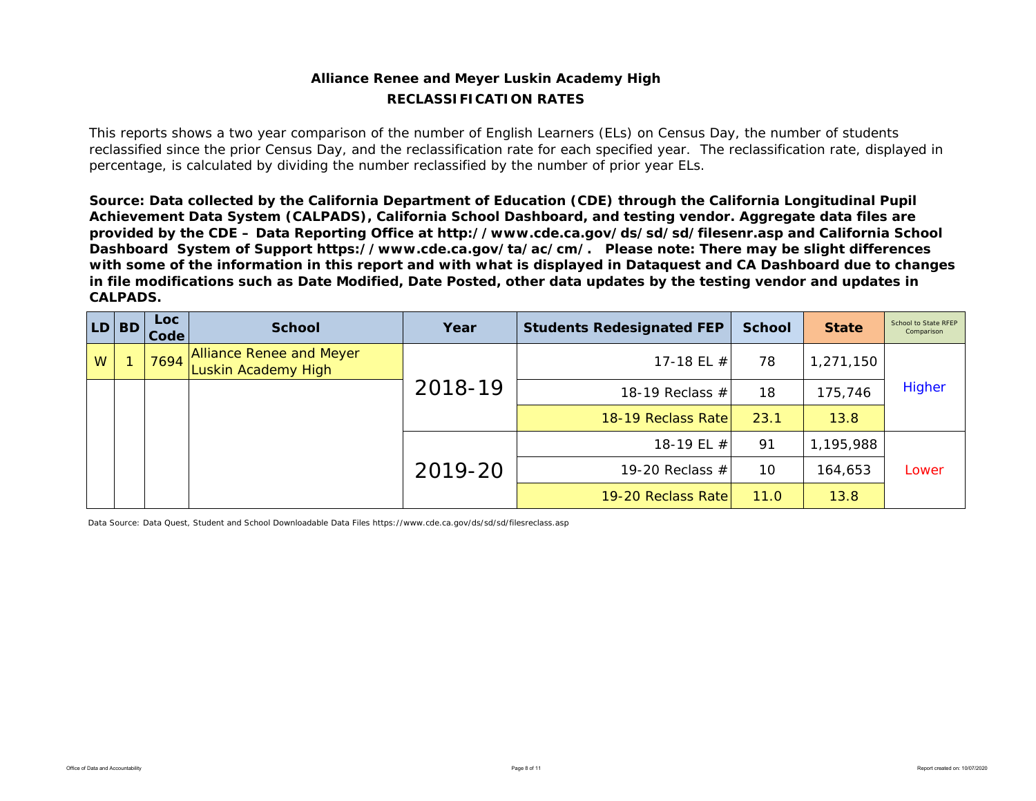## Alliance Renee and Meyer Luskin Academy High

## RECLASSIFICATION RATES

This reports shows a two year comparison of the number of English Learners (ELs) on Census Day, the number of students reclassified since the prior Census Day, and the reclassification rate for each specified year. The reclassification rate, displayed in percentage, is calculated by dividing the number reclassified by the number of prior year ELs.

**Source: Data collected by the California Department of Education (CDE) through the California Longitudinal Pupil Achievement Data System (CALPADS), California School Dashboard, and testing vendor. Aggregate data files are provided by the CDE – Data Reporting Office at http://www.cde.ca.gov/ds/sd/sd/filesenr.asp and California School Dashboard System of Support https://www.cde.ca.gov/ta/ac/cm/. Please note: There may be slight differences with some of the information in this report and with what is displayed in Dataquest and CA Dashboard due to changes in file modifications such as Date Modified, Date Posted, other data updates by the testing vendor and updates in CALPADS.**

| LD | BD | Loc Code | School | Year | Students Redesignated FEP | School | State | School to State RFEP Comparison |
|---|---|---|---|---|---|---|---|---|
| W | 1 | 7694 | Alliance Renee and Meyer Luskin Academy High | 2018-19 | 17-18 EL # | 78 | 1,271,150 | Higher |
| | | | | | 18-19 Reclass # | 18 | 175,746 | |
| | | | | | 18-19 Reclass Rate | 23.1 | 13.8 | |
| | | | | 2019-20 | 18-19 EL # | 91 | 1,195,988 | Lower |
| | | | | | 19-20 Reclass # | 10 | 164,653 | |
| | | | | | 19-20 Reclass Rate | 11.0 | 13.8 | |

Data Source: Data Quest, Student and School Downloadable Data Files https://www.cde.ca.gov/ds/sd/sd/filesreclass.asp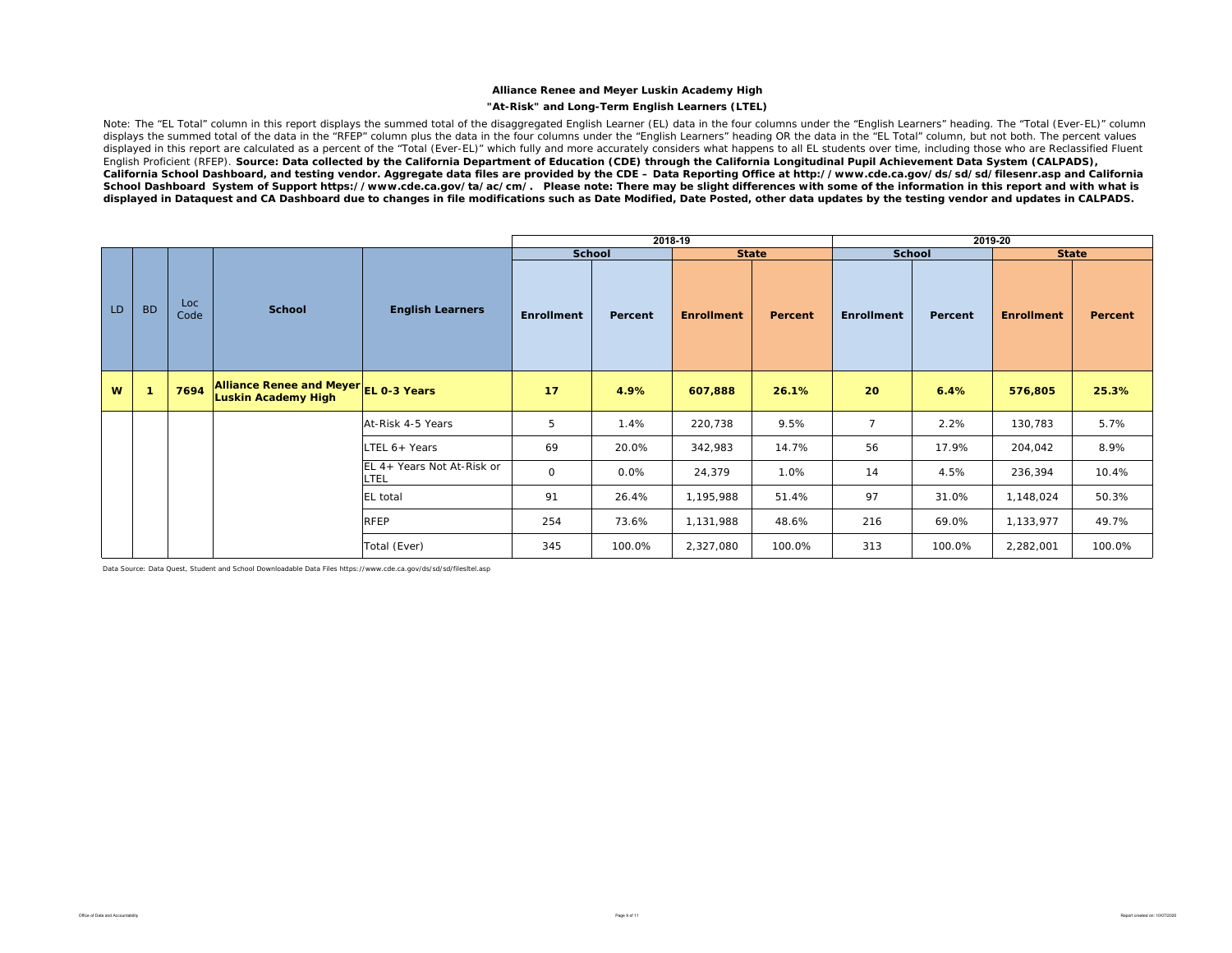**Alliance Renee and Meyer Luskin Academy High**

**"At-Risk" and Long-Term English Learners (LTEL)**

Note: The "EL Total" column in this report displays the summed total of the disaggregated English Learner (EL) data in the four columns under the "English Learners" heading. The "Total (Ever-EL)" column displays the summed total of the data in the "RFEP" column plus the data in the four columns under the "English Learners" heading OR the data in the "EL Total" column, but not both. The percent values displayed in this report are calculated as a percent of the "Total (Ever-EL)" which fully and more accurately considers what happens to all EL students over time, including those who are Reclassified Fluent English Proficient (RFEP). **Source: Data collected by the California Department of Education (CDE) through the California Longitudinal Pupil Achievement Data System (CALPADS), California School Dashboard, and testing vendor. Aggregate data files are provided by the CDE – Data Reporting Office at http://www.cde.ca.gov/ds/sd/sd/filesenr.asp and California School Dashboard System of Support https://www.cde.ca.gov/ta/ac/cm/. Please note: There may be slight differences with some of the information in this report and with what is displayed in Dataquest and CA Dashboard due to changes in file modifications such as Date Modified, Date Posted, other data updates by the testing vendor and updates in CALPADS.**

| | | | | | 2018-19 | | | | 2019-20 | | | |
|---|---|---|---|---|---|---|---|---|---|---|---|---|
| | | | | | School | | State | | School | | State | |
| LD | BD | Loc Code | School | English Learners | Enrollment | Percent | Enrollment | Percent | Enrollment | Percent | Enrollment | Percent |
| **W** | **1** | **7694** | **Alliance Renee and Meyer Luskin Academy High** | **EL 0-3 Years** | **17** | **4.9%** | **607,888** | **26.1%** | **20** | **6.4%** | **576,805** | **25.3%** |
| | | | | At-Risk 4-5 Years | 5 | 1.4% | 220,738 | 9.5% | 7 | 2.2% | 130,783 | 5.7% |
| | | | | LTEL 6+ Years | 69 | 20.0% | 342,983 | 14.7% | 56 | 17.9% | 204,042 | 8.9% |
| | | | | EL 4+ Years Not At-Risk or LTEL | 0 | 0.0% | 24,379 | 1.0% | 14 | 4.5% | 236,394 | 10.4% |
| | | | | EL total | 91 | 26.4% | 1,195,988 | 51.4% | 97 | 31.0% | 1,148,024 | 50.3% |
| | | | | RFEP | 254 | 73.6% | 1,131,988 | 48.6% | 216 | 69.0% | 1,133,977 | 49.7% |
| | | | | Total (Ever) | 345 | 100.0% | 2,327,080 | 100.0% | 313 | 100.0% | 2,282,001 | 100.0% |

Data Source: Data Quest, Student and School Downloadable Data Files https://www.cde.ca.gov/ds/sd/sd/filesltel.asp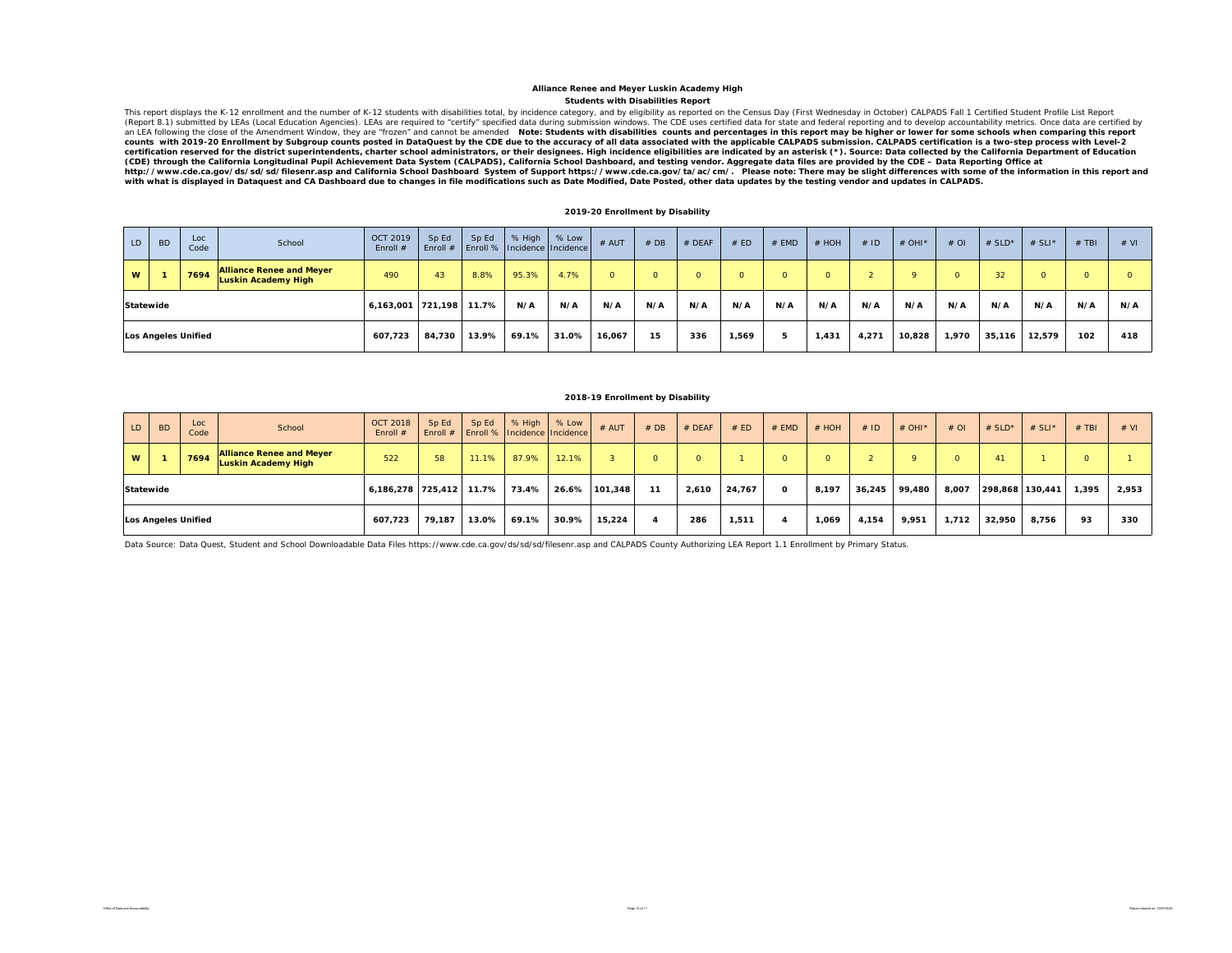## Alliance Renee and Meyer Luskin Academy High

### Students with Disabilities Report

This report displays the K-12 enrollment and the number of K-12 students with disabilities total, by incidence category, and by eligibility as reported on the Census Day (First Wednesday in October) CALPADS Fall 1 Certified Student Profile List Report (Report 8.1) submitted by LEAs (Local Education Agencies). LEAs are required to "certify" specified data during submission windows. The CDE uses certified data for state and federal reporting and to develop accountability metrics. Once data are certified by an LEA following the close of the Amendment Window, they are "frozen" and cannot be amended **Note: Students with disabilities counts and percentages in this report may be higher or lower for some schools when comparing this report counts with 2019-20 Enrollment by Subgroup counts posted in DataQuest by the CDE due to the accuracy of all data associated with the applicable CALPADS submission. CALPADS certification is a two-step process with Level-2 certification reserved for the district superintendents, charter school administrators, or their designees. High incidence eligibilities are indicated by an asterisk (*). Source: Data collected by the California Department of Education (CDE) through the California Longitudinal Pupil Achievement Data System (CALPADS), California School Dashboard, and testing vendor. Aggregate data files are provided by the CDE – Data Reporting Office at http://www.cde.ca.gov/ds/sd/sd/filesenr.asp and California School Dashboard System of Support https://www.cde.ca.gov/ta/ac/cm/. Please note: There may be slight differences with some of the information in this report and with what is displayed in Dataquest and CA Dashboard due to changes in file modifications such as Date Modified, Date Posted, other data updates by the testing vendor and updates in CALPADS.**

#### 2019-20 Enrollment by Disability

| LD | BD | Loc Code | School | OCT 2019 Enroll # | Sp Ed Enroll # | Sp Ed Enroll % | % High Incidence | % Low Incidence | # AUT | # DB | # DEAF | # ED | # EMD | # HOH | # ID | # OHI* | # OI | # SLD* | # SLI* | # TBI | # VI |
|---|---|---|---|---|---|---|---|---|---|---|---|---|---|---|---|---|---|---|---|---|---|
| W | 1 | 7694 | Alliance Renee and Meyer Luskin Academy High | 490 | 43 | 8.8% | 95.3% | 4.7% | 0 | 0 | 0 | 0 | 0 | 0 | 2 | 9 | 0 | 32 | 0 | 0 | 0 |
| Statewide | | | | 6,163,001 | 721,198 | 11.7% | N/A | N/A | N/A | N/A | N/A | N/A | N/A | N/A | N/A | N/A | N/A | N/A | N/A | N/A | N/A |
| Los Angeles Unified | | | | 607,723 | 84,730 | 13.9% | 69.1% | 31.0% | 16,067 | 15 | 336 | 1,569 | 5 | 1,431 | 4,271 | 10,828 | 1,970 | 35,116 | 12,579 | 102 | 418 |

#### 2018-19 Enrollment by Disability

| LD | BD | Loc Code | School | OCT 2018 Enroll # | Sp Ed Enroll # | Sp Ed Enroll % | % High Incidence | % Low Incidence | # AUT | # DB | # DEAF | # ED | # EMD | # HOH | # ID | # OHI* | # OI | # SLD* | # SLI* | # TBI | # VI |
|---|---|---|---|---|---|---|---|---|---|---|---|---|---|---|---|---|---|---|---|---|---|
| W | 1 | 7694 | Alliance Renee and Meyer Luskin Academy High | 522 | 58 | 11.1% | 87.9% | 12.1% | 3 | 0 | 0 | 1 | 0 | 0 | 2 | 9 | 0 | 41 | 1 | 0 | 1 |
| Statewide | | | | 6,186,278 | 725,412 | 11.7% | 73.4% | 26.6% | 101,348 | 11 | 2,610 | 24,767 | 0 | 8,197 | 36,245 | 99,480 | 8,007 | 298,868 | 130,441 | 1,395 | 2,953 |
| Los Angeles Unified | | | | 607,723 | 79,187 | 13.0% | 69.1% | 30.9% | 15,224 | 4 | 286 | 1,511 | 4 | 1,069 | 4,154 | 9,951 | 1,712 | 32,950 | 8,756 | 93 | 330 |

Data Source: Data Quest, Student and School Downloadable Data Files https://www.cde.ca.gov/ds/sd/sd/filesenr.asp and CALPADS County Authorizing LEA Report 1.1 Enrollment by Primary Status.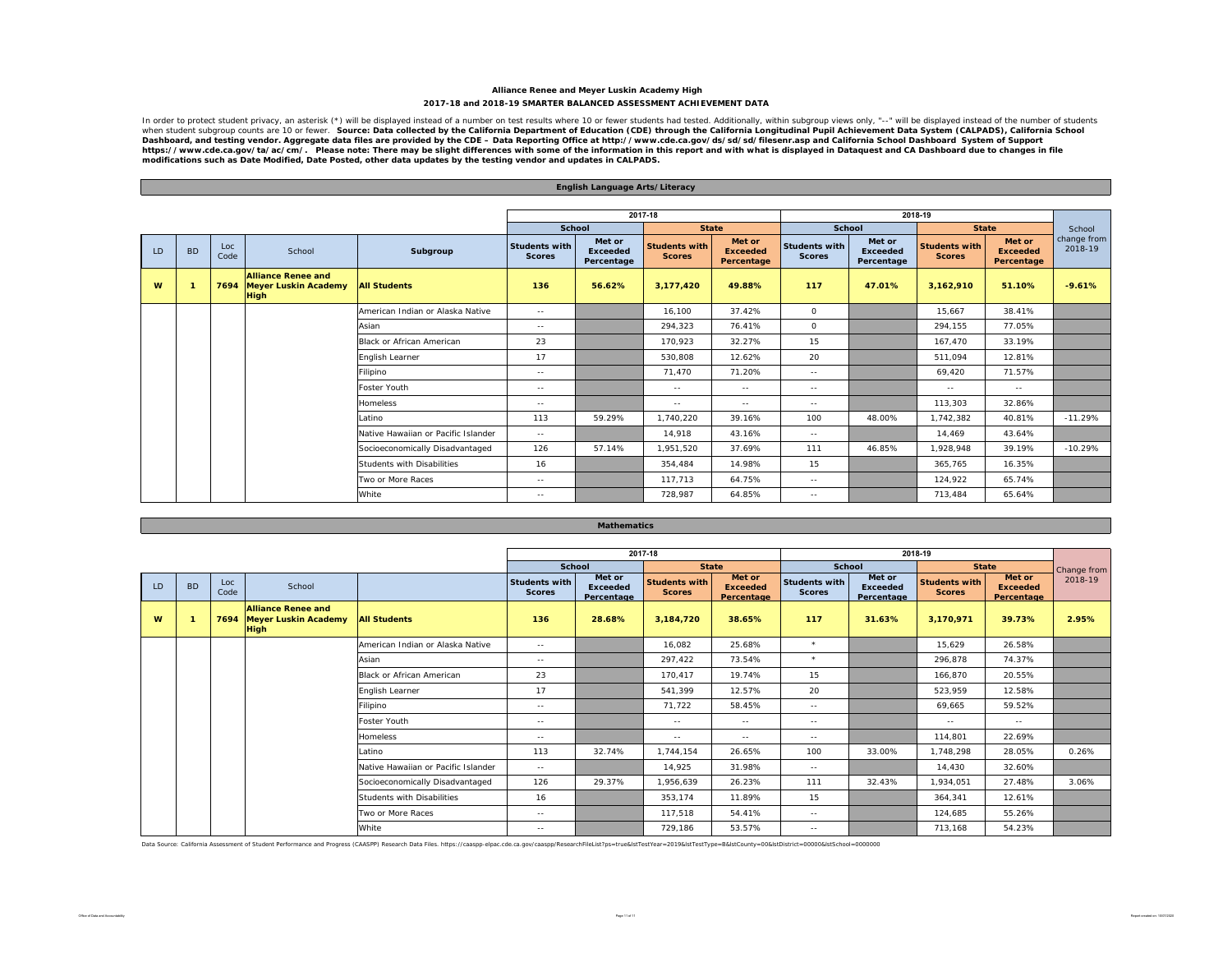**Alliance Renee and Meyer Luskin Academy High**

**2017-18 and 2018-19 SMARTER BALANCED ASSESSMENT ACHIEVEMENT DATA**

In order to protect student privacy, an asterisk (*) will be displayed instead of a number on test results where 10 or fewer students had tested. Additionally, within subgroup views only, "--" will be displayed instead of the number of students when student subgroup counts are 10 or fewer. **Source: Data collected by the California Department of Education (CDE) through the California Longitudinal Pupil Achievement Data System (CALPADS), California School Dashboard, and testing vendor. Aggregate data files are provided by the CDE – Data Reporting Office at http://www.cde.ca.gov/ds/sd/sd/filesenr.asp and California School Dashboard System of Support https://www.cde.ca.gov/ta/ac/cm/. Please note: There may be slight differences with some of the information in this report and with what is displayed in Dataquest and CA Dashboard due to changes in file modifications such as Date Modified, Date Posted, other data updates by the testing vendor and updates in CALPADS.**

## English Language Arts/Literacy

| | | | | | 2017-18 | | | | 2018-19 | | | | |
|---|---|---|---|---|---|---|---|---|---|---|---|---|---|
| | | | | | School | | State | | School | | State | | School change from 2018-19 |
| LD | BD | Loc Code | School | Subgroup | Students with Scores | Met or Exceeded Percentage | Students with Scores | Met or Exceeded Percentage | Students with Scores | Met or Exceeded Percentage | Students with Scores | Met or Exceeded Percentage | |
| **W** | **1** | **7694** | **Alliance Renee and Meyer Luskin Academy High** | **All Students** | **136** | **56.62%** | **3,177,420** | **49.88%** | **117** | **47.01%** | **3,162,910** | **51.10%** | **-9.61%** |
| | | | | American Indian or Alaska Native | -- | | 16,100 | 37.42% | 0 | | 15,667 | 38.41% | |
| | | | | Asian | -- | | 294,323 | 76.41% | 0 | | 294,155 | 77.05% | |
| | | | | Black or African American | 23 | | 170,923 | 32.27% | 15 | | 167,470 | 33.19% | |
| | | | | English Learner | 17 | | 530,808 | 12.62% | 20 | | 511,094 | 12.81% | |
| | | | | Filipino | -- | | 71,470 | 71.20% | -- | | 69,420 | 71.57% | |
| | | | | Foster Youth | -- | | -- | -- | -- | | -- | -- | |
| | | | | Homeless | -- | | -- | -- | -- | | 113,303 | 32.86% | |
| | | | | Latino | 113 | 59.29% | 1,740,220 | 39.16% | 100 | 48.00% | 1,742,382 | 40.81% | -11.29% |
| | | | | Native Hawaiian or Pacific Islander | -- | | 14,918 | 43.16% | -- | | 14,469 | 43.64% | |
| | | | | Socioeconomically Disadvantaged | 126 | 57.14% | 1,951,520 | 37.69% | 111 | 46.85% | 1,928,948 | 39.19% | -10.29% |
| | | | | Students with Disabilities | 16 | | 354,484 | 14.98% | 15 | | 365,765 | 16.35% | |
| | | | | Two or More Races | -- | | 117,713 | 64.75% | -- | | 124,922 | 65.74% | |
| | | | | White | -- | | 728,987 | 64.85% | -- | | 713,484 | 65.64% | |

## Mathematics

| | | | | | 2017-18 | | | | 2018-19 | | | | |
|---|---|---|---|---|---|---|---|---|---|---|---|---|---|
| | | | | | School | | State | | School | | State | | Change from 2018-19 |
| LD | BD | Loc Code | School | | Students with Scores | Met or Exceeded Percentage | Students with Scores | Met or Exceeded Percentage | Students with Scores | Met or Exceeded Percentage | Students with Scores | Met or Exceeded Percentage | |
| **W** | **1** | **7694** | **Alliance Renee and Meyer Luskin Academy High** | **All Students** | **136** | **28.68%** | **3,184,720** | **38.65%** | **117** | **31.63%** | **3,170,971** | **39.73%** | **2.95%** |
| | | | | American Indian or Alaska Native | -- | | 16,082 | 25.68% | * | | 15,629 | 26.58% | |
| | | | | Asian | -- | | 297,422 | 73.54% | * | | 296,878 | 74.37% | |
| | | | | Black or African American | 23 | | 170,417 | 19.74% | 15 | | 166,870 | 20.55% | |
| | | | | English Learner | 17 | | 541,399 | 12.57% | 20 | | 523,959 | 12.58% | |
| | | | | Filipino | -- | | 71,722 | 58.45% | -- | | 69,665 | 59.52% | |
| | | | | Foster Youth | -- | | -- | -- | -- | | -- | -- | |
| | | | | Homeless | -- | | -- | -- | -- | | 114,801 | 22.69% | |
| | | | | Latino | 113 | 32.74% | 1,744,154 | 26.65% | 100 | 33.00% | 1,748,298 | 28.05% | 0.26% |
| | | | | Native Hawaiian or Pacific Islander | -- | | 14,925 | 31.98% | -- | | 14,430 | 32.60% | |
| | | | | Socioeconomically Disadvantaged | 126 | 29.37% | 1,956,639 | 26.23% | 111 | 32.43% | 1,934,051 | 27.48% | 3.06% |
| | | | | Students with Disabilities | 16 | | 353,174 | 11.89% | 15 | | 364,341 | 12.61% | |
| | | | | Two or More Races | -- | | 117,518 | 54.41% | -- | | 124,685 | 55.26% | |
| | | | | White | -- | | 729,186 | 53.57% | -- | | 713,168 | 54.23% | |

Data Source: California Assessment of Student Performance and Progress (CAASPP) Research Data Files. https://caaspp-elpac.cde.ca.gov/caaspp/ResearchFileList?ps=true&lstTestYear=2019&lstTestType=B&lstCounty=00&lstDistrict=00000&lstSchool=0000000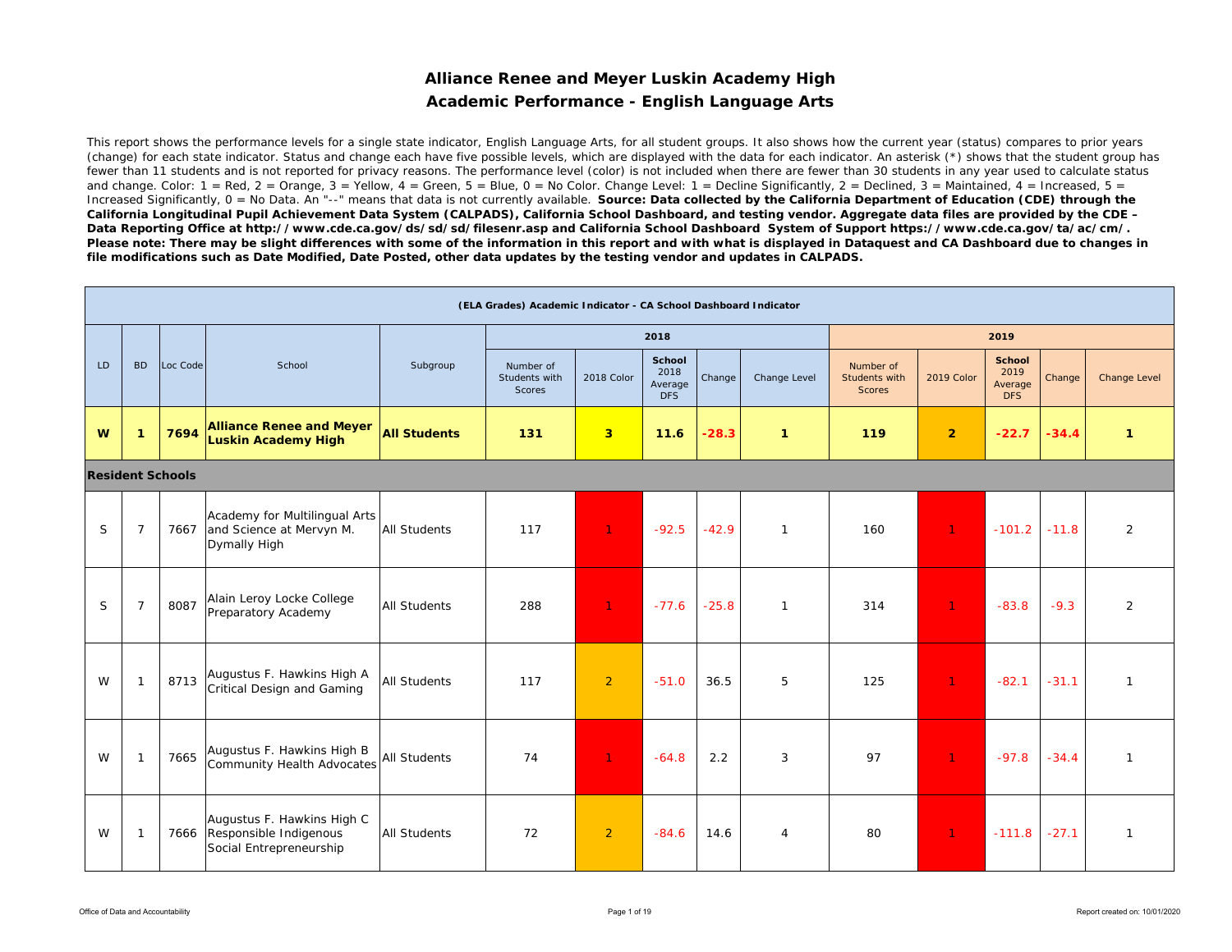# Alliance Renee and Meyer Luskin Academy High

## Academic Performance - English Language Arts

This report shows the performance levels for a single state indicator, English Language Arts, for all student groups. It also shows how the current year (status) compares to prior years (change) for each state indicator. Status and change each have five possible levels, which are displayed with the data for each indicator. An asterisk (*) shows that the student group has fewer than 11 students and is not reported for privacy reasons. The performance level (color) is not included when there are fewer than 30 students in any year used to calculate status and change. Color: 1 = Red, 2 = Orange, 3 = Yellow, 4 = Green, 5 = Blue, 0 = No Color. Change Level: 1 = Decline Significantly, 2 = Declined, 3 = Maintained, 4 = Increased, 5 = Increased Significantly, 0 = No Data. An "--" means that data is not currently available. **Source: Data collected by the California Department of Education (CDE) through the California Longitudinal Pupil Achievement Data System (CALPADS), California School Dashboard, and testing vendor. Aggregate data files are provided by the CDE – Data Reporting Office at http://www.cde.ca.gov/ds/sd/sd/filesenr.asp and California School Dashboard System of Support https://www.cde.ca.gov/ta/ac/cm/. Please note: There may be slight differences with some of the information in this report and with what is displayed in Dataquest and CA Dashboard due to changes in file modifications such as Date Modified, Date Posted, other data updates by the testing vendor and updates in CALPADS.**

| (ELA Grades) Academic Indicator - CA School Dashboard Indicator | | | | | | | | | | | | | | |
|---|---|---|---|---|---|---|---|---|---|---|---|---|---|---|
| | | | | | 2018 | | | | | 2019 | | | | |
| LD | BD | Loc Code | School | Subgroup | Number of Students with Scores | 2018 Color | School 2018 Average DFS | Change | Change Level | Number of Students with Scores | 2019 Color | School 2019 Average DFS | Change | Change Level |
| **W** | **1** | **7694** | **Alliance Renee and Meyer Luskin Academy High** | **All Students** | **131** | **3** | **11.6** | **-28.3** | **1** | **119** | **2** | **-22.7** | **-34.4** | **1** |
| **Resident Schools** | | | | | | | | | | | | | | |
| S | 7 | 7667 | Academy for Multilingual Arts and Science at Mervyn M. Dymally High | All Students | 117 | 1 | -92.5 | -42.9 | 1 | 160 | 1 | -101.2 | -11.8 | 2 |
| S | 7 | 8087 | Alain Leroy Locke College Preparatory Academy | All Students | 288 | 1 | -77.6 | -25.8 | 1 | 314 | 1 | -83.8 | -9.3 | 2 |
| W | 1 | 8713 | Augustus F. Hawkins High A Critical Design and Gaming | All Students | 117 | 2 | -51.0 | 36.5 | 5 | 125 | 1 | -82.1 | -31.1 | 1 |
| W | 1 | 7665 | Augustus F. Hawkins High B Community Health Advocates | All Students | 74 | 1 | -64.8 | 2.2 | 3 | 97 | 1 | -97.8 | -34.4 | 1 |
| W | 1 | 7666 | Augustus F. Hawkins High C Responsible Indigenous Social Entrepreneurship | All Students | 72 | 2 | -84.6 | 14.6 | 4 | 80 | 1 | -111.8 | -27.1 | 1 |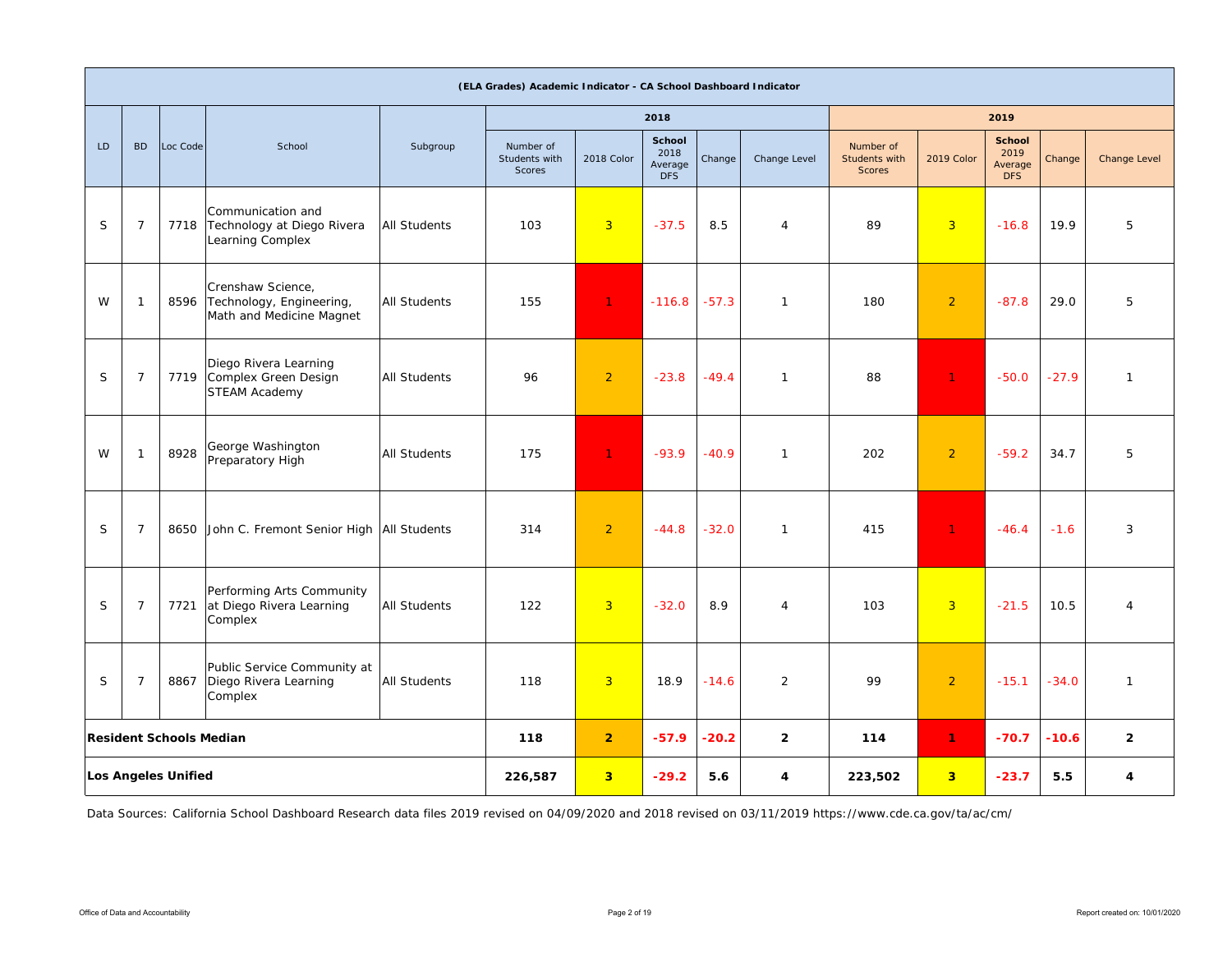| (ELA Grades) Academic Indicator - CA School Dashboard Indicator | | | | | | | | | | | | | | |
|---|---|---|---|---|---|---|---|---|---|---|---|---|---|---|
| | | | | | 2018 | | | | | 2019 | | | | |
| LD | BD | Loc Code | School | Subgroup | Number of Students with Scores | 2018 Color | School 2018 Average DFS | Change | Change Level | Number of Students with Scores | 2019 Color | School 2019 Average DFS | Change | Change Level |
| S | 7 | 7718 | Communication and Technology at Diego Rivera Learning Complex | All Students | 103 | 3 | -37.5 | 8.5 | 4 | 89 | 3 | -16.8 | 19.9 | 5 |
| W | 1 | 8596 | Crenshaw Science, Technology, Engineering, Math and Medicine Magnet | All Students | 155 | 1 | -116.8 | -57.3 | 1 | 180 | 2 | -87.8 | 29.0 | 5 |
| S | 7 | 7719 | Diego Rivera Learning Complex Green Design STEAM Academy | All Students | 96 | 2 | -23.8 | -49.4 | 1 | 88 | 1 | -50.0 | -27.9 | 1 |
| W | 1 | 8928 | George Washington Preparatory High | All Students | 175 | 1 | -93.9 | -40.9 | 1 | 202 | 2 | -59.2 | 34.7 | 5 |
| S | 7 | 8650 | John C. Fremont Senior High | All Students | 314 | 2 | -44.8 | -32.0 | 1 | 415 | 1 | -46.4 | -1.6 | 3 |
| S | 7 | 7721 | Performing Arts Community at Diego Rivera Learning Complex | All Students | 122 | 3 | -32.0 | 8.9 | 4 | 103 | 3 | -21.5 | 10.5 | 4 |
| S | 7 | 8867 | Public Service Community at Diego Rivera Learning Complex | All Students | 118 | 3 | 18.9 | -14.6 | 2 | 99 | 2 | -15.1 | -34.0 | 1 |
| **Resident Schools Median** | | | | | **118** | **2** | **-57.9** | **-20.2** | **2** | **114** | **1** | **-70.7** | **-10.6** | **2** |
| **Los Angeles Unified** | | | | | **226,587** | **3** | **-29.2** | **5.6** | **4** | **223,502** | **3** | **-23.7** | **5.5** | **4** |

Data Sources: California School Dashboard Research data files 2019 revised on 04/09/2020 and 2018 revised on 03/11/2019 https://www.cde.ca.gov/ta/ac/cm/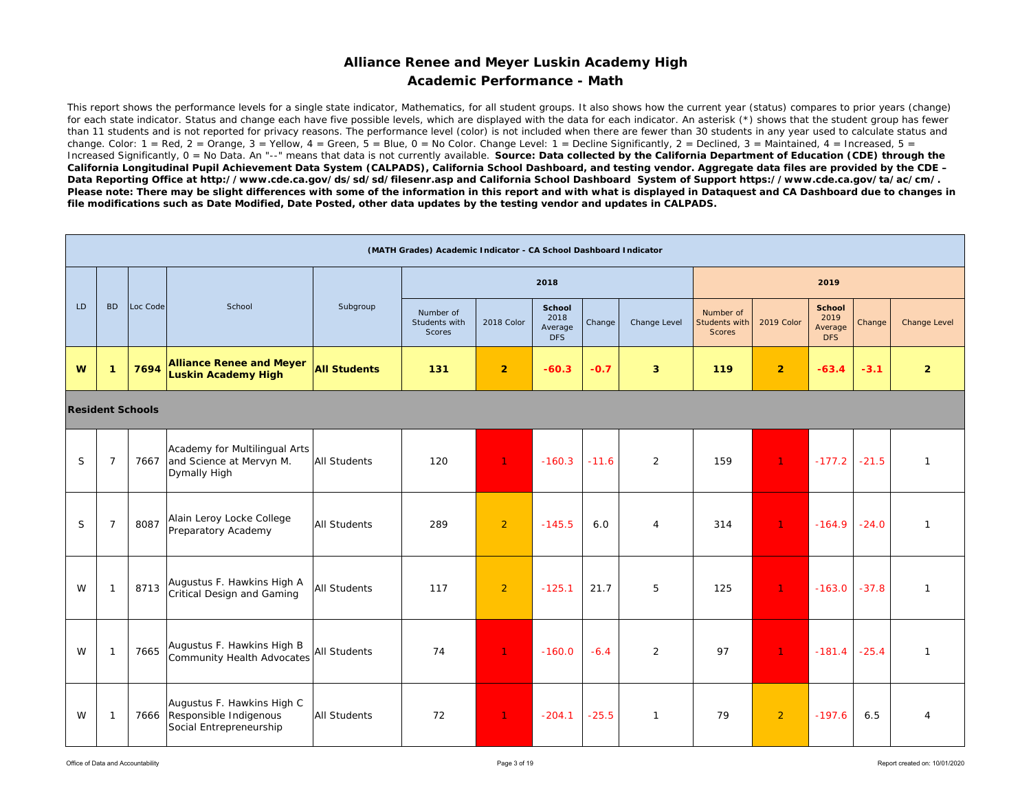# Alliance Renee and Meyer Luskin Academy High

## Academic Performance - Math

This report shows the performance levels for a single state indicator, Mathematics, for all student groups. It also shows how the current year (status) compares to prior years (change) for each state indicator. Status and change each have five possible levels, which are displayed with the data for each indicator. An asterisk (*) shows that the student group has fewer than 11 students and is not reported for privacy reasons. The performance level (color) is not included when there are fewer than 30 students in any year used to calculate status and change. Color: 1 = Red, 2 = Orange, 3 = Yellow, 4 = Green, 5 = Blue, 0 = No Color. Change Level: 1 = Decline Significantly, 2 = Declined, 3 = Maintained, 4 = Increased, 5 = Increased Significantly, 0 = No Data. An "--" means that data is not currently available. **Source: Data collected by the California Department of Education (CDE) through the California Longitudinal Pupil Achievement Data System (CALPADS), California School Dashboard, and testing vendor. Aggregate data files are provided by the CDE – Data Reporting Office at http://www.cde.ca.gov/ds/sd/sd/filesenr.asp and California School Dashboard System of Support https://www.cde.ca.gov/ta/ac/cm/. Please note: There may be slight differences with some of the information in this report and with what is displayed in Dataquest and CA Dashboard due to changes in file modifications such as Date Modified, Date Posted, other data updates by the testing vendor and updates in CALPADS.**

| (MATH Grades) Academic Indicator - CA School Dashboard Indicator | | | | | | | | | | | | | | |
|---|---|---|---|---|---|---|---|---|---|---|---|---|---|---|
| | | | | | 2018 | | | | | 2019 | | | | |
| LD | BD | Loc Code | School | Subgroup | Number of Students with Scores | 2018 Color | School 2018 Average DFS | Change | Change Level | Number of Students with Scores | 2019 Color | School 2019 Average DFS | Change | Change Level |
| **W** | **1** | **7694** | **Alliance Renee and Meyer Luskin Academy High** | **All Students** | **131** | **2** | **-60.3** | **-0.7** | **3** | **119** | **2** | **-63.4** | **-3.1** | **2** |
| **Resident Schools** | | | | | | | | | | | | | | |
| S | 7 | 7667 | Academy for Multilingual Arts and Science at Mervyn M. Dymally High | All Students | 120 | 1 | -160.3 | -11.6 | 2 | 159 | 1 | -177.2 | -21.5 | 1 |
| S | 7 | 8087 | Alain Leroy Locke College Preparatory Academy | All Students | 289 | 2 | -145.5 | 6.0 | 4 | 314 | 1 | -164.9 | -24.0 | 1 |
| W | 1 | 8713 | Augustus F. Hawkins High A Critical Design and Gaming | All Students | 117 | 2 | -125.1 | 21.7 | 5 | 125 | 1 | -163.0 | -37.8 | 1 |
| W | 1 | 7665 | Augustus F. Hawkins High B Community Health Advocates | All Students | 74 | 1 | -160.0 | -6.4 | 2 | 97 | 1 | -181.4 | -25.4 | 1 |
| W | 1 | 7666 | Augustus F. Hawkins High C Responsible Indigenous Social Entrepreneurship | All Students | 72 | 1 | -204.1 | -25.5 | 1 | 79 | 2 | -197.6 | 6.5 | 4 |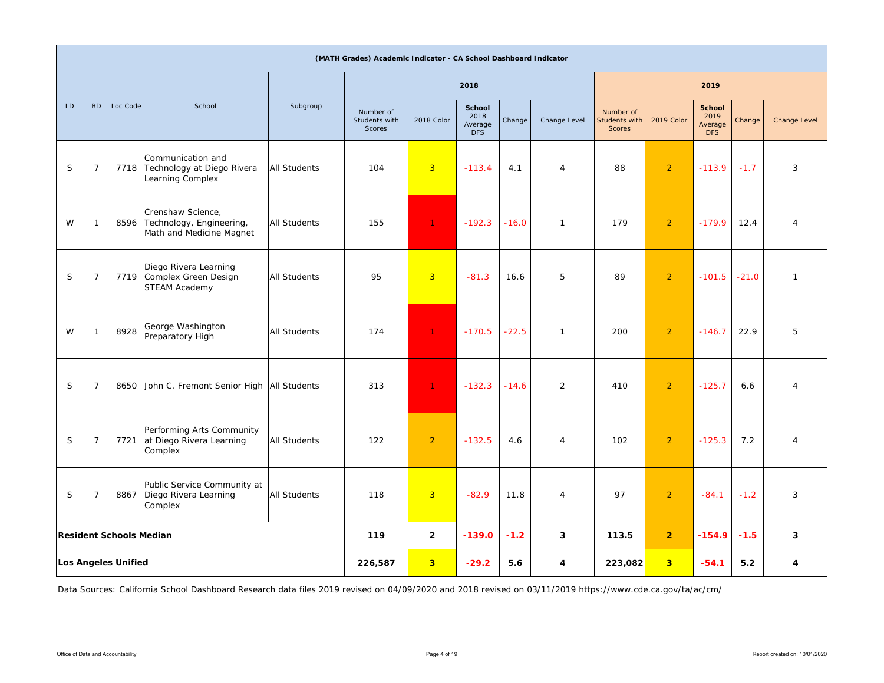| (MATH Grades) Academic Indicator - CA School Dashboard Indicator | | | | | | | | | | | | | | |
|---|---|---|---|---|---|---|---|---|---|---|---|---|---|---|
| LD | BD | Loc Code | School | Subgroup | 2018 | | | | | 2019 | | | | |
| | | | | | Number of Students with Scores | 2018 Color | School 2018 Average DFS | Change | Change Level | Number of Students with Scores | 2019 Color | School 2019 Average DFS | Change | Change Level |
| S | 7 | 7718 | Communication and Technology at Diego Rivera Learning Complex | All Students | 104 | 3 | -113.4 | 4.1 | 4 | 88 | 2 | -113.9 | -1.7 | 3 |
| W | 1 | 8596 | Crenshaw Science, Technology, Engineering, Math and Medicine Magnet | All Students | 155 | 1 | -192.3 | -16.0 | 1 | 179 | 2 | -179.9 | 12.4 | 4 |
| S | 7 | 7719 | Diego Rivera Learning Complex Green Design STEAM Academy | All Students | 95 | 3 | -81.3 | 16.6 | 5 | 89 | 2 | -101.5 | -21.0 | 1 |
| W | 1 | 8928 | George Washington Preparatory High | All Students | 174 | 1 | -170.5 | -22.5 | 1 | 200 | 2 | -146.7 | 22.9 | 5 |
| S | 7 | 8650 | John C. Fremont Senior High | All Students | 313 | 1 | -132.3 | -14.6 | 2 | 410 | 2 | -125.7 | 6.6 | 4 |
| S | 7 | 7721 | Performing Arts Community at Diego Rivera Learning Complex | All Students | 122 | 2 | -132.5 | 4.6 | 4 | 102 | 2 | -125.3 | 7.2 | 4 |
| S | 7 | 8867 | Public Service Community at Diego Rivera Learning Complex | All Students | 118 | 3 | -82.9 | 11.8 | 4 | 97 | 2 | -84.1 | -1.2 | 3 |
| **Resident Schools Median** | | | | | **119** | **2** | **-139.0** | **-1.2** | **3** | **113.5** | **2** | **-154.9** | **-1.5** | **3** |
| **Los Angeles Unified** | | | | | **226,587** | **3** | **-29.2** | **5.6** | **4** | **223,082** | **3** | **-54.1** | **5.2** | **4** |

Data Sources: California School Dashboard Research data files 2019 revised on 04/09/2020 and 2018 revised on 03/11/2019 https://www.cde.ca.gov/ta/ac/cm/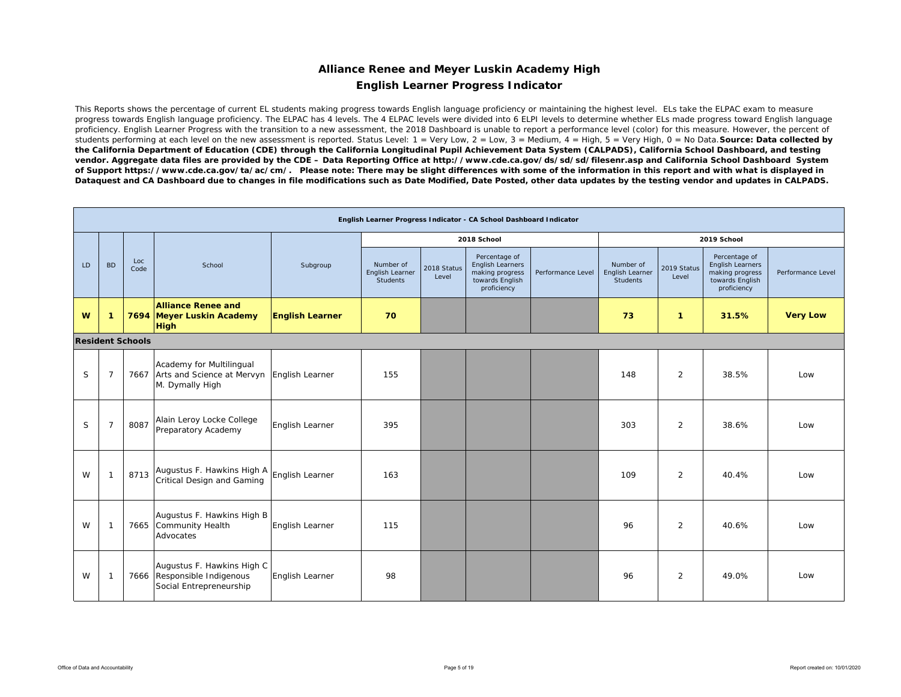# Alliance Renee and Meyer Luskin Academy High

## English Learner Progress Indicator

This Reports shows the percentage of current EL students making progress towards English language proficiency or maintaining the highest level. ELs take the ELPAC exam to measure progress towards English language proficiency. The ELPAC has 4 levels. The 4 ELPAC levels were divided into 6 ELPI levels to determine whether ELs made progress toward English language proficiency. English Learner Progress with the transition to a new assessment, the 2018 Dashboard is unable to report a performance level (color) for this measure. However, the percent of students performing at each level on the new assessment is reported. Status Level: 1 = Very Low, 2 = Low, 3 = Medium, 4 = High, 5 = Very High, 0 = No Data. **Source: Data collected by the California Department of Education (CDE) through the California Longitudinal Pupil Achievement Data System (CALPADS), California School Dashboard, and testing vendor. Aggregate data files are provided by the CDE – Data Reporting Office at http://www.cde.ca.gov/ds/sd/sd/filesenr.asp and California School Dashboard System of Support https://www.cde.ca.gov/ta/ac/cm/. Please note: There may be slight differences with some of the information in this report and with what is displayed in Dataquest and CA Dashboard due to changes in file modifications such as Date Modified, Date Posted, other data updates by the testing vendor and updates in CALPADS.**

| English Learner Progress Indicator - CA School Dashboard Indicator | | | | | | | | | | | | |
|---|---|---|---|---|---|---|---|---|---|---|---|---|
| | | | | | 2018 School | | | | 2019 School | | | |
| LD | BD | Loc Code | School | Subgroup | Number of English Learner Students | 2018 Status Level | Percentage of English Learners making progress towards English proficiency | Performance Level | Number of English Learner Students | 2019 Status Level | Percentage of English Learners making progress towards English proficiency | Performance Level |
| **W** | **1** | **7694** | **Alliance Renee and Meyer Luskin Academy High** | **English Learner** | **70** | | | | **73** | **1** | **31.5%** | **Very Low** |
| **Resident Schools** | | | | | | | | | | | | |
| S | 7 | 7667 | Academy for Multilingual Arts and Science at Mervyn M. Dymally High | English Learner | 155 | | | | 148 | 2 | 38.5% | Low |
| S | 7 | 8087 | Alain Leroy Locke College Preparatory Academy | English Learner | 395 | | | | 303 | 2 | 38.6% | Low |
| W | 1 | 8713 | Augustus F. Hawkins High A Critical Design and Gaming | English Learner | 163 | | | | 109 | 2 | 40.4% | Low |
| W | 1 | 7665 | Augustus F. Hawkins High B Community Health Advocates | English Learner | 115 | | | | 96 | 2 | 40.6% | Low |
| W | 1 | 7666 | Augustus F. Hawkins High C Responsible Indigenous Social Entrepreneurship | English Learner | 98 | | | | 96 | 2 | 49.0% | Low |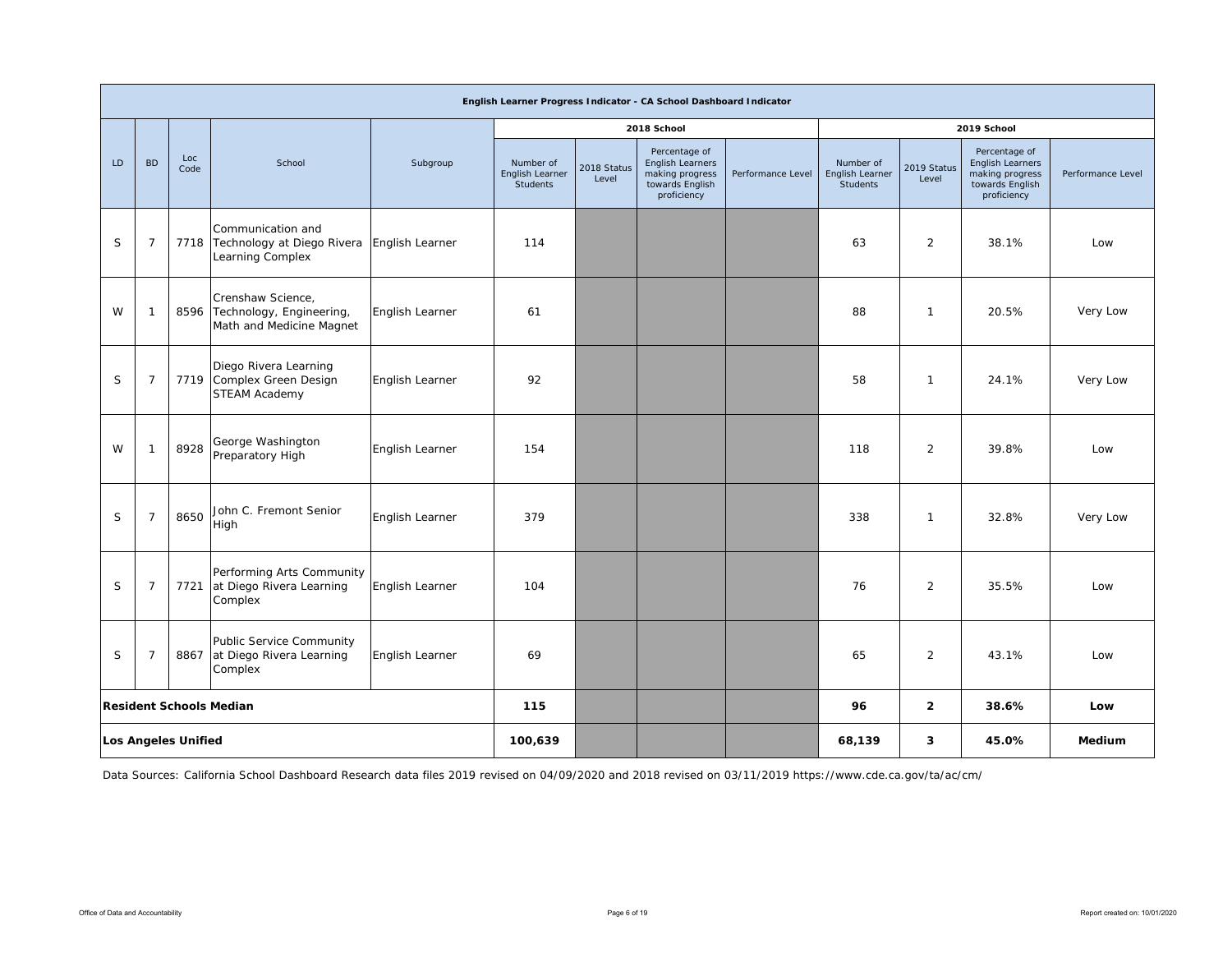| English Learner Progress Indicator - CA School Dashboard Indicator | | | | | | | | | | | | |
|---|---|---|---|---|---|---|---|---|---|---|---|---|
| | | | | | 2018 School | | | | 2019 School | | | |
| LD | BD | Loc Code | School | Subgroup | Number of English Learner Students | 2018 Status Level | Percentage of English Learners making progress towards English proficiency | Performance Level | Number of English Learner Students | 2019 Status Level | Percentage of English Learners making progress towards English proficiency | Performance Level |
| S | 7 | 7718 | Communication and Technology at Diego Rivera Learning Complex | English Learner | 114 | | | | 63 | 2 | 38.1% | Low |
| W | 1 | 8596 | Crenshaw Science, Technology, Engineering, Math and Medicine Magnet | English Learner | 61 | | | | 88 | 1 | 20.5% | Very Low |
| S | 7 | 7719 | Diego Rivera Learning Complex Green Design STEAM Academy | English Learner | 92 | | | | 58 | 1 | 24.1% | Very Low |
| W | 1 | 8928 | George Washington Preparatory High | English Learner | 154 | | | | 118 | 2 | 39.8% | Low |
| S | 7 | 8650 | John C. Fremont Senior High | English Learner | 379 | | | | 338 | 1 | 32.8% | Very Low |
| S | 7 | 7721 | Performing Arts Community at Diego Rivera Learning Complex | English Learner | 104 | | | | 76 | 2 | 35.5% | Low |
| S | 7 | 8867 | Public Service Community at Diego Rivera Learning Complex | English Learner | 69 | | | | 65 | 2 | 43.1% | Low |
| **Resident Schools Median** | | | | | **115** | | | | **96** | **2** | **38.6%** | **Low** |
| **Los Angeles Unified** | | | | | **100,639** | | | | **68,139** | **3** | **45.0%** | **Medium** |

Data Sources: California School Dashboard Research data files 2019 revised on 04/09/2020 and 2018 revised on 03/11/2019 https://www.cde.ca.gov/ta/ac/cm/

Office of Data and Accountability

Report created on: 10/01/2020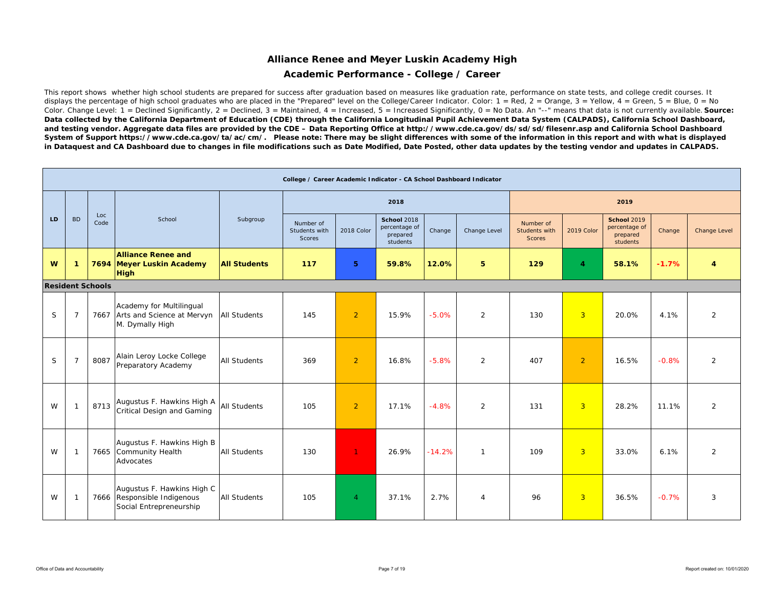# Alliance Renee and Meyer Luskin Academy High

## Academic Performance - College / Career

This report shows whether high school students are prepared for success after graduation based on measures like graduation rate, performance on state tests, and college credit courses. It displays the percentage of high school graduates who are placed in the "Prepared" level on the College/Career Indicator. Color: 1 = Red, 2 = Orange, 3 = Yellow, 4 = Green, 5 = Blue, 0 = No Color. Change Level: 1 = Declined Significantly, 2 = Declined, 3 = Maintained, 4 = Increased, 5 = Increased Significantly, 0 = No Data. An "--" means that data is not currently available. **Source: Data collected by the California Department of Education (CDE) through the California Longitudinal Pupil Achievement Data System (CALPADS), California School Dashboard, and testing vendor. Aggregate data files are provided by the CDE – Data Reporting Office at http://www.cde.ca.gov/ds/sd/sd/filesenr.asp and California School Dashboard System of Support https://www.cde.ca.gov/ta/ac/cm/. Please note: There may be slight differences with some of the information in this report and with what is displayed in Dataquest and CA Dashboard due to changes in file modifications such as Date Modified, Date Posted, other data updates by the testing vendor and updates in CALPADS.**

| College / Career Academic Indicator - CA School Dashboard Indicator | | | | | | | | | | | | | | |
|---|---|---|---|---|---|---|---|---|---|---|---|---|---|---|
| | | | | | 2018 | | | | | 2019 | | | | |
| LD | BD | Loc Code | School | Subgroup | Number of Students with Scores | 2018 Color | School 2018 percentage of prepared students | Change | Change Level | Number of Students with Scores | 2019 Color | School 2019 percentage of prepared students | Change | Change Level |
| **W** | **1** | **7694** | **Alliance Renee and Meyer Luskin Academy High** | **All Students** | **117** | **5** | **59.8%** | **12.0%** | **5** | **129** | **4** | **58.1%** | **-1.7%** | **4** |
| **Resident Schools** | | | | | | | | | | | | | | |
| S | 7 | 7667 | Academy for Multilingual Arts and Science at Mervyn M. Dymally High | All Students | 145 | 2 | 15.9% | -5.0% | 2 | 130 | 3 | 20.0% | 4.1% | 2 |
| S | 7 | 8087 | Alain Leroy Locke College Preparatory Academy | All Students | 369 | 2 | 16.8% | -5.8% | 2 | 407 | 2 | 16.5% | -0.8% | 2 |
| W | 1 | 8713 | Augustus F. Hawkins High A Critical Design and Gaming | All Students | 105 | 2 | 17.1% | -4.8% | 2 | 131 | 3 | 28.2% | 11.1% | 2 |
| W | 1 | 7665 | Augustus F. Hawkins High B Community Health Advocates | All Students | 130 | 1 | 26.9% | -14.2% | 1 | 109 | 3 | 33.0% | 6.1% | 2 |
| W | 1 | 7666 | Augustus F. Hawkins High C Responsible Indigenous Social Entrepreneurship | All Students | 105 | 4 | 37.1% | 2.7% | 4 | 96 | 3 | 36.5% | -0.7% | 3 |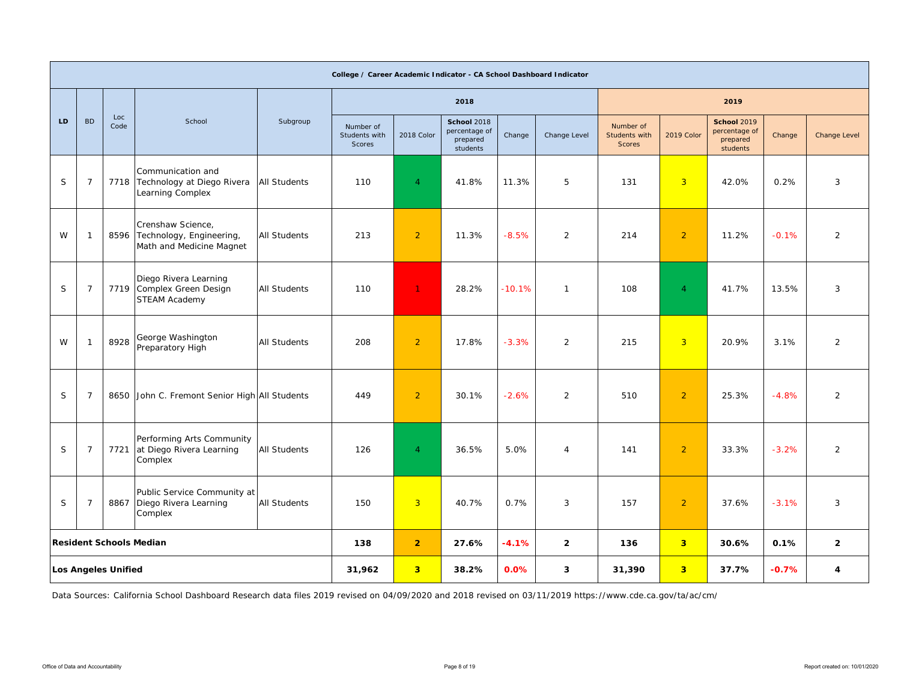| College / Career Academic Indicator - CA School Dashboard Indicator | | | | | | | | | | | | | | |
|---|---|---|---|---|---|---|---|---|---|---|---|---|---|---|
| LD | BD | Loc Code | School | Subgroup | 2018 | | | | | 2019 | | | | |
| | | | | | Number of Students with Scores | 2018 Color | **School** 2018 percentage of prepared students | Change | Change Level | Number of Students with Scores | 2019 Color | **School** 2019 percentage of prepared students | Change | Change Level |
| S | 7 | 7718 | Communication and Technology at Diego Rivera Learning Complex | All Students | 110 | 4 | 41.8% | 11.3% | 5 | 131 | 3 | 42.0% | 0.2% | 3 |
| W | 1 | 8596 | Crenshaw Science, Technology, Engineering, Math and Medicine Magnet | All Students | 213 | 2 | 11.3% | -8.5% | 2 | 214 | 2 | 11.2% | -0.1% | 2 |
| S | 7 | 7719 | Diego Rivera Learning Complex Green Design STEAM Academy | All Students | 110 | 1 | 28.2% | -10.1% | 1 | 108 | 4 | 41.7% | 13.5% | 3 |
| W | 1 | 8928 | George Washington Preparatory High | All Students | 208 | 2 | 17.8% | -3.3% | 2 | 215 | 3 | 20.9% | 3.1% | 2 |
| S | 7 | 8650 | John C. Fremont Senior High | All Students | 449 | 2 | 30.1% | -2.6% | 2 | 510 | 2 | 25.3% | -4.8% | 2 |
| S | 7 | 7721 | Performing Arts Community at Diego Rivera Learning Complex | All Students | 126 | 4 | 36.5% | 5.0% | 4 | 141 | 2 | 33.3% | -3.2% | 2 |
| S | 7 | 8867 | Public Service Community at Diego Rivera Learning Complex | All Students | 150 | 3 | 40.7% | 0.7% | 3 | 157 | 2 | 37.6% | -3.1% | 3 |
| **Resident Schools Median** | | | | | **138** | **2** | **27.6%** | **-4.1%** | **2** | **136** | **3** | **30.6%** | **0.1%** | **2** |
| **Los Angeles Unified** | | | | | **31,962** | **3** | **38.2%** | **0.0%** | **3** | **31,390** | **3** | **37.7%** | **-0.7%** | **4** |

Data Sources: California School Dashboard Research data files 2019 revised on 04/09/2020 and 2018 revised on 03/11/2019 https://www.cde.ca.gov/ta/ac/cm/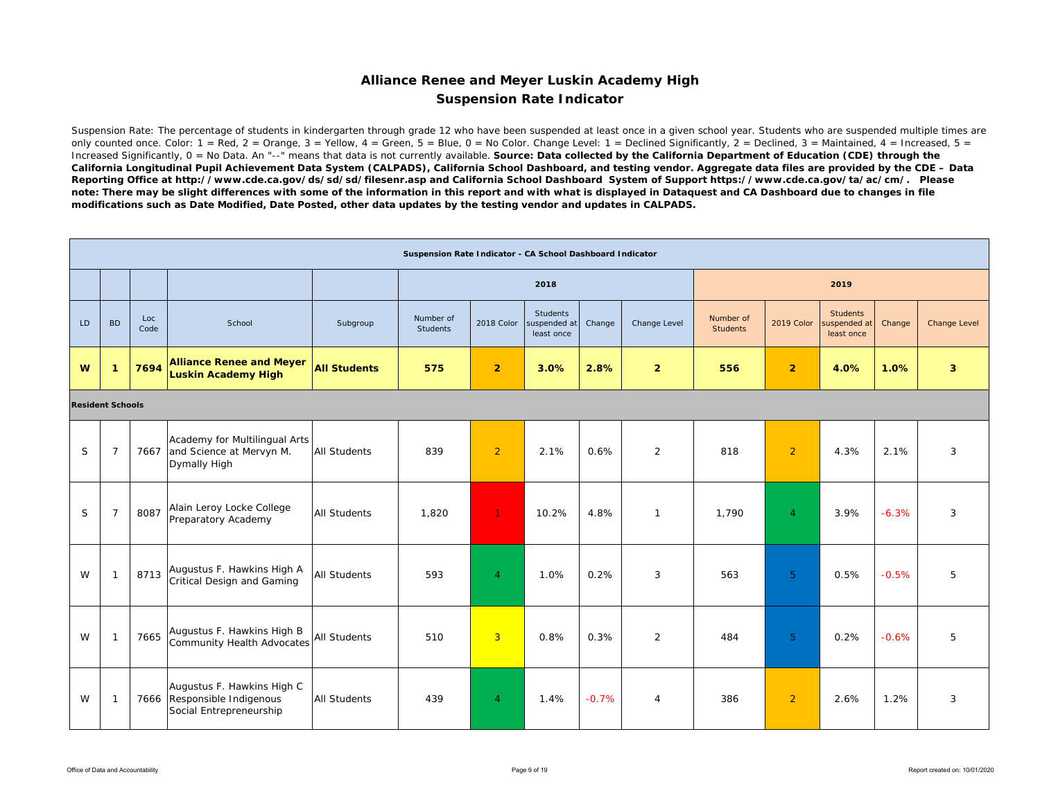# Alliance Renee and Meyer Luskin Academy High
## Suspension Rate Indicator

Suspension Rate: The percentage of students in kindergarten through grade 12 who have been suspended at least once in a given school year. Students who are suspended multiple times are only counted once. Color: 1 = Red, 2 = Orange, 3 = Yellow, 4 = Green, 5 = Blue, 0 = No Color. Change Level: 1 = Declined Significantly, 2 = Declined, 3 = Maintained, 4 = Increased, 5 = Increased Significantly, 0 = No Data. An "--" means that data is not currently available. **Source: Data collected by the California Department of Education (CDE) through the California Longitudinal Pupil Achievement Data System (CALPADS), California School Dashboard, and testing vendor. Aggregate data files are provided by the CDE – Data Reporting Office at http://www.cde.ca.gov/ds/sd/sd/filesenr.asp and California School Dashboard System of Support https://www.cde.ca.gov/ta/ac/cm/. Please note: There may be slight differences with some of the information in this report and with what is displayed in Dataquest and CA Dashboard due to changes in file modifications such as Date Modified, Date Posted, other data updates by the testing vendor and updates in CALPADS.**

| Suspension Rate Indicator - CA School Dashboard Indicator | | | | | | | | | | | | | | |
|---|---|---|---|---|---|---|---|---|---|---|---|---|---|---|
| | | | | | 2018 | | | | | 2019 | | | | |
| LD | BD | Loc Code | School | Subgroup | Number of Students | 2018 Color | Students suspended at least once | Change | Change Level | Number of Students | 2019 Color | Students suspended at least once | Change | Change Level |
| **W** | **1** | **7694** | **Alliance Renee and Meyer Luskin Academy High** | **All Students** | **575** | **2** | **3.0%** | **2.8%** | **2** | **556** | **2** | **4.0%** | **1.0%** | **3** |
| **Resident Schools** | | | | | | | | | | | | | | |
| S | 7 | 7667 | Academy for Multilingual Arts and Science at Mervyn M. Dymally High | All Students | 839 | 2 | 2.1% | 0.6% | 2 | 818 | 2 | 4.3% | 2.1% | 3 |
| S | 7 | 8087 | Alain Leroy Locke College Preparatory Academy | All Students | 1,820 | 1 | 10.2% | 4.8% | 1 | 1,790 | 4 | 3.9% | -6.3% | 3 |
| W | 1 | 8713 | Augustus F. Hawkins High A Critical Design and Gaming | All Students | 593 | 4 | 1.0% | 0.2% | 3 | 563 | 5 | 0.5% | -0.5% | 5 |
| W | 1 | 7665 | Augustus F. Hawkins High B Community Health Advocates | All Students | 510 | 3 | 0.8% | 0.3% | 2 | 484 | 5 | 0.2% | -0.6% | 5 |
| W | 1 | 7666 | Augustus F. Hawkins High C Responsible Indigenous Social Entrepreneurship | All Students | 439 | 4 | 1.4% | -0.7% | 4 | 386 | 2 | 2.6% | 1.2% | 3 |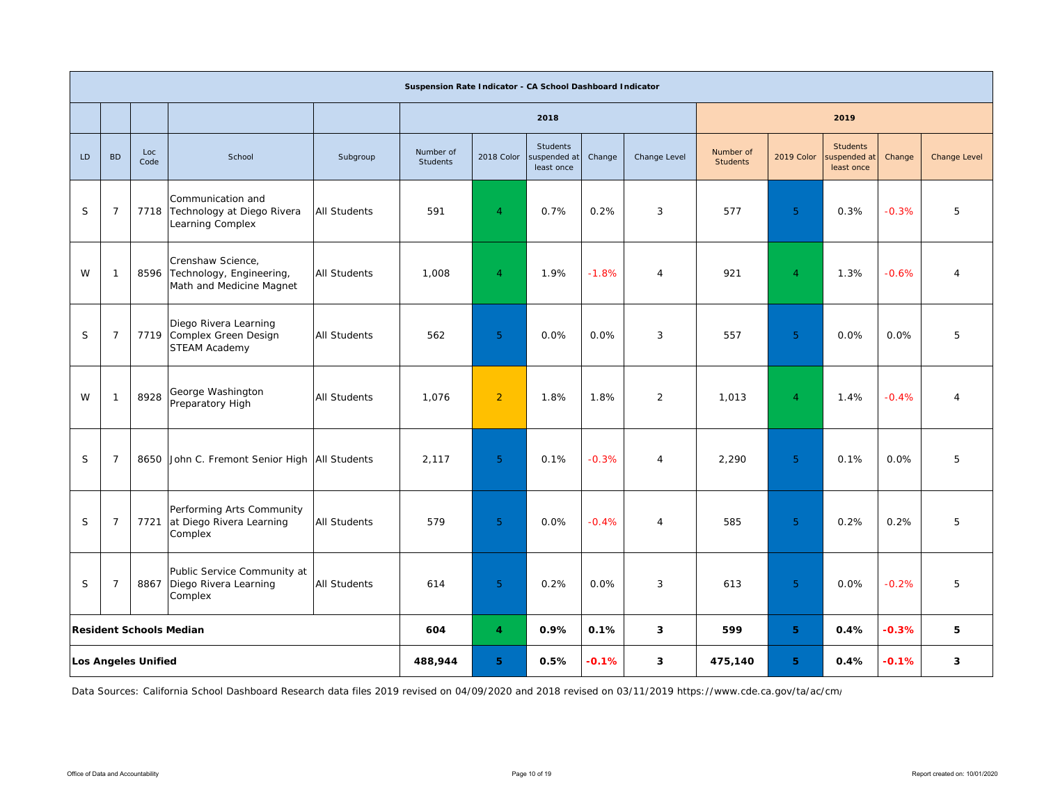| Suspension Rate Indicator - CA School Dashboard Indicator | | | | | | | | | | | | | | |
|---|---|---|---|---|---|---|---|---|---|---|---|---|---|---|
| | | | | | 2018 | | | | | 2019 | | | | |
| LD | BD | Loc Code | School | Subgroup | Number of Students | 2018 Color | Students suspended at least once | Change | Change Level | Number of Students | 2019 Color | Students suspended at least once | Change | Change Level |
| S | 7 | 7718 | Communication and Technology at Diego Rivera Learning Complex | All Students | 591 | 4 | 0.7% | 0.2% | 3 | 577 | 5 | 0.3% | -0.3% | 5 |
| W | 1 | 8596 | Crenshaw Science, Technology, Engineering, Math and Medicine Magnet | All Students | 1,008 | 4 | 1.9% | -1.8% | 4 | 921 | 4 | 1.3% | -0.6% | 4 |
| S | 7 | 7719 | Diego Rivera Learning Complex Green Design STEAM Academy | All Students | 562 | 5 | 0.0% | 0.0% | 3 | 557 | 5 | 0.0% | 0.0% | 5 |
| W | 1 | 8928 | George Washington Preparatory High | All Students | 1,076 | 2 | 1.8% | 1.8% | 2 | 1,013 | 4 | 1.4% | -0.4% | 4 |
| S | 7 | 8650 | John C. Fremont Senior High | All Students | 2,117 | 5 | 0.1% | -0.3% | 4 | 2,290 | 5 | 0.1% | 0.0% | 5 |
| S | 7 | 7721 | Performing Arts Community at Diego Rivera Learning Complex | All Students | 579 | 5 | 0.0% | -0.4% | 4 | 585 | 5 | 0.2% | 0.2% | 5 |
| S | 7 | 8867 | Public Service Community at Diego Rivera Learning Complex | All Students | 614 | 5 | 0.2% | 0.0% | 3 | 613 | 5 | 0.0% | -0.2% | 5 |
| **Resident Schools Median** | | | | | **604** | **4** | **0.9%** | **0.1%** | **3** | **599** | **5** | **0.4%** | **-0.3%** | **5** |
| **Los Angeles Unified** | | | | | **488,944** | **5** | **0.5%** | **-0.1%** | **3** | **475,140** | **5** | **0.4%** | **-0.1%** | **3** |

Data Sources: California School Dashboard Research data files 2019 revised on 04/09/2020 and 2018 revised on 03/11/2019 https://www.cde.ca.gov/ta/ac/cm/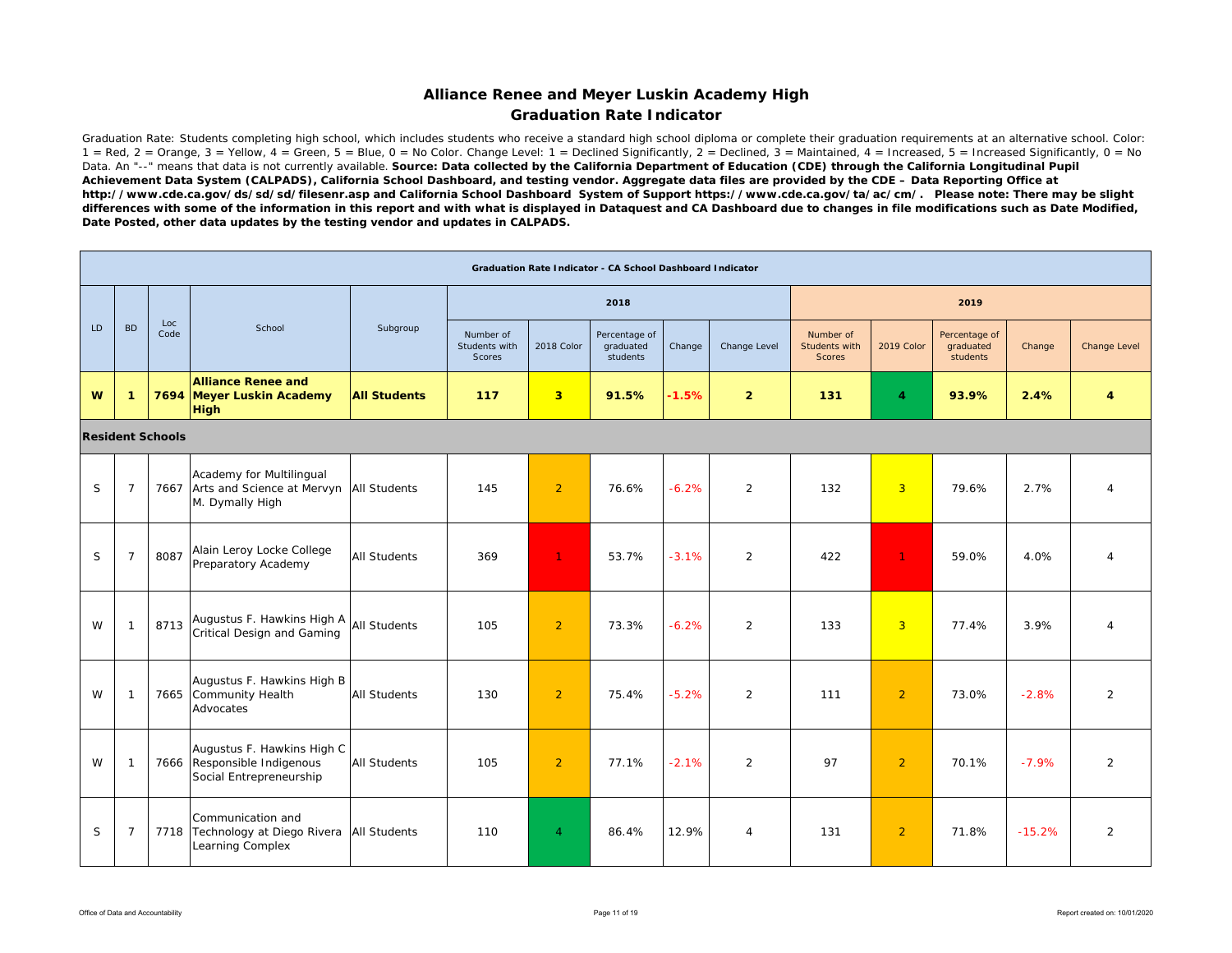# Alliance Renee and Meyer Luskin Academy High
## Graduation Rate Indicator

Graduation Rate: Students completing high school, which includes students who receive a standard high school diploma or complete their graduation requirements at an alternative school. Color: 1 = Red, 2 = Orange, 3 = Yellow, 4 = Green, 5 = Blue, 0 = No Color. Change Level: 1 = Declined Significantly, 2 = Declined, 3 = Maintained, 4 = Increased, 5 = Increased Significantly, 0 = No Data. An "--" means that data is not currently available. **Source: Data collected by the California Department of Education (CDE) through the California Longitudinal Pupil Achievement Data System (CALPADS), California School Dashboard, and testing vendor. Aggregate data files are provided by the CDE – Data Reporting Office at http://www.cde.ca.gov/ds/sd/sd/filesenr.asp and California School Dashboard System of Support https://www.cde.ca.gov/ta/ac/cm/. Please note: There may be slight differences with some of the information in this report and with what is displayed in Dataquest and CA Dashboard due to changes in file modifications such as Date Modified, Date Posted, other data updates by the testing vendor and updates in CALPADS.**

| Graduation Rate Indicator - CA School Dashboard Indicator | | | | | | | | | | | | | | |
|---|---|---|---|---|---|---|---|---|---|---|---|---|---|---|
| LD | BD | Loc Code | School | Subgroup | 2018 | | | | | 2019 | | | | |
| | | | | | Number of Students with Scores | 2018 Color | Percentage of graduated students | Change | Change Level | Number of Students with Scores | 2019 Color | Percentage of graduated students | Change | Change Level |
| **W** | **1** | **7694** | **Alliance Renee and Meyer Luskin Academy High** | **All Students** | **117** | **3** | **91.5%** | **-1.5%** | **2** | **131** | **4** | **93.9%** | **2.4%** | **4** |
| **Resident Schools** | | | | | | | | | | | | | | |
| S | 7 | 7667 | Academy for Multilingual Arts and Science at Mervyn M. Dymally High | All Students | 145 | 2 | 76.6% | -6.2% | 2 | 132 | 3 | 79.6% | 2.7% | 4 |
| S | 7 | 8087 | Alain Leroy Locke College Preparatory Academy | All Students | 369 | 1 | 53.7% | -3.1% | 2 | 422 | 1 | 59.0% | 4.0% | 4 |
| W | 1 | 8713 | Augustus F. Hawkins High A Critical Design and Gaming | All Students | 105 | 2 | 73.3% | -6.2% | 2 | 133 | 3 | 77.4% | 3.9% | 4 |
| W | 1 | 7665 | Augustus F. Hawkins High B Community Health Advocates | All Students | 130 | 2 | 75.4% | -5.2% | 2 | 111 | 2 | 73.0% | -2.8% | 2 |
| W | 1 | 7666 | Augustus F. Hawkins High C Responsible Indigenous Social Entrepreneurship | All Students | 105 | 2 | 77.1% | -2.1% | 2 | 97 | 2 | 70.1% | -7.9% | 2 |
| S | 7 | 7718 | Communication and Technology at Diego Rivera Learning Complex | All Students | 110 | 4 | 86.4% | 12.9% | 4 | 131 | 2 | 71.8% | -15.2% | 2 |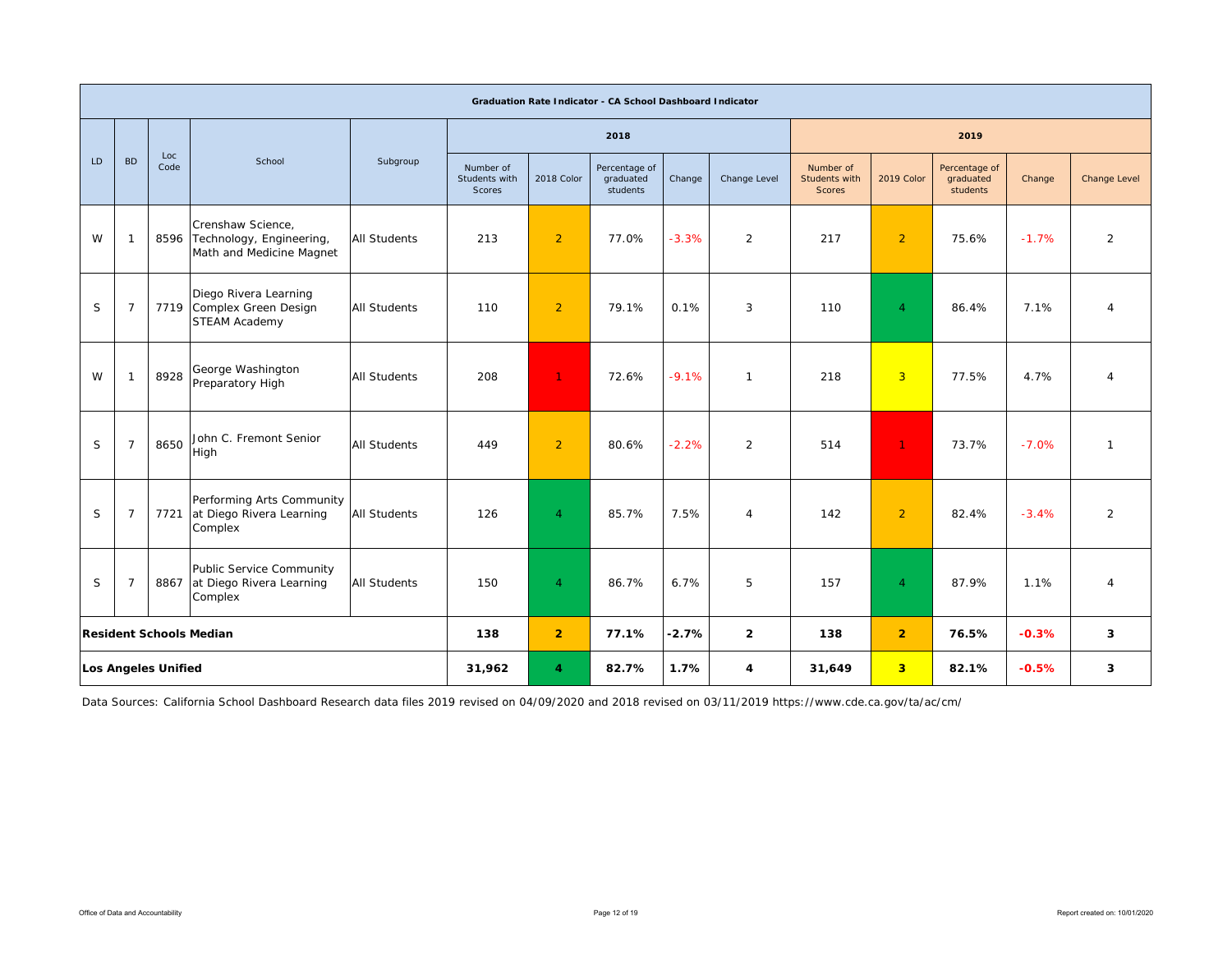| Graduation Rate Indicator - CA School Dashboard Indicator | | | | | | | | | | | | | | | |
|---|---|---|---|---|---|---|---|---|---|---|---|---|---|---|---|
| LD | BD | Loc Code | School | Subgroup | 2018 | | | | | 2019 | | | | |
| | | | | | Number of Students with Scores | 2018 Color | Percentage of graduated students | Change | Change Level | Number of Students with Scores | 2019 Color | Percentage of graduated students | Change | Change Level |
| W | 1 | 8596 | Crenshaw Science, Technology, Engineering, Math and Medicine Magnet | All Students | 213 | 2 | 77.0% | -3.3% | 2 | 217 | 2 | 75.6% | -1.7% | 2 |
| S | 7 | 7719 | Diego Rivera Learning Complex Green Design STEAM Academy | All Students | 110 | 2 | 79.1% | 0.1% | 3 | 110 | 4 | 86.4% | 7.1% | 4 |
| W | 1 | 8928 | George Washington Preparatory High | All Students | 208 | 1 | 72.6% | -9.1% | 1 | 218 | 3 | 77.5% | 4.7% | 4 |
| S | 7 | 8650 | John C. Fremont Senior High | All Students | 449 | 2 | 80.6% | -2.2% | 2 | 514 | 1 | 73.7% | -7.0% | 1 |
| S | 7 | 7721 | Performing Arts Community at Diego Rivera Learning Complex | All Students | 126 | 4 | 85.7% | 7.5% | 4 | 142 | 2 | 82.4% | -3.4% | 2 |
| S | 7 | 8867 | Public Service Community at Diego Rivera Learning Complex | All Students | 150 | 4 | 86.7% | 6.7% | 5 | 157 | 4 | 87.9% | 1.1% | 4 |
| **Resident Schools Median** | | | | | **138** | **2** | **77.1%** | **-2.7%** | **2** | **138** | **2** | **76.5%** | **-0.3%** | **3** |
| **Los Angeles Unified** | | | | | **31,962** | **4** | **82.7%** | **1.7%** | **4** | **31,649** | **3** | **82.1%** | **-0.5%** | **3** |

Data Sources: California School Dashboard Research data files 2019 revised on 04/09/2020 and 2018 revised on 03/11/2019 https://www.cde.ca.gov/ta/ac/cm/

Office of Data and Accountability

Report created on: 10/01/2020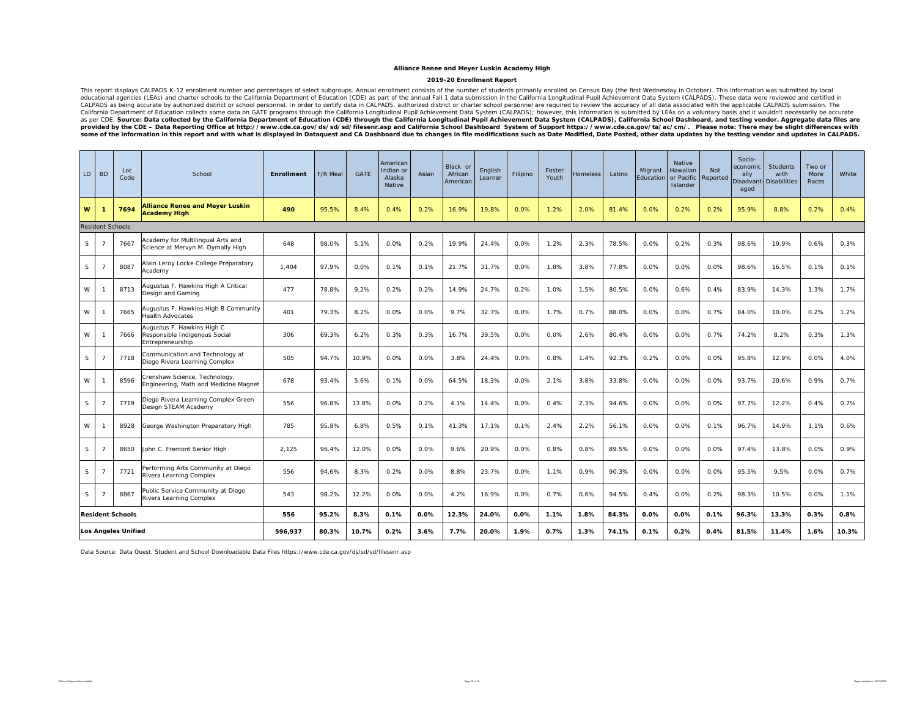**Alliance Renee and Meyer Luskin Academy High**

**2019-20 Enrollment Report**

This report displays CALPADS K-12 enrollment number and percentages of select subgroups. Annual enrollment consists of the number of students primarily enrolled on Census Day (the first Wednesday in October). This information was submitted by local educational agencies (LEAs) and charter schools to the California Department of Education (CDE) as part of the annual Fall 1 data submission in the California Longitudinal Pupil Achievement Data System (CALPADS). These data were reviewed and certified in CALPADS as being accurate by authorized district or school personnel. In order to certify data in CALPADS, authorized district or charter school personnel are required to review the accuracy of all data associated with the applicable CALPADS submission. The California Department of Education collects some data on GATE programs through the California Longitudinal Pupil Achievement Data System (CALPADS); however, this information is submitted by LEAs on a voluntary basis and it wouldn't necessarily be accurate as per CDE. **Source: Data collected by the California Department of Education (CDE) through the California Longitudinal Pupil Achievement Data System (CALPADS), California School Dashboard, and testing vendor. Aggregate data files are provided by the CDE – Data Reporting Office at http://www.cde.ca.gov/ds/sd/sd/filesenr.asp and California School Dashboard System of Support https://www.cde.ca.gov/ta/ac/cm/. Please note: There may be slight differences with some of the information in this report and with what is displayed in Dataquest and CA Dashboard due to changes in file modifications such as Date Modified, Date Posted, other data updates by the testing vendor and updates in CALPADS.**

| LD | BD | Loc Code | School | Enrollment | F/R Meal | GATE | American Indian or Alaska Native | Asian | Black or African American | English Learner | Filipino | Foster Youth | Homeless | Latino | Migrant Education | Native Hawaiian or Pacific Islander | Not Reported | Socio-economically Disadvantaged | Students with Disabilities | Two or More Races | White |
|---|---|---|---|---|---|---|---|---|---|---|---|---|---|---|---|---|---|---|---|---|---|
| **W** | **1** | **7694** | **Alliance Renee and Meyer Luskin Academy High** | **490** | 95.5% | 8.4% | 0.4% | 0.2% | 16.9% | 19.8% | 0.0% | 1.2% | 2.0% | 81.4% | 0.0% | 0.2% | 0.2% | 95.9% | 8.8% | 0.2% | 0.4% |
| Resident Schools | | | | | | | | | | | | | | | | | | | | | |
| S | 7 | 7667 | Academy for Multilingual Arts and Science at Mervyn M. Dymally High | 648 | 98.0% | 5.1% | 0.0% | 0.2% | 19.9% | 24.4% | 0.0% | 1.2% | 2.3% | 78.5% | 0.0% | 0.2% | 0.3% | 98.6% | 19.9% | 0.6% | 0.3% |
| S | 7 | 8087 | Alain Leroy Locke College Preparatory Academy | 1,404 | 97.9% | 0.0% | 0.1% | 0.1% | 21.7% | 31.7% | 0.0% | 1.8% | 3.8% | 77.8% | 0.0% | 0.0% | 0.0% | 98.6% | 16.5% | 0.1% | 0.1% |
| W | 1 | 8713 | Augustus F. Hawkins High A Critical Design and Gaming | 477 | 78.8% | 9.2% | 0.2% | 0.2% | 14.9% | 24.7% | 0.2% | 1.0% | 1.5% | 80.5% | 0.0% | 0.6% | 0.4% | 83.9% | 14.3% | 1.3% | 1.7% |
| W | 1 | 7665 | Augustus F. Hawkins High B Community Health Advocates | 401 | 79.3% | 8.2% | 0.0% | 0.0% | 9.7% | 32.7% | 0.0% | 1.7% | 0.7% | 88.0% | 0.0% | 0.0% | 0.7% | 84.0% | 10.0% | 0.2% | 1.2% |
| W | 1 | 7666 | Augustus F. Hawkins High C Responsible Indigenous Social Entrepreneurship | 306 | 69.3% | 6.2% | 0.3% | 0.3% | 16.7% | 39.5% | 0.0% | 0.0% | 2.6% | 80.4% | 0.0% | 0.0% | 0.7% | 74.2% | 8.2% | 0.3% | 1.3% |
| S | 7 | 7718 | Communication and Technology at Diego Rivera Learning Complex | 505 | 94.7% | 10.9% | 0.0% | 0.0% | 3.8% | 24.4% | 0.0% | 0.8% | 1.4% | 92.3% | 0.2% | 0.0% | 0.0% | 95.8% | 12.9% | 0.0% | 4.0% |
| W | 1 | 8596 | Crenshaw Science, Technology, Engineering, Math and Medicine Magnet | 678 | 93.4% | 5.6% | 0.1% | 0.0% | 64.5% | 18.3% | 0.0% | 2.1% | 3.8% | 33.8% | 0.0% | 0.0% | 0.0% | 93.7% | 20.6% | 0.9% | 0.7% |
| S | 7 | 7719 | Diego Rivera Learning Complex Green Design STEAM Academy | 556 | 96.8% | 13.8% | 0.0% | 0.2% | 4.1% | 14.4% | 0.0% | 0.4% | 2.3% | 94.6% | 0.0% | 0.0% | 0.0% | 97.7% | 12.2% | 0.4% | 0.7% |
| W | 1 | 8928 | George Washington Preparatory High | 785 | 95.8% | 6.8% | 0.5% | 0.1% | 41.3% | 17.1% | 0.1% | 2.4% | 2.2% | 56.1% | 0.0% | 0.0% | 0.1% | 96.7% | 14.9% | 1.1% | 0.6% |
| S | 7 | 8650 | John C. Fremont Senior High | 2,125 | 96.4% | 12.0% | 0.0% | 0.0% | 9.6% | 20.9% | 0.0% | 0.8% | 0.8% | 89.5% | 0.0% | 0.0% | 0.0% | 97.4% | 13.8% | 0.0% | 0.9% |
| S | 7 | 7721 | Performing Arts Community at Diego Rivera Learning Complex | 556 | 94.6% | 8.3% | 0.2% | 0.0% | 8.8% | 23.7% | 0.0% | 1.1% | 0.9% | 90.3% | 0.0% | 0.0% | 0.0% | 95.5% | 9.5% | 0.0% | 0.7% |
| S | 7 | 8867 | Public Service Community at Diego Rivera Learning Complex | 543 | 98.2% | 12.2% | 0.0% | 0.0% | 4.2% | 16.9% | 0.0% | 0.7% | 0.6% | 94.5% | 0.4% | 0.0% | 0.2% | 98.3% | 10.5% | 0.0% | 1.1% |
| **Resident Schools** | | | | **556** | **95.2%** | **8.3%** | **0.1%** | **0.0%** | **12.3%** | **24.0%** | **0.0%** | **1.1%** | **1.8%** | **84.3%** | **0.0%** | **0.0%** | **0.1%** | **96.3%** | **13.3%** | **0.3%** | **0.8%** |
| **Los Angeles Unified** | | | | **596,937** | **80.3%** | **10.7%** | **0.2%** | **3.6%** | **7.7%** | **20.0%** | **1.9%** | **0.7%** | **1.3%** | **74.1%** | **0.1%** | **0.2%** | **0.4%** | **81.5%** | **11.4%** | **1.6%** | **10.3%** |

Data Source: Data Quest, Student and School Downloadable Data Files https://www.cde.ca.gov/ds/sd/sd/filesenr.asp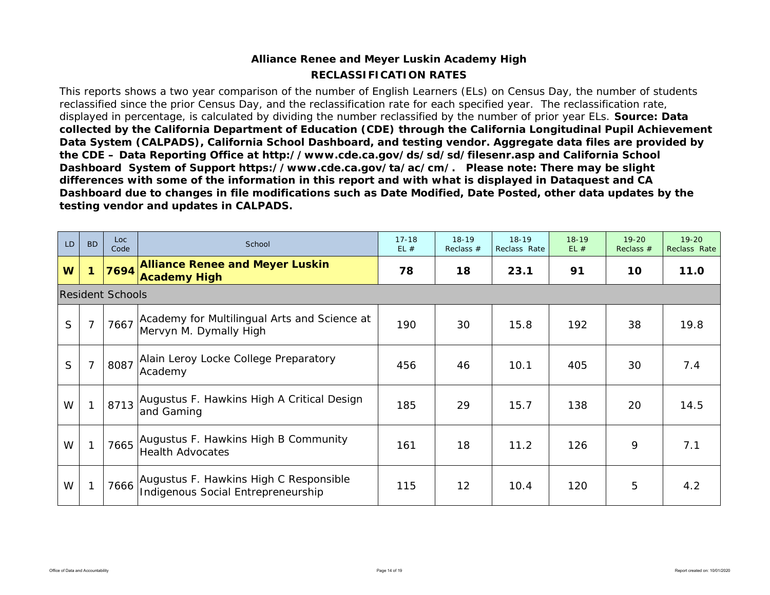## Alliance Renee and Meyer Luskin Academy High

## RECLASSIFICATION RATES

This reports shows a two year comparison of the number of English Learners (ELs) on Census Day, the number of students reclassified since the prior Census Day, and the reclassification rate for each specified year. The reclassification rate, displayed in percentage, is calculated by dividing the number reclassified by the number of prior year ELs. **Source: Data collected by the California Department of Education (CDE) through the California Longitudinal Pupil Achievement Data System (CALPADS), California School Dashboard, and testing vendor. Aggregate data files are provided by the CDE – Data Reporting Office at http://www.cde.ca.gov/ds/sd/sd/filesenr.asp and California School Dashboard System of Support https://www.cde.ca.gov/ta/ac/cm/. Please note: There may be slight differences with some of the information in this report and with what is displayed in Dataquest and CA Dashboard due to changes in file modifications such as Date Modified, Date Posted, other data updates by the testing vendor and updates in CALPADS.**

| LD | BD | Loc Code | School | 17-18 EL # | 18-19 Reclass # | 18-19 Reclass Rate | 18-19 EL # | 19-20 Reclass # | 19-20 Reclass Rate |
|---|---|---|---|---|---|---|---|---|---|
| **W** | **1** | **7694** | **Alliance Renee and Meyer Luskin Academy High** | **78** | **18** | **23.1** | **91** | **10** | **11.0** |
| Resident Schools | | | | | | | | | |
| S | 7 | 7667 | Academy for Multilingual Arts and Science at Mervyn M. Dymally High | 190 | 30 | 15.8 | 192 | 38 | 19.8 |
| S | 7 | 8087 | Alain Leroy Locke College Preparatory Academy | 456 | 46 | 10.1 | 405 | 30 | 7.4 |
| W | 1 | 8713 | Augustus F. Hawkins High A Critical Design and Gaming | 185 | 29 | 15.7 | 138 | 20 | 14.5 |
| W | 1 | 7665 | Augustus F. Hawkins High B Community Health Advocates | 161 | 18 | 11.2 | 126 | 9 | 7.1 |
| W | 1 | 7666 | Augustus F. Hawkins High C Responsible Indigenous Social Entrepreneurship | 115 | 12 | 10.4 | 120 | 5 | 4.2 |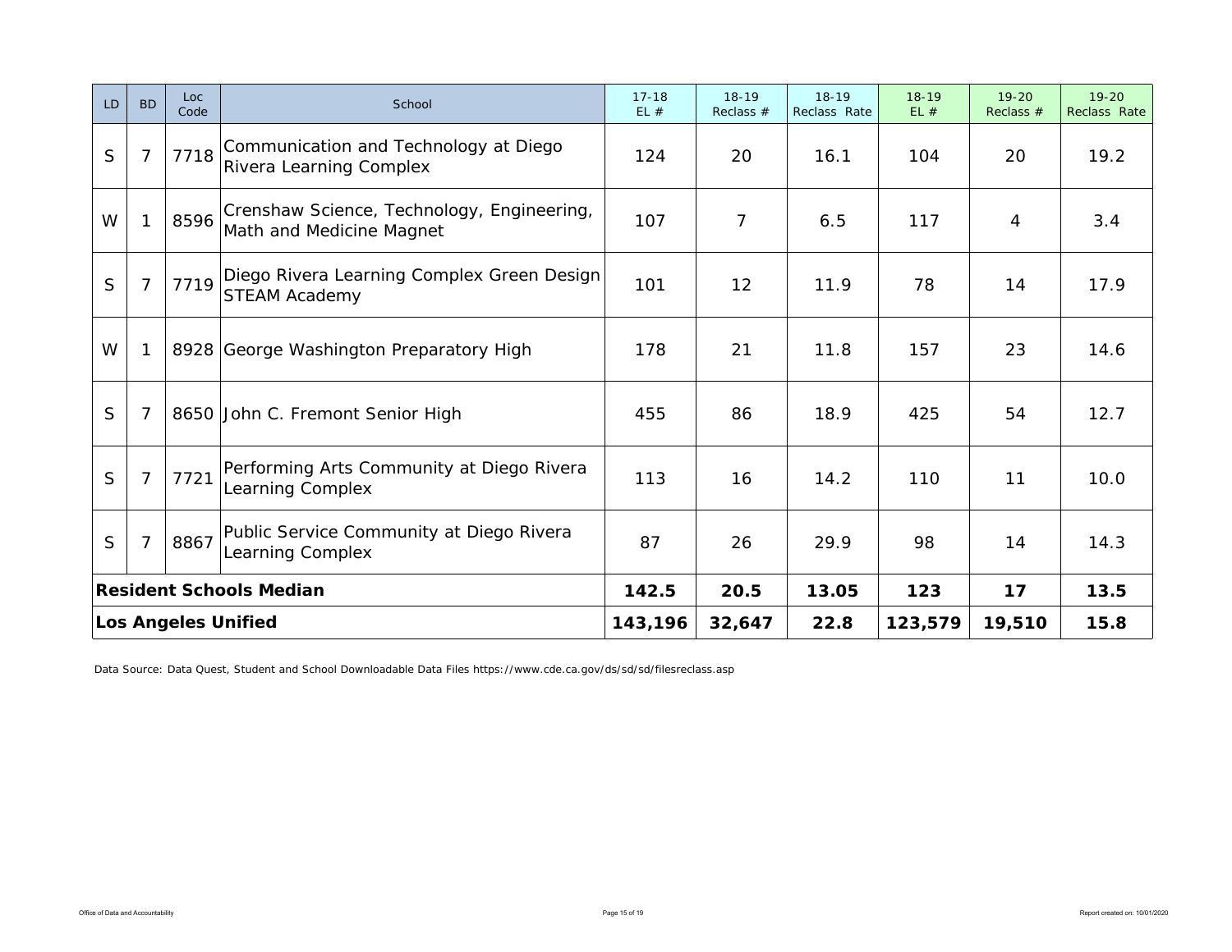| LD | BD | Loc Code | School | 17-18 EL # | 18-19 Reclass # | 18-19 Reclass Rate | 18-19 EL # | 19-20 Reclass # | 19-20 Reclass Rate |
|---|---|---|---|---|---|---|---|---|---|
| S | 7 | 7718 | Communication and Technology at Diego Rivera Learning Complex | 124 | 20 | 16.1 | 104 | 20 | 19.2 |
| W | 1 | 8596 | Crenshaw Science, Technology, Engineering, Math and Medicine Magnet | 107 | 7 | 6.5 | 117 | 4 | 3.4 |
| S | 7 | 7719 | Diego Rivera Learning Complex Green Design STEAM Academy | 101 | 12 | 11.9 | 78 | 14 | 17.9 |
| W | 1 | 8928 | George Washington Preparatory High | 178 | 21 | 11.8 | 157 | 23 | 14.6 |
| S | 7 | 8650 | John C. Fremont Senior High | 455 | 86 | 18.9 | 425 | 54 | 12.7 |
| S | 7 | 7721 | Performing Arts Community at Diego Rivera Learning Complex | 113 | 16 | 14.2 | 110 | 11 | 10.0 |
| S | 7 | 8867 | Public Service Community at Diego Rivera Learning Complex | 87 | 26 | 29.9 | 98 | 14 | 14.3 |
| **Resident Schools Median** | | | | **142.5** | **20.5** | **13.05** | **123** | **17** | **13.5** |
| **Los Angeles Unified** | | | | **143,196** | **32,647** | **22.8** | **123,579** | **19,510** | **15.8** |

Data Source: Data Quest, Student and School Downloadable Data Files https://www.cde.ca.gov/ds/sd/sd/filesreclass.asp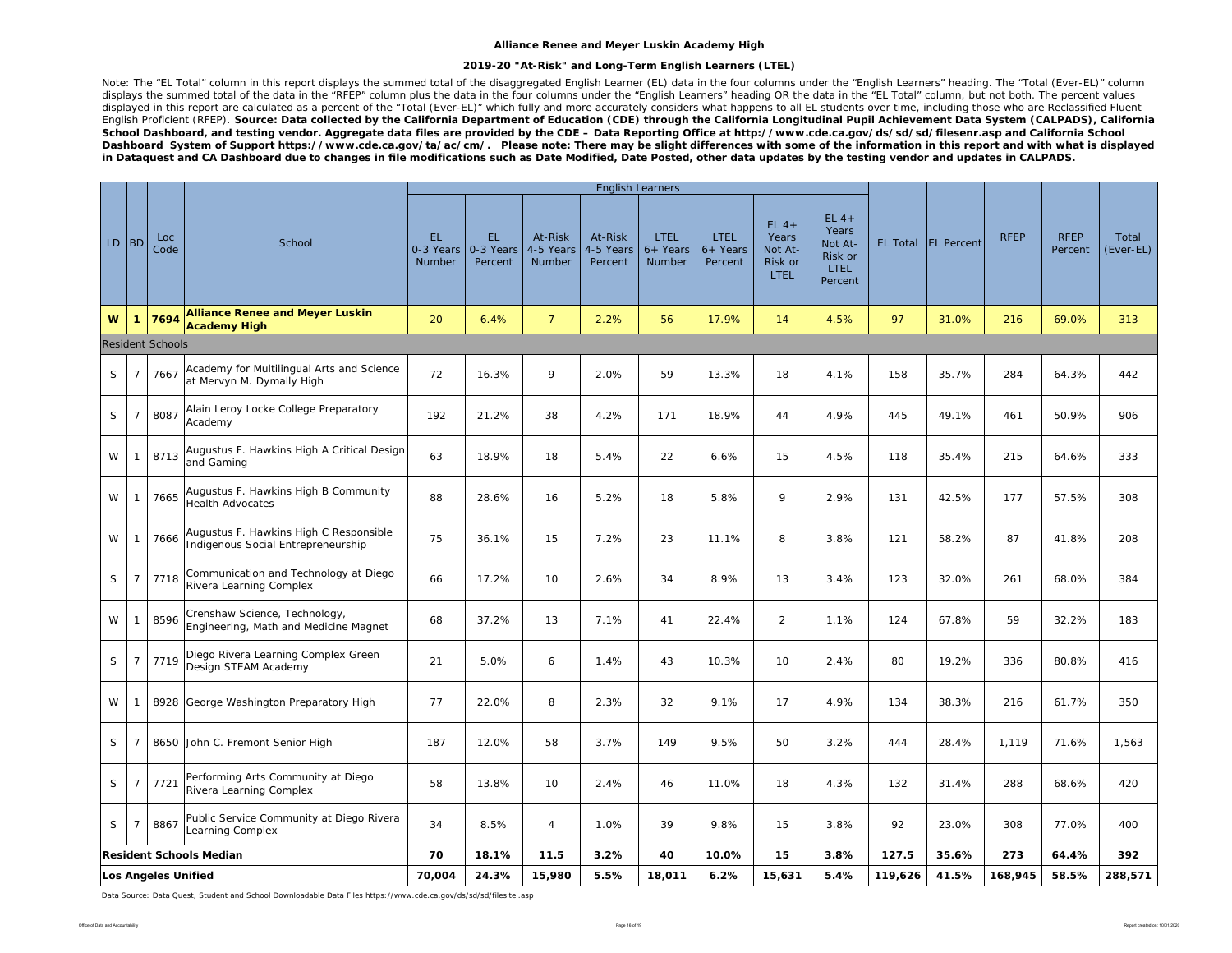**Alliance Renee and Meyer Luskin Academy High**

**2019-20 "At-Risk" and Long-Term English Learners (LTEL)**

Note: The "EL Total" column in this report displays the summed total of the disaggregated English Learner (EL) data in the four columns under the "English Learners" heading. The "Total (Ever-EL)" column displays the summed total of the data in the "RFEP" column plus the data in the four columns under the "English Learners" heading OR the data in the "EL Total" column, but not both. The percent values displayed in this report are calculated as a percent of the "Total (Ever-EL)" which fully and more accurately considers what happens to all EL students over time, including those who are Reclassified Fluent English Proficient (RFEP). **Source: Data collected by the California Department of Education (CDE) through the California Longitudinal Pupil Achievement Data System (CALPADS), California School Dashboard, and testing vendor. Aggregate data files are provided by the CDE – Data Reporting Office at http://www.cde.ca.gov/ds/sd/sd/filesenr.asp and California School Dashboard System of Support https://www.cde.ca.gov/ta/ac/cm/. Please note: There may be slight differences with some of the information in this report and with what is displayed in Dataquest and CA Dashboard due to changes in file modifications such as Date Modified, Date Posted, other data updates by the testing vendor and updates in CALPADS.**

| LD | BD | Loc Code | School | English Learners | | | | | | | | EL Total | EL Percent | RFEP | RFEP Percent | Total (Ever-EL) |
|---|---|---|---|---|---|---|---|---|---|---|---|---|---|---|---|---|
| | | | | EL 0-3 Years Number | EL 0-3 Years Percent | At-Risk 4-5 Years Number | At-Risk 4-5 Years Percent | LTEL 6+ Years Number | LTEL 6+ Years Percent | EL 4+ Years Not At-Risk or LTEL | EL 4+ Years Not At-Risk or LTEL Percent | | | | | |
| **W** | **1** | **7694** | **Alliance Renee and Meyer Luskin Academy High** | 20 | 6.4% | 7 | 2.2% | 56 | 17.9% | 14 | 4.5% | 97 | 31.0% | 216 | 69.0% | 313 |
| Resident Schools | | | | | | | | | | | | | | | | |
| S | 7 | 7667 | Academy for Multilingual Arts and Science at Mervyn M. Dymally High | 72 | 16.3% | 9 | 2.0% | 59 | 13.3% | 18 | 4.1% | 158 | 35.7% | 284 | 64.3% | 442 |
| S | 7 | 8087 | Alain Leroy Locke College Preparatory Academy | 192 | 21.2% | 38 | 4.2% | 171 | 18.9% | 44 | 4.9% | 445 | 49.1% | 461 | 50.9% | 906 |
| W | 1 | 8713 | Augustus F. Hawkins High A Critical Design and Gaming | 63 | 18.9% | 18 | 5.4% | 22 | 6.6% | 15 | 4.5% | 118 | 35.4% | 215 | 64.6% | 333 |
| W | 1 | 7665 | Augustus F. Hawkins High B Community Health Advocates | 88 | 28.6% | 16 | 5.2% | 18 | 5.8% | 9 | 2.9% | 131 | 42.5% | 177 | 57.5% | 308 |
| W | 1 | 7666 | Augustus F. Hawkins High C Responsible Indigenous Social Entrepreneurship | 75 | 36.1% | 15 | 7.2% | 23 | 11.1% | 8 | 3.8% | 121 | 58.2% | 87 | 41.8% | 208 |
| S | 7 | 7718 | Communication and Technology at Diego Rivera Learning Complex | 66 | 17.2% | 10 | 2.6% | 34 | 8.9% | 13 | 3.4% | 123 | 32.0% | 261 | 68.0% | 384 |
| W | 1 | 8596 | Crenshaw Science, Technology, Engineering, Math and Medicine Magnet | 68 | 37.2% | 13 | 7.1% | 41 | 22.4% | 2 | 1.1% | 124 | 67.8% | 59 | 32.2% | 183 |
| S | 7 | 7719 | Diego Rivera Learning Complex Green Design STEAM Academy | 21 | 5.0% | 6 | 1.4% | 43 | 10.3% | 10 | 2.4% | 80 | 19.2% | 336 | 80.8% | 416 |
| W | 1 | 8928 | George Washington Preparatory High | 77 | 22.0% | 8 | 2.3% | 32 | 9.1% | 17 | 4.9% | 134 | 38.3% | 216 | 61.7% | 350 |
| S | 7 | 8650 | John C. Fremont Senior High | 187 | 12.0% | 58 | 3.7% | 149 | 9.5% | 50 | 3.2% | 444 | 28.4% | 1,119 | 71.6% | 1,563 |
| S | 7 | 7721 | Performing Arts Community at Diego Rivera Learning Complex | 58 | 13.8% | 10 | 2.4% | 46 | 11.0% | 18 | 4.3% | 132 | 31.4% | 288 | 68.6% | 420 |
| S | 7 | 8867 | Public Service Community at Diego Rivera Learning Complex | 34 | 8.5% | 4 | 1.0% | 39 | 9.8% | 15 | 3.8% | 92 | 23.0% | 308 | 77.0% | 400 |
| **Resident Schools Median** | | | | **70** | **18.1%** | **11.5** | **3.2%** | **40** | **10.0%** | **15** | **3.8%** | **127.5** | **35.6%** | **273** | **64.4%** | **392** |
| **Los Angeles Unified** | | | | **70,004** | **24.3%** | **15,980** | **5.5%** | **18,011** | **6.2%** | **15,631** | **5.4%** | **119,626** | **41.5%** | **168,945** | **58.5%** | **288,571** |

Data Source: Data Quest, Student and School Downloadable Data Files https://www.cde.ca.gov/ds/sd/sd/filesltel.asp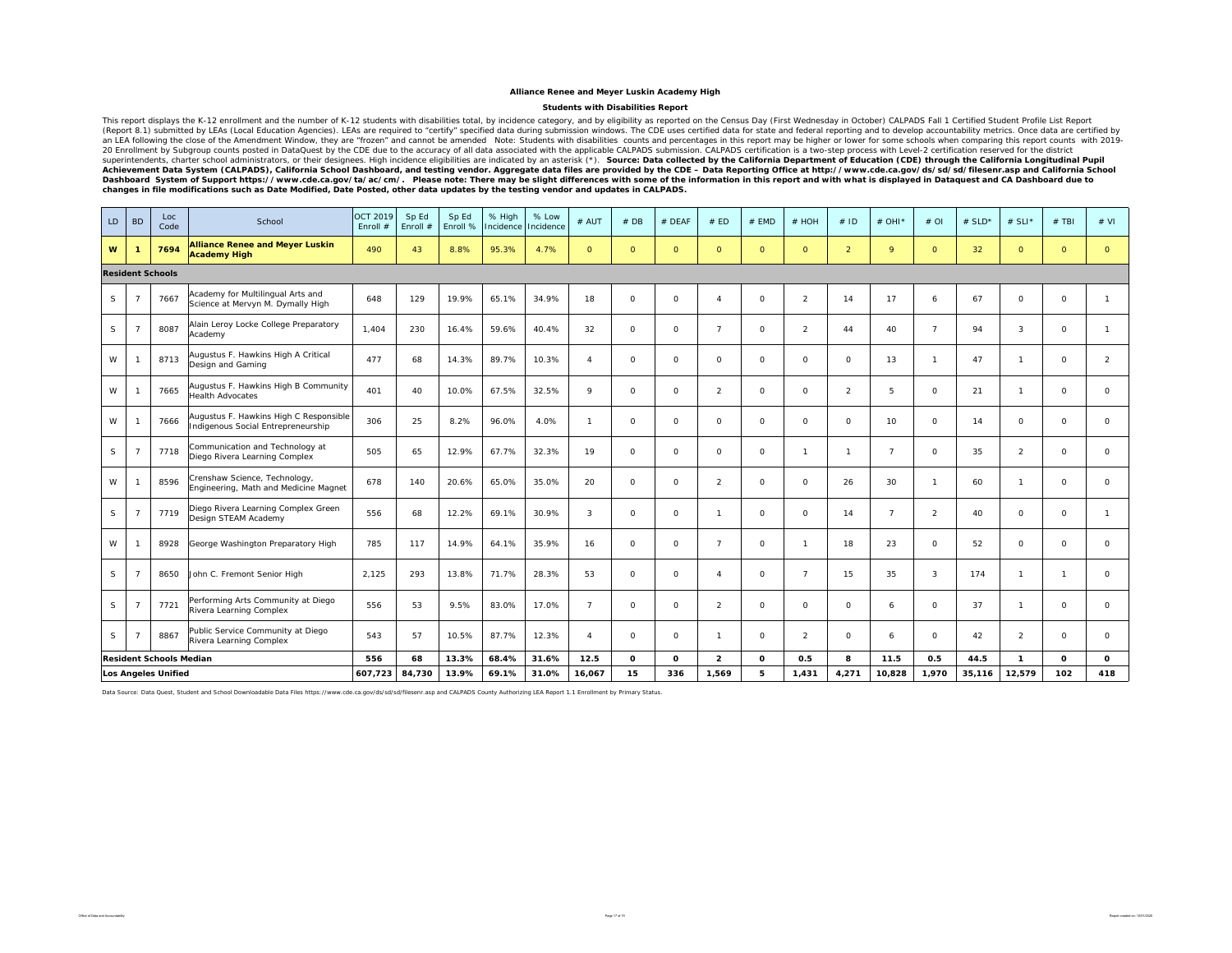**Alliance Renee and Meyer Luskin Academy High**

**Students with Disabilities Report**

This report displays the K-12 enrollment and the number of K-12 students with disabilities total, by incidence category, and by eligibility as reported on the Census Day (First Wednesday in October) CALPADS Fall 1 Certified Student Profile List Report (Report 8.1) submitted by LEAs (Local Education Agencies). LEAs are required to "certify" specified data during submission windows. The CDE uses certified data for state and federal reporting and to develop accountability metrics. Once data are certified by an LEA following the close of the Amendment Window, they are "frozen" and cannot be amended Note: Students with disabilities counts and percentages in this report may be higher or lower for some schools when comparing this report counts with 2019-20 Enrollment by Subgroup counts posted in DataQuest by the CDE due to the accuracy of all data associated with the applicable CALPADS submission. CALPADS certification is a two-step process with Level-2 certification reserved for the district superintendents, charter school administrators, or their designees. High incidence eligibilities are indicated by an asterisk (*). **Source: Data collected by the California Department of Education (CDE) through the California Longitudinal Pupil Achievement Data System (CALPADS), California School Dashboard, and testing vendor. Aggregate data files are provided by the CDE – Data Reporting Office at http://www.cde.ca.gov/ds/sd/sd/filesenr.asp and California School Dashboard System of Support https://www.cde.ca.gov/ta/ac/cm/. Please note: There may be slight differences with some of the information in this report and with what is displayed in Dataquest and CA Dashboard due to changes in file modifications such as Date Modified, Date Posted, other data updates by the testing vendor and updates in CALPADS.**

| LD | BD | Loc Code | School | OCT 2019 Enroll # | Sp Ed Enroll # | Sp Ed Enroll % | % High Incidence | % Low Incidence | # AUT | # DB | # DEAF | # ED | # EMD | # HOH | # ID | # OHI* | # OI | # SLD* | # SLI* | # TBI | # VI |
|---|---|---|---|---|---|---|---|---|---|---|---|---|---|---|---|---|---|---|---|---|---|
| **W** | **1** | **7694** | **Alliance Renee and Meyer Luskin Academy High** | 490 | 43 | 8.8% | 95.3% | 4.7% | 0 | 0 | 0 | 0 | 0 | 0 | 2 | 9 | 0 | 32 | 0 | 0 | 0 |
| **Resident Schools** | | | | | | | | | | | | | | | | | | | | | |
| S | 7 | 7667 | Academy for Multilingual Arts and Science at Mervyn M. Dymally High | 648 | 129 | 19.9% | 65.1% | 34.9% | 18 | 0 | 0 | 4 | 0 | 2 | 14 | 17 | 6 | 67 | 0 | 0 | 1 |
| S | 7 | 8087 | Alain Leroy Locke College Preparatory Academy | 1,404 | 230 | 16.4% | 59.6% | 40.4% | 32 | 0 | 0 | 7 | 0 | 2 | 44 | 40 | 7 | 94 | 3 | 0 | 1 |
| W | 1 | 8713 | Augustus F. Hawkins High A Critical Design and Gaming | 477 | 68 | 14.3% | 89.7% | 10.3% | 4 | 0 | 0 | 0 | 0 | 0 | 0 | 13 | 1 | 47 | 1 | 0 | 2 |
| W | 1 | 7665 | Augustus F. Hawkins High B Community Health Advocates | 401 | 40 | 10.0% | 67.5% | 32.5% | 9 | 0 | 0 | 2 | 0 | 0 | 2 | 5 | 0 | 21 | 1 | 0 | 0 |
| W | 1 | 7666 | Augustus F. Hawkins High C Responsible Indigenous Social Entrepreneurship | 306 | 25 | 8.2% | 96.0% | 4.0% | 1 | 0 | 0 | 0 | 0 | 0 | 0 | 10 | 0 | 14 | 0 | 0 | 0 |
| S | 7 | 7718 | Communication and Technology at Diego Rivera Learning Complex | 505 | 65 | 12.9% | 67.7% | 32.3% | 19 | 0 | 0 | 0 | 0 | 1 | 1 | 7 | 0 | 35 | 2 | 0 | 0 |
| W | 1 | 8596 | Crenshaw Science, Technology, Engineering, Math and Medicine Magnet | 678 | 140 | 20.6% | 65.0% | 35.0% | 20 | 0 | 0 | 2 | 0 | 0 | 26 | 30 | 1 | 60 | 1 | 0 | 0 |
| S | 7 | 7719 | Diego Rivera Learning Complex Green Design STEAM Academy | 556 | 68 | 12.2% | 69.1% | 30.9% | 3 | 0 | 0 | 1 | 0 | 0 | 14 | 7 | 2 | 40 | 0 | 0 | 1 |
| W | 1 | 8928 | George Washington Preparatory High | 785 | 117 | 14.9% | 64.1% | 35.9% | 16 | 0 | 0 | 7 | 0 | 1 | 18 | 23 | 0 | 52 | 0 | 0 | 0 |
| S | 7 | 8650 | John C. Fremont Senior High | 2,125 | 293 | 13.8% | 71.7% | 28.3% | 53 | 0 | 0 | 4 | 0 | 7 | 15 | 35 | 3 | 174 | 1 | 1 | 0 |
| S | 7 | 7721 | Performing Arts Community at Diego Rivera Learning Complex | 556 | 53 | 9.5% | 83.0% | 17.0% | 7 | 0 | 0 | 2 | 0 | 0 | 0 | 6 | 0 | 37 | 1 | 0 | 0 |
| S | 7 | 8867 | Public Service Community at Diego Rivera Learning Complex | 543 | 57 | 10.5% | 87.7% | 12.3% | 4 | 0 | 0 | 1 | 0 | 2 | 0 | 6 | 0 | 42 | 2 | 0 | 0 |
| **Resident Schools Median** | | | | **556** | **68** | **13.3%** | **68.4%** | **31.6%** | **12.5** | **0** | **0** | **2** | **0** | **0.5** | **8** | **11.5** | **0.5** | **44.5** | **1** | **0** | **0** |
| **Los Angeles Unified** | | | | **607,723** | **84,730** | **13.9%** | **69.1%** | **31.0%** | **16,067** | **15** | **336** | **1,569** | **5** | **1,431** | **4,271** | **10,828** | **1,970** | **35,116** | **12,579** | **102** | **418** |

Data Source: Data Quest, Student and School Downloadable Data Files https://www.cde.ca.gov/ds/sd/sd/filesenr.asp and CALPADS County Authorizing LEA Report 1.1 Enrollment by Primary Status.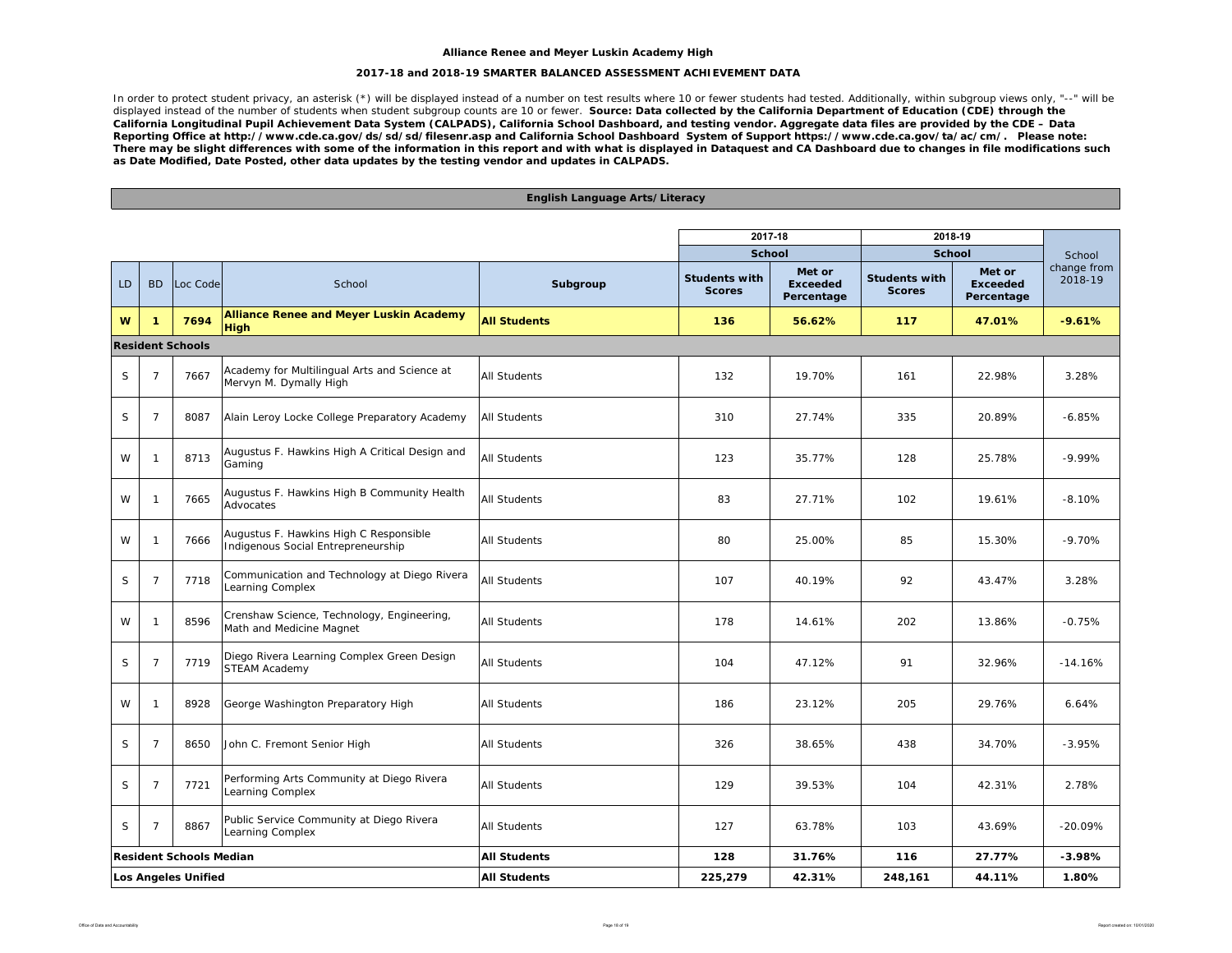**Alliance Renee and Meyer Luskin Academy High**

**2017-18 and 2018-19 SMARTER BALANCED ASSESSMENT ACHIEVEMENT DATA**

In order to protect student privacy, an asterisk (*) will be displayed instead of a number on test results where 10 or fewer students had tested. Additionally, within subgroup views only, "--" will be displayed instead of the number of students when student subgroup counts are 10 or fewer. **Source: Data collected by the California Department of Education (CDE) through the California Longitudinal Pupil Achievement Data System (CALPADS), California School Dashboard, and testing vendor. Aggregate data files are provided by the CDE – Data Reporting Office at http://www.cde.ca.gov/ds/sd/sd/filesenr.asp and California School Dashboard System of Support https://www.cde.ca.gov/ta/ac/cm/. Please note: There may be slight differences with some of the information in this report and with what is displayed in Dataquest and CA Dashboard due to changes in file modifications such as Date Modified, Date Posted, other data updates by the testing vendor and updates in CALPADS.**

**English Language Arts/Literacy**

| | | | | | 2017-18 | | 2018-19 | | |
|---|---|---|---|---|---|---|---|---|---|
| | | | | | School | | School | | School change from 2018-19 |
| LD | BD | Loc Code | School | Subgroup | Students with Scores | Met or Exceeded Percentage | Students with Scores | Met or Exceeded Percentage | |
| **W** | **1** | **7694** | **Alliance Renee and Meyer Luskin Academy High** | **All Students** | **136** | **56.62%** | **117** | **47.01%** | **-9.61%** |
| **Resident Schools** | | | | | | | | | |
| S | 7 | 7667 | Academy for Multilingual Arts and Science at Mervyn M. Dymally High | All Students | 132 | 19.70% | 161 | 22.98% | 3.28% |
| S | 7 | 8087 | Alain Leroy Locke College Preparatory Academy | All Students | 310 | 27.74% | 335 | 20.89% | -6.85% |
| W | 1 | 8713 | Augustus F. Hawkins High A Critical Design and Gaming | All Students | 123 | 35.77% | 128 | 25.78% | -9.99% |
| W | 1 | 7665 | Augustus F. Hawkins High B Community Health Advocates | All Students | 83 | 27.71% | 102 | 19.61% | -8.10% |
| W | 1 | 7666 | Augustus F. Hawkins High C Responsible Indigenous Social Entrepreneurship | All Students | 80 | 25.00% | 85 | 15.30% | -9.70% |
| S | 7 | 7718 | Communication and Technology at Diego Rivera Learning Complex | All Students | 107 | 40.19% | 92 | 43.47% | 3.28% |
| W | 1 | 8596 | Crenshaw Science, Technology, Engineering, Math and Medicine Magnet | All Students | 178 | 14.61% | 202 | 13.86% | -0.75% |
| S | 7 | 7719 | Diego Rivera Learning Complex Green Design STEAM Academy | All Students | 104 | 47.12% | 91 | 32.96% | -14.16% |
| W | 1 | 8928 | George Washington Preparatory High | All Students | 186 | 23.12% | 205 | 29.76% | 6.64% |
| S | 7 | 8650 | John C. Fremont Senior High | All Students | 326 | 38.65% | 438 | 34.70% | -3.95% |
| S | 7 | 7721 | Performing Arts Community at Diego Rivera Learning Complex | All Students | 129 | 39.53% | 104 | 42.31% | 2.78% |
| S | 7 | 8867 | Public Service Community at Diego Rivera Learning Complex | All Students | 127 | 63.78% | 103 | 43.69% | -20.09% |
| **Resident Schools Median** | | | | **All Students** | **128** | **31.76%** | **116** | **27.77%** | **-3.98%** |
| **Los Angeles Unified** | | | | **All Students** | **225,279** | **42.31%** | **248,161** | **44.11%** | **1.80%** |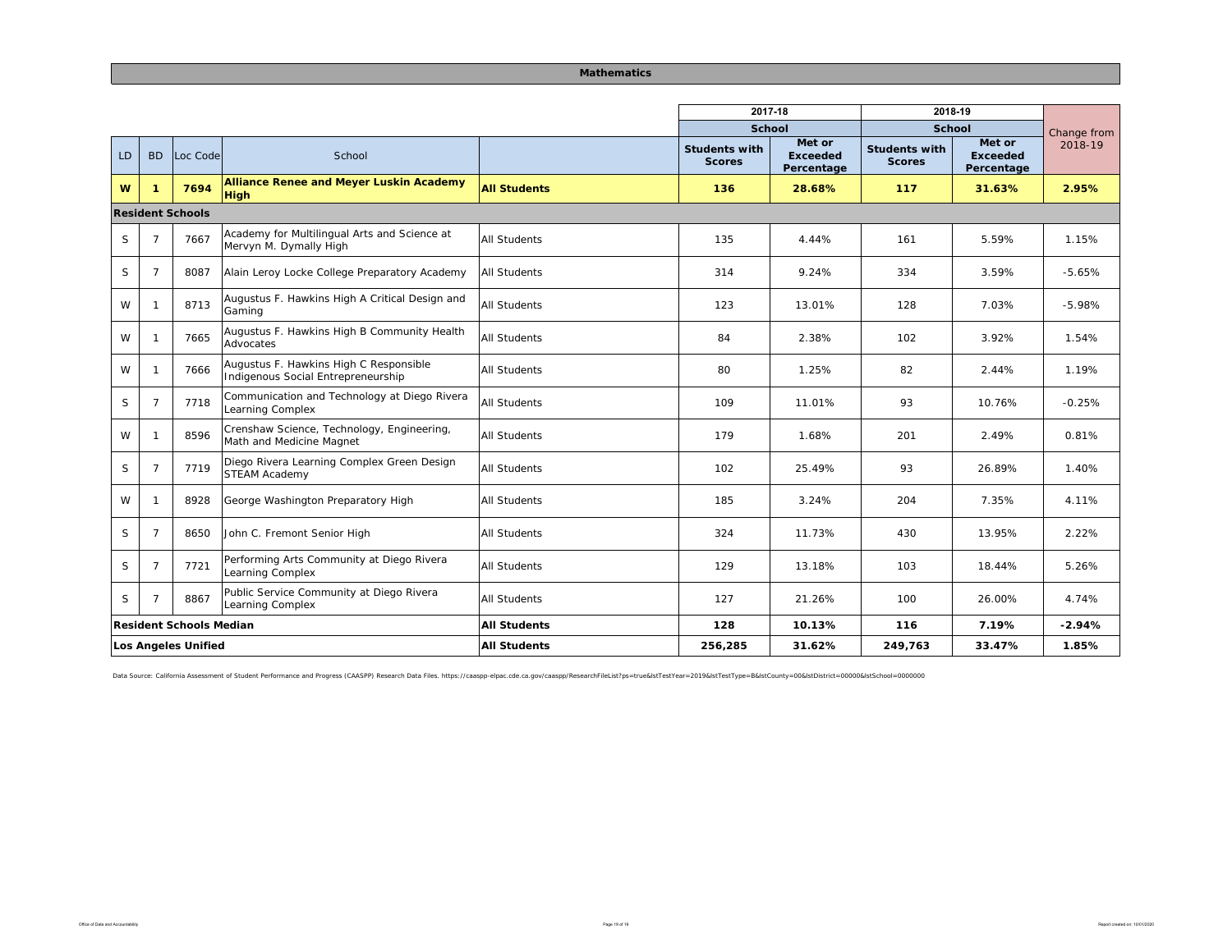## Mathematics

| LD | BD | Loc Code | School | | 2017-18 School Students with Scores | 2017-18 School Met or Exceeded Percentage | 2018-19 School Students with Scores | 2018-19 School Met or Exceeded Percentage | Change from 2018-19 |
|---|---|---|---|---|---|---|---|---|---|
| **W** | **1** | **7694** | **Alliance Renee and Meyer Luskin Academy High** | **All Students** | **136** | **28.68%** | **117** | **31.63%** | **2.95%** |
| **Resident Schools** | | | | | | | | | |
| S | 7 | 7667 | Academy for Multilingual Arts and Science at Mervyn M. Dymally High | All Students | 135 | 4.44% | 161 | 5.59% | 1.15% |
| S | 7 | 8087 | Alain Leroy Locke College Preparatory Academy | All Students | 314 | 9.24% | 334 | 3.59% | -5.65% |
| W | 1 | 8713 | Augustus F. Hawkins High A Critical Design and Gaming | All Students | 123 | 13.01% | 128 | 7.03% | -5.98% |
| W | 1 | 7665 | Augustus F. Hawkins High B Community Health Advocates | All Students | 84 | 2.38% | 102 | 3.92% | 1.54% |
| W | 1 | 7666 | Augustus F. Hawkins High C Responsible Indigenous Social Entrepreneurship | All Students | 80 | 1.25% | 82 | 2.44% | 1.19% |
| S | 7 | 7718 | Communication and Technology at Diego Rivera Learning Complex | All Students | 109 | 11.01% | 93 | 10.76% | -0.25% |
| W | 1 | 8596 | Crenshaw Science, Technology, Engineering, Math and Medicine Magnet | All Students | 179 | 1.68% | 201 | 2.49% | 0.81% |
| S | 7 | 7719 | Diego Rivera Learning Complex Green Design STEAM Academy | All Students | 102 | 25.49% | 93 | 26.89% | 1.40% |
| W | 1 | 8928 | George Washington Preparatory High | All Students | 185 | 3.24% | 204 | 7.35% | 4.11% |
| S | 7 | 8650 | John C. Fremont Senior High | All Students | 324 | 11.73% | 430 | 13.95% | 2.22% |
| S | 7 | 7721 | Performing Arts Community at Diego Rivera Learning Complex | All Students | 129 | 13.18% | 103 | 18.44% | 5.26% |
| S | 7 | 8867 | Public Service Community at Diego Rivera Learning Complex | All Students | 127 | 21.26% | 100 | 26.00% | 4.74% |
| **Resident Schools Median** | | | | **All Students** | **128** | **10.13%** | **116** | **7.19%** | **-2.94%** |
| **Los Angeles Unified** | | | | **All Students** | **256,285** | **31.62%** | **249,763** | **33.47%** | **1.85%** |

Data Source: California Assessment of Student Performance and Progress (CAASPP) Research Data Files. https://caaspp-elpac.cde.ca.gov/caaspp/ResearchFileList?ps=true&lstTestYear=2019&lstTestType=B&lstCounty=00&lstDistrict=00000&lstSchool=0000000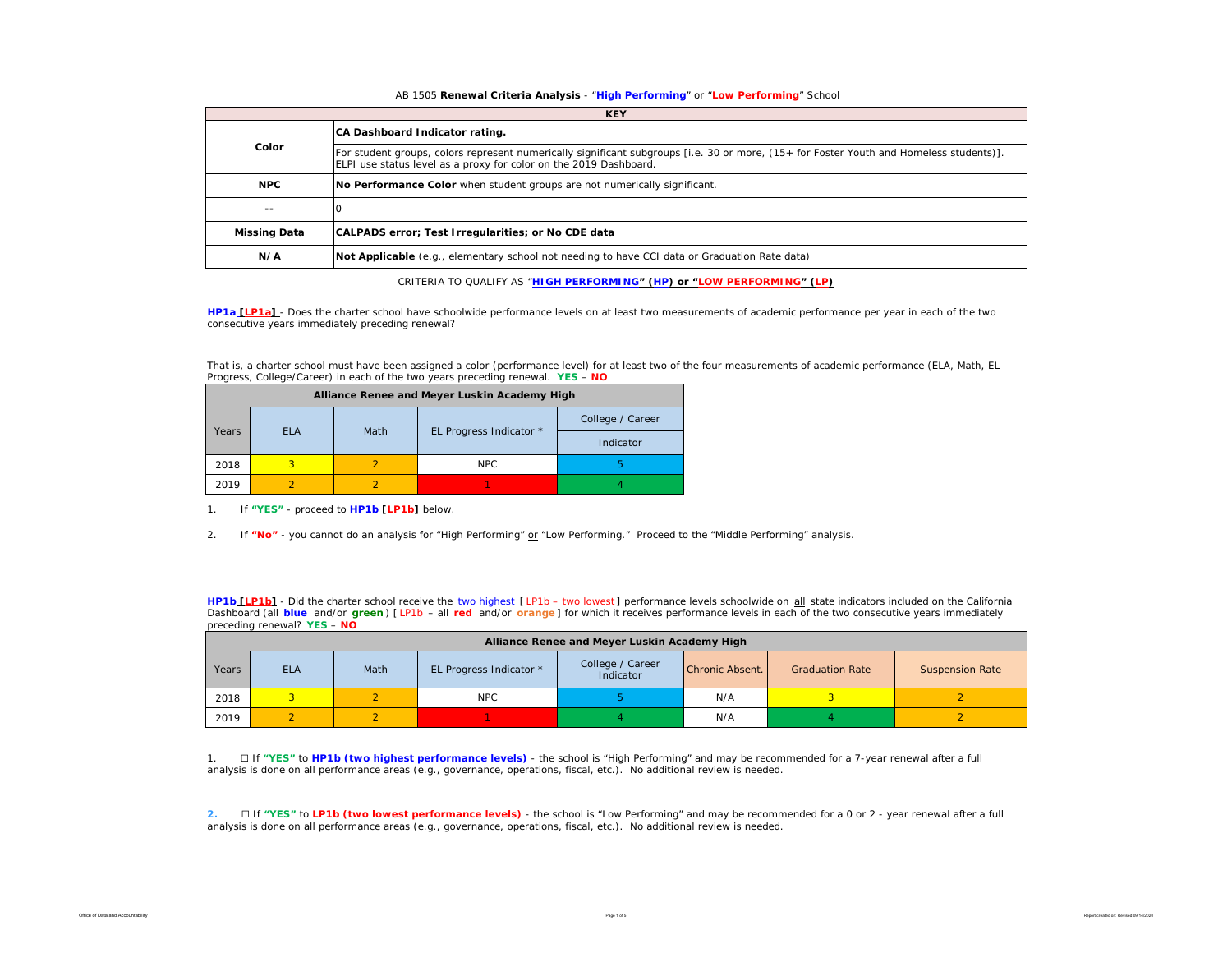AB 1505 **Renewal Criteria Analysis** - "**High Performing**" or "**Low Performing**" School

| KEY | |
|---|---|
| **Color** | **CA Dashboard Indicator rating.** |
| | For student groups, colors represent numerically significant subgroups [i.e. 30 or more, (15+ for Foster Youth and Homeless students)]. ELPI use status level as a proxy for color on the 2019 Dashboard. |
| **NPC** | **No Performance Color** when student groups are not numerically significant. |
| **--** | 0 |
| **Missing Data** | **CALPADS error; Test Irregularities; or No CDE data** |
| **N/A** | **Not Applicable** (e.g., elementary school not needing to have CCI data or Graduation Rate data) |

CRITERIA TO QUALIFY AS "**HIGH PERFORMING" (HP) or "LOW PERFORMING" (LP)**

**HP1a [LP1a]** - Does the charter school have schoolwide performance levels on at least two measurements of academic performance per year in each of the two consecutive years immediately preceding renewal?

That is, a charter school must have been assigned a color (performance level) for at least two of the four measurements of academic performance (ELA, Math, EL Progress, College/Career) in each of the two years preceding renewal. **YES** – **NO**

| Alliance Renee and Meyer Luskin Academy High | | | | |
|---|---|---|---|---|
| Years | ELA | Math | EL Progress Indicator * | College / Career Indicator |
| 2018 | 3 | 2 | NPC | 5 |
| 2019 | 2 | 2 | 1 | 4 |

1. If **"YES"** - proceed to **HP1b [LP1b]** below.

2. If **"No"** - you cannot do an analysis for "High Performing" or "Low Performing." Proceed to the "Middle Performing" analysis.

**HP1b [LP1b]** - Did the charter school receive the two highest [ LP1b – two lowest ] performance levels schoolwide on all state indicators included on the California Dashboard (all **blue** and/or **green**) [ LP1b – all **red** and/or **orange** ] for which it receives performance levels in each of the two consecutive years immediately preceding renewal? **YES** – **NO**

| Alliance Renee and Meyer Luskin Academy High | | | | | | | |
|---|---|---|---|---|---|---|---|
| Years | ELA | Math | EL Progress Indicator * | College / Career Indicator | Chronic Absent. | Graduation Rate | Suspension Rate |
| 2018 | 3 | 2 | NPC | 5 | N/A | 3 | 2 |
| 2019 | 2 | 2 | 1 | 4 | N/A | 4 | 2 |

1. ☐ If **"YES"** to **HP1b (two highest performance levels)** - the school is "High Performing" and may be recommended for a 7-year renewal after a full analysis is done on all performance areas (e.g., governance, operations, fiscal, etc.). No additional review is needed.

2. ☐ If **"YES"** to **LP1b (two lowest performance levels)** - the school is "Low Performing" and may be recommended for a 0 or 2 - year renewal after a full analysis is done on all performance areas (e.g., governance, operations, fiscal, etc.). No additional review is needed.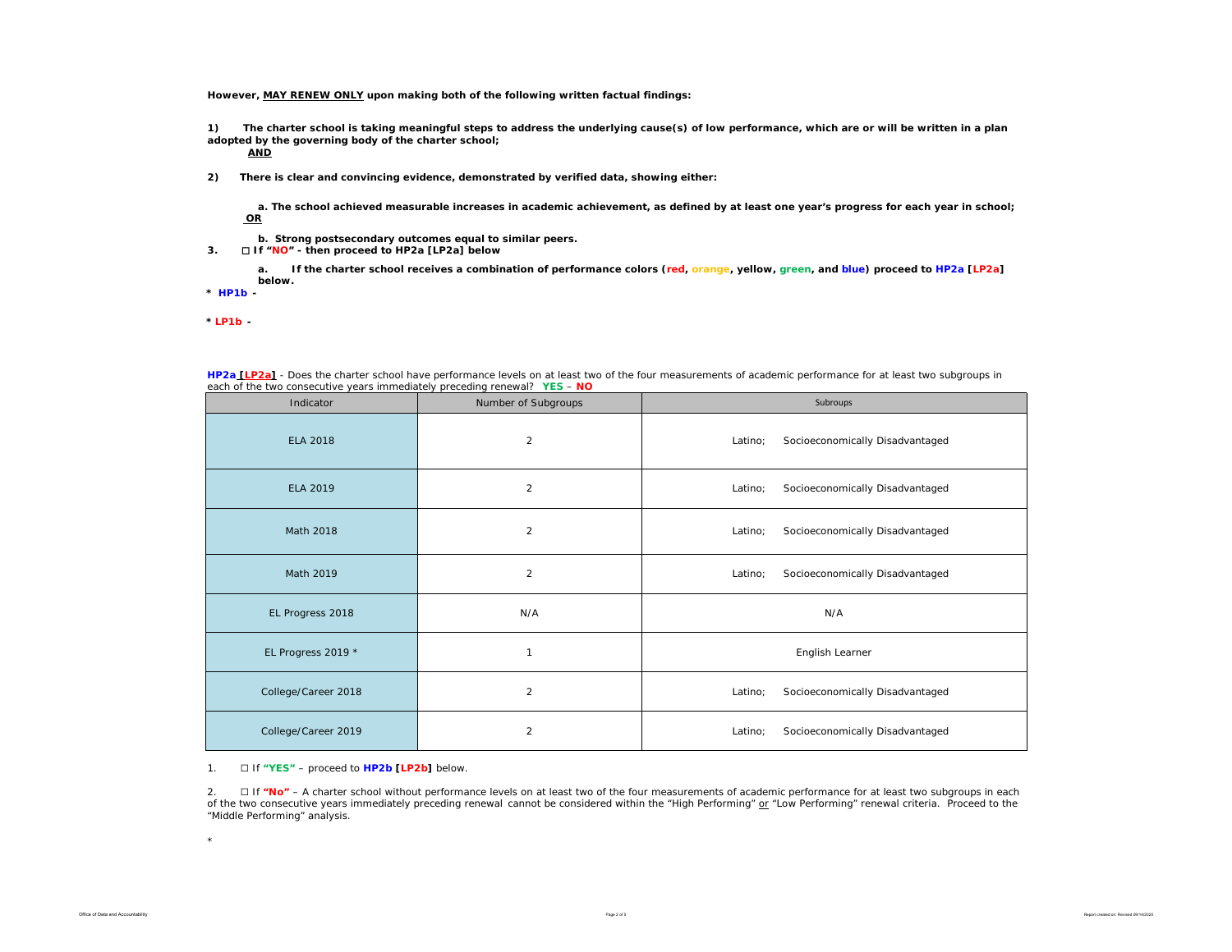**However, MAY RENEW ONLY upon making both of the following written factual findings:**

**1) The charter school is taking meaningful steps to address the underlying cause(s) of low performance, which are or will be written in a plan adopted by the governing body of the charter school;**
**AND**

**2) There is clear and convincing evidence, demonstrated by verified data, showing either:**

**a. The school achieved measurable increases in academic achievement, as defined by at least one year's progress for each year in school;**
**OR**

**b. Strong postsecondary outcomes equal to similar peers.**

**3. ☐ If "NO" - then proceed to HP2a [LP2a] below**

**a. If the charter school receives a combination of performance colors (red, orange, yellow, green, and blue) proceed to HP2a [LP2a] below.**

**\* HP1b -**

**\* LP1b -**

**HP2a [LP2a]** - Does the charter school have performance levels on at least two of the four measurements of academic performance for at least two subgroups in each of the two consecutive years immediately preceding renewal? **YES** – **NO**

| Indicator | Number of Subgroups | Subroups |
|---|---|---|
| ELA 2018 | 2 | Latino; Socioeconomically Disadvantaged |
| ELA 2019 | 2 | Latino; Socioeconomically Disadvantaged |
| Math 2018 | 2 | Latino; Socioeconomically Disadvantaged |
| Math 2019 | 2 | Latino; Socioeconomically Disadvantaged |
| EL Progress 2018 | N/A | N/A |
| EL Progress 2019 * | 1 | English Learner |
| College/Career 2018 | 2 | Latino; Socioeconomically Disadvantaged |
| College/Career 2019 | 2 | Latino; Socioeconomically Disadvantaged |

1. ☐ If **"YES"** – proceed to **HP2b [LP2b]** below.

2. ☐ If **"No"** – A charter school without performance levels on at least two of the four measurements of academic performance for at least two subgroups in each of the two consecutive years immediately preceding renewal cannot be considered within the "High Performing" or "Low Performing" renewal criteria. Proceed to the "Middle Performing" analysis.

\*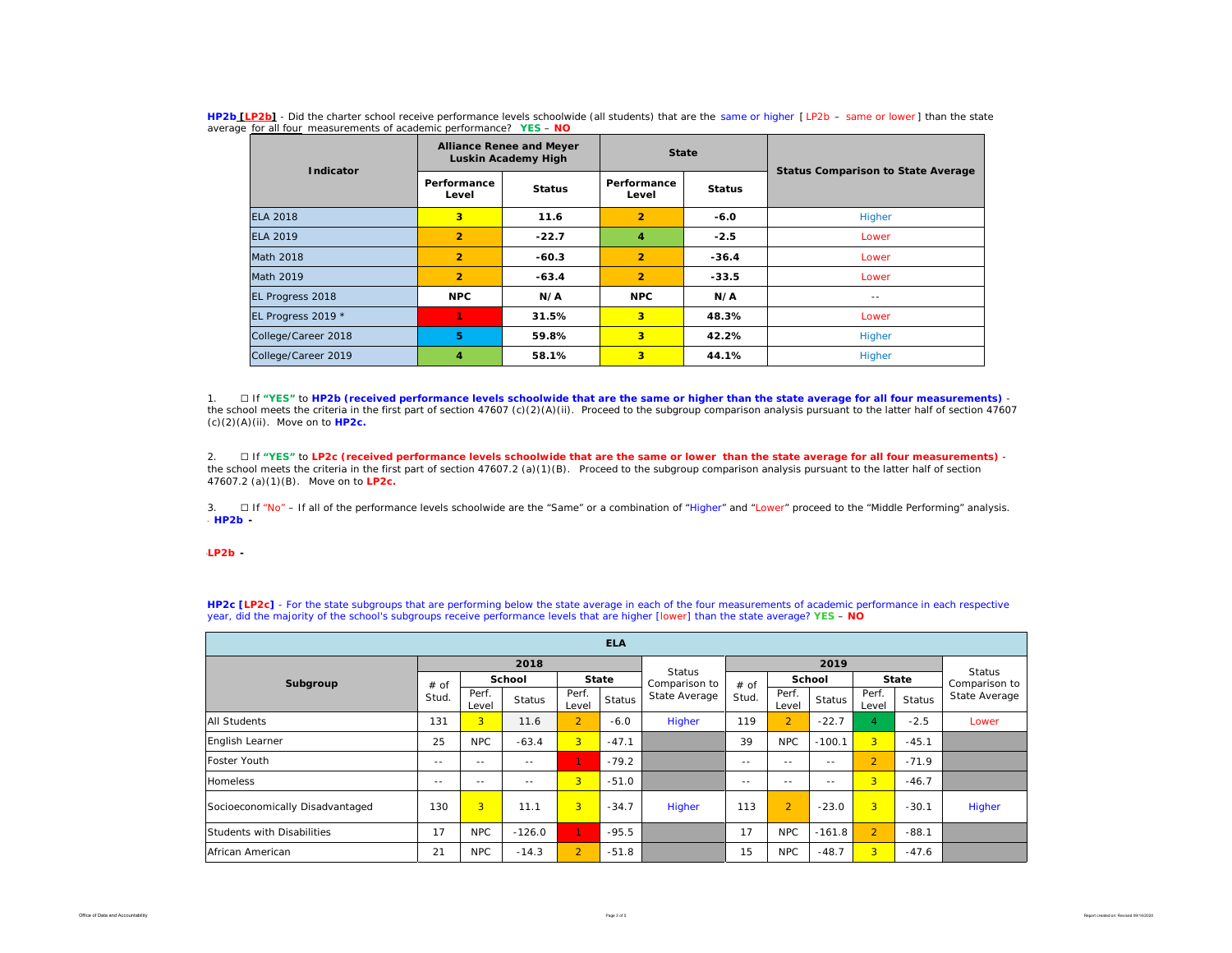**HP2b [LP2b]** - Did the charter school receive performance levels schoolwide (all students) that are the same or higher [ LP2b – same or lower ] than the state average for all four measurements of academic performance? **YES** – **NO**

| Indicator | Alliance Renee and Meyer Luskin Academy High | | State | | Status Comparison to State Average |
|---|---|---|---|---|---|
| | Performance Level | Status | Performance Level | Status | |
| ELA 2018 | 3 | 11.6 | 2 | -6.0 | Higher |
| ELA 2019 | 2 | -22.7 | 4 | -2.5 | Lower |
| Math 2018 | 2 | -60.3 | 2 | -36.4 | Lower |
| Math 2019 | 2 | -63.4 | 2 | -33.5 | Lower |
| EL Progress 2018 | NPC | N/A | NPC | N/A | -- |
| EL Progress 2019 * | 1 | 31.5% | 3 | 48.3% | Lower |
| College/Career 2018 | 5 | 59.8% | 3 | 42.2% | Higher |
| College/Career 2019 | 4 | 58.1% | 3 | 44.1% | Higher |

1. ☐ If **"YES"** to **HP2b (received performance levels schoolwide that are the same or higher than the state average for all four measurements)** - the school meets the criteria in the first part of section 47607 (c)(2)(A)(ii). Proceed to the subgroup comparison analysis pursuant to the latter half of section 47607 (c)(2)(A)(ii). Move on to **HP2c.**

2. ☐ If **"YES"** to **LP2c (received performance levels schoolwide that are the same or lower than the state average for all four measurements)** - the school meets the criteria in the first part of section 47607.2 (a)(1)(B). Proceed to the subgroup comparison analysis pursuant to the latter half of section 47607.2 (a)(1)(B). Move on to **LP2c.**

3. ☐ If "No" – If all of the performance levels schoolwide are the "Same" or a combination of "Higher" and "Lower" proceed to the "Middle Performing" analysis.

**HP2b -**

**LP2b -**

**HP2c [LP2c]** - For the state subgroups that are performing below the state average in each of the four measurements of academic performance in each respective year, did the majority of the school's subgroups receive performance levels that are higher [lower] than the state average? **YES** – **NO**

| ELA | | | | | | | | | | | | |
|---|---|---|---|---|---|---|---|---|---|---|---|---|
| Subgroup | 2018 | | | | | Status Comparison to State Average | 2019 | | | | | Status Comparison to State Average |
| | # of Stud. | School | | State | | | # of Stud. | School | | State | | |
| | | Perf. Level | Status | Perf. Level | Status | | | Perf. Level | Status | Perf. Level | Status | |
| All Students | 131 | 3 | 11.6 | 2 | -6.0 | Higher | 119 | 2 | -22.7 | 4 | -2.5 | Lower |
| English Learner | 25 | NPC | -63.4 | 3 | -47.1 | | 39 | NPC | -100.1 | 3 | -45.1 | |
| Foster Youth | -- | -- | -- | 1 | -79.2 | | -- | -- | -- | 2 | -71.9 | |
| Homeless | -- | -- | -- | 3 | -51.0 | | -- | -- | -- | 3 | -46.7 | |
| Socioeconomically Disadvantaged | 130 | 3 | 11.1 | 3 | -34.7 | Higher | 113 | 2 | -23.0 | 3 | -30.1 | Higher |
| Students with Disabilities | 17 | NPC | -126.0 | 1 | -95.5 | | 17 | NPC | -161.8 | 2 | -88.1 | |
| African American | 21 | NPC | -14.3 | 2 | -51.8 | | 15 | NPC | -48.7 | 3 | -47.6 | |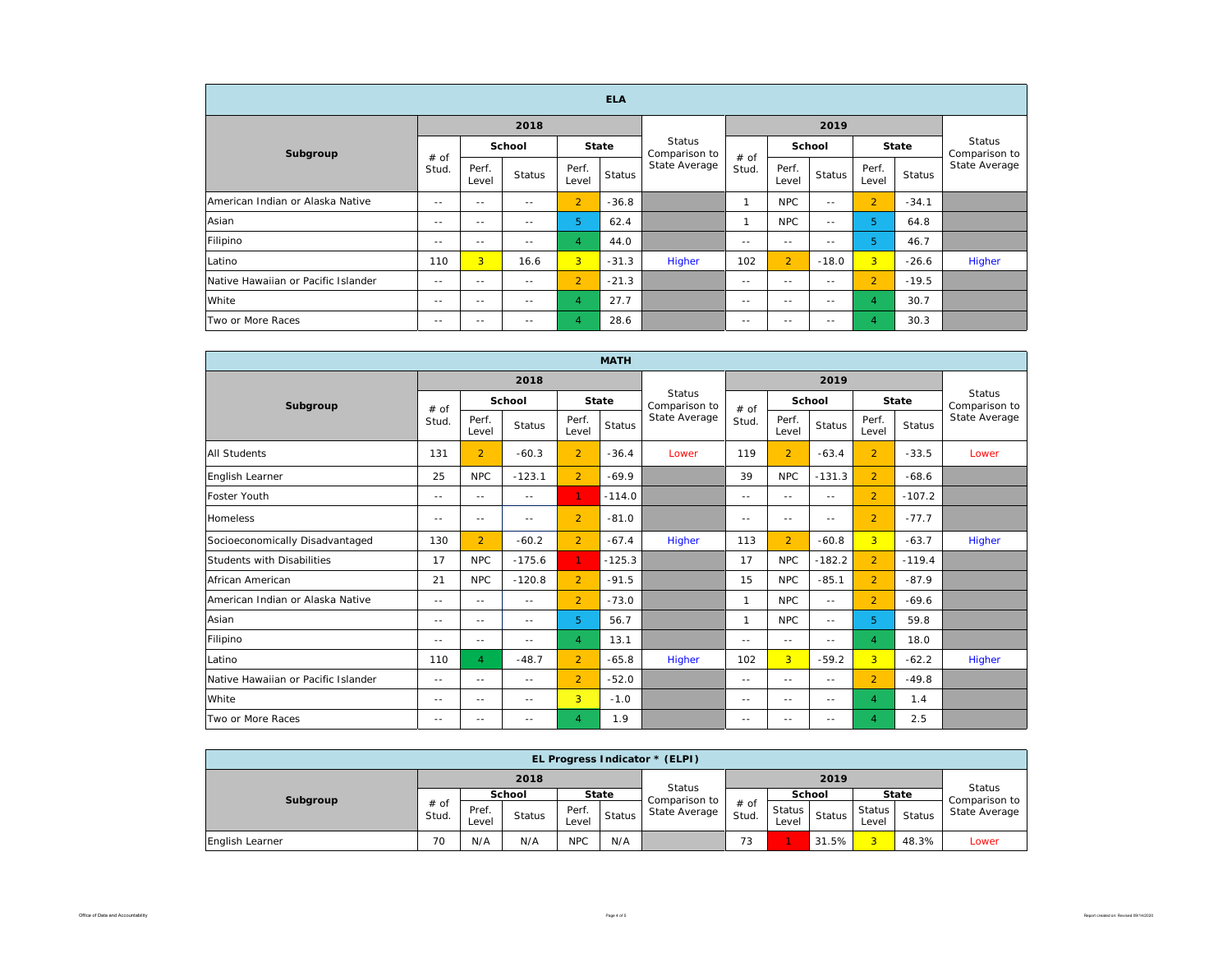| ELA | | | | | | | | | | | |
|---|---|---|---|---|---|---|---|---|---|---|---|
| Subgroup | 2018 | | | | | Status Comparison to State Average | 2019 | | | | | Status Comparison to State Average |
| | # of Stud. | School | | State | | | # of Stud. | School | | State | | |
| | | Perf. Level | Status | Perf. Level | Status | | | Perf. Level | Status | Perf. Level | Status | |
| American Indian or Alaska Native | -- | -- | -- | 2 | -36.8 | | 1 | NPC | -- | 2 | -34.1 | |
| Asian | -- | -- | -- | 5 | 62.4 | | 1 | NPC | -- | 5 | 64.8 | |
| Filipino | -- | -- | -- | 4 | 44.0 | | -- | -- | -- | 5 | 46.7 | |
| Latino | 110 | 3 | 16.6 | 3 | -31.3 | Higher | 102 | 2 | -18.0 | 3 | -26.6 | Higher |
| Native Hawaiian or Pacific Islander | -- | -- | -- | 2 | -21.3 | | -- | -- | -- | 2 | -19.5 | |
| White | -- | -- | -- | 4 | 27.7 | | -- | -- | -- | 4 | 30.7 | |
| Two or More Races | -- | -- | -- | 4 | 28.6 | | -- | -- | -- | 4 | 30.3 | |

| MATH | | | | | | | | | | | |
|---|---|---|---|---|---|---|---|---|---|---|---|
| Subgroup | 2018 | | | | | Status Comparison to State Average | 2019 | | | | | Status Comparison to State Average |
| | # of Stud. | School | | State | | | # of Stud. | School | | State | | |
| | | Perf. Level | Status | Perf. Level | Status | | | Perf. Level | Status | Perf. Level | Status | |
| All Students | 131 | 2 | -60.3 | 2 | -36.4 | Lower | 119 | 2 | -63.4 | 2 | -33.5 | Lower |
| English Learner | 25 | NPC | -123.1 | 2 | -69.9 | | 39 | NPC | -131.3 | 2 | -68.6 | |
| Foster Youth | -- | -- | -- | 1 | -114.0 | | -- | -- | -- | 2 | -107.2 | |
| Homeless | -- | -- | -- | 2 | -81.0 | | -- | -- | -- | 2 | -77.7 | |
| Socioeconomically Disadvantaged | 130 | 2 | -60.2 | 2 | -67.4 | Higher | 113 | 2 | -60.8 | 3 | -63.7 | Higher |
| Students with Disabilities | 17 | NPC | -175.6 | 1 | -125.3 | | 17 | NPC | -182.2 | 2 | -119.4 | |
| African American | 21 | NPC | -120.8 | 2 | -91.5 | | 15 | NPC | -85.1 | 2 | -87.9 | |
| American Indian or Alaska Native | -- | -- | -- | 2 | -73.0 | | 1 | NPC | -- | 2 | -69.6 | |
| Asian | -- | -- | -- | 5 | 56.7 | | 1 | NPC | -- | 5 | 59.8 | |
| Filipino | -- | -- | -- | 4 | 13.1 | | -- | -- | -- | 4 | 18.0 | |
| Latino | 110 | 4 | -48.7 | 2 | -65.8 | Higher | 102 | 3 | -59.2 | 3 | -62.2 | Higher |
| Native Hawaiian or Pacific Islander | -- | -- | -- | 2 | -52.0 | | -- | -- | -- | 2 | -49.8 | |
| White | -- | -- | -- | 3 | -1.0 | | -- | -- | -- | 4 | 1.4 | |
| Two or More Races | -- | -- | -- | 4 | 1.9 | | -- | -- | -- | 4 | 2.5 | |

| EL Progress Indicator * (ELPI) | | | | | | | | | | | |
|---|---|---|---|---|---|---|---|---|---|---|---|
| Subgroup | 2018 | | | | | Status Comparison to State Average | 2019 | | | | | Status Comparison to State Average |
| | # of Stud. | School | | State | | | # of Stud. | School | | State | | |
| | | Pref. Level | Status | Perf. Level | Status | | | Status Level | Status | Status Level | Status | |
| English Learner | 70 | N/A | N/A | NPC | N/A | | 73 | 1 | 31.5% | 3 | 48.3% | Lower |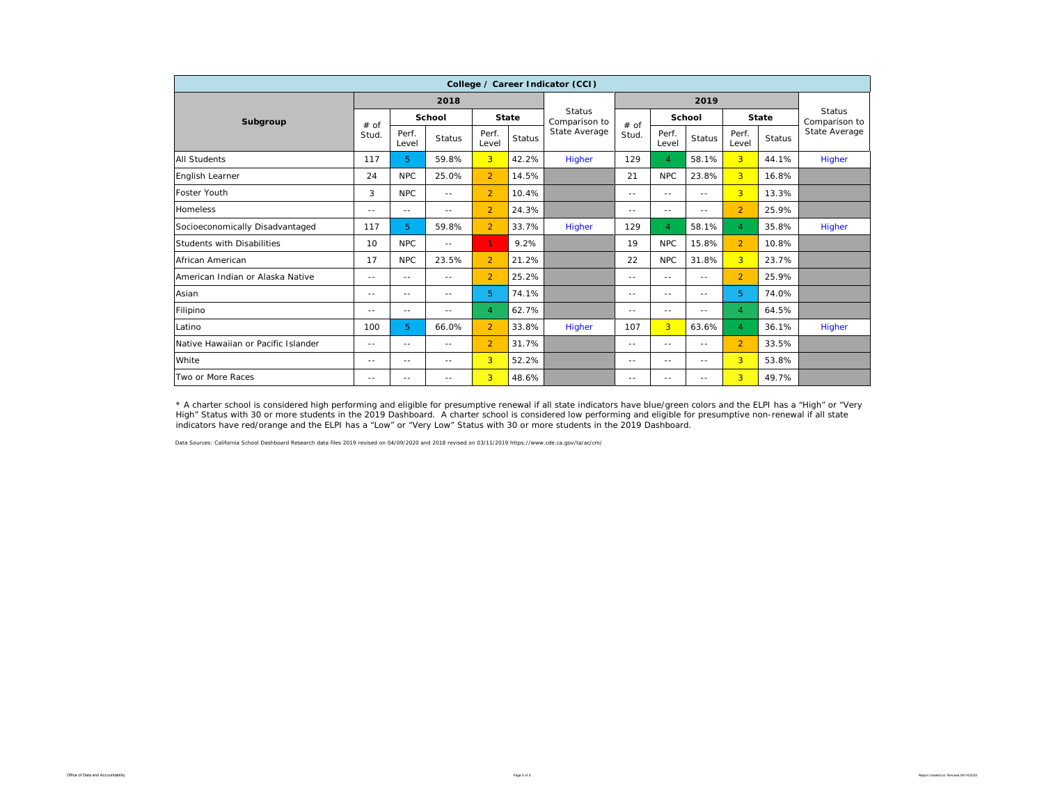| College / Career Indicator (CCI) | | | | | | | | | | | | |
|---|---|---|---|---|---|---|---|---|---|---|---|---|
| Subgroup | 2018 | | | | | Status Comparison to State Average | 2019 | | | | | Status Comparison to State Average |
| | # of Stud. | School | | State | | | # of Stud. | School | | State | | |
| | | Perf. Level | Status | Perf. Level | Status | | | Perf. Level | Status | Perf. Level | Status | |
| All Students | 117 | 5 | 59.8% | 3 | 42.2% | Higher | 129 | 4 | 58.1% | 3 | 44.1% | Higher |
| English Learner | 24 | NPC | 25.0% | 2 | 14.5% | | 21 | NPC | 23.8% | 3 | 16.8% | |
| Foster Youth | 3 | NPC | -- | 2 | 10.4% | | -- | -- | -- | 3 | 13.3% | |
| Homeless | -- | -- | -- | 2 | 24.3% | | -- | -- | -- | 2 | 25.9% | |
| Socioeconomically Disadvantaged | 117 | 5 | 59.8% | 2 | 33.7% | Higher | 129 | 4 | 58.1% | 4 | 35.8% | Higher |
| Students with Disabilities | 10 | NPC | -- | 1 | 9.2% | | 19 | NPC | 15.8% | 2 | 10.8% | |
| African American | 17 | NPC | 23.5% | 2 | 21.2% | | 22 | NPC | 31.8% | 3 | 23.7% | |
| American Indian or Alaska Native | -- | -- | -- | 2 | 25.2% | | -- | -- | -- | 2 | 25.9% | |
| Asian | -- | -- | -- | 5 | 74.1% | | -- | -- | -- | 5 | 74.0% | |
| Filipino | -- | -- | -- | 4 | 62.7% | | -- | -- | -- | 4 | 64.5% | |
| Latino | 100 | 5 | 66.0% | 2 | 33.8% | Higher | 107 | 3 | 63.6% | 4 | 36.1% | Higher |
| Native Hawaiian or Pacific Islander | -- | -- | -- | 2 | 31.7% | | -- | -- | -- | 2 | 33.5% | |
| White | -- | -- | -- | 3 | 52.2% | | -- | -- | -- | 3 | 53.8% | |
| Two or More Races | -- | -- | -- | 3 | 48.6% | | -- | -- | -- | 3 | 49.7% | |

* A charter school is considered high performing and eligible for presumptive renewal if all state indicators have blue/green colors and the ELPI has a "High" or "Very High" Status with 30 or more students in the 2019 Dashboard. A charter school is considered low performing and eligible for presumptive non-renewal if all state indicators have red/orange and the ELPI has a "Low" or "Very Low" Status with 30 or more students in the 2019 Dashboard.

Data Sources: California School Dashboard Research data files 2019 revised on 04/09/2020 and 2018 revised on 03/11/2019 https://www.cde.ca.gov/ta/ac/cm/